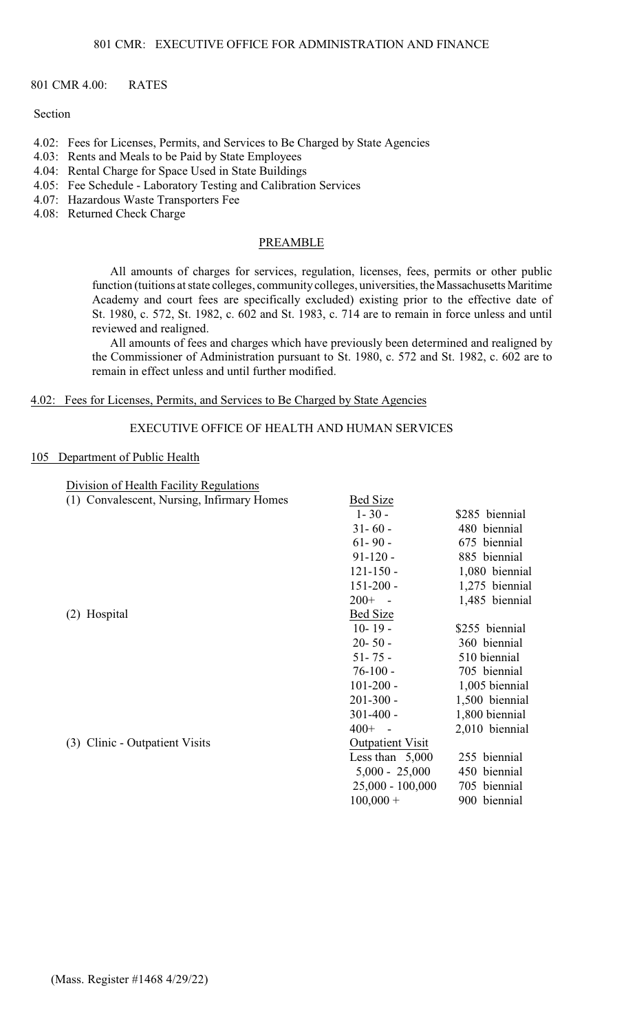801 CMR 4.00: RATES

Section

4.02: Fees for Licenses, Permits, and Services to Be Charged by State Agencies
4.03: Rents and Meals to be Paid by State Employees
4.04: Rental Charge for Space Used in State Buildings
4.05: Fee Schedule - Laboratory Testing and Calibration Services
4.07: Hazardous Waste Transporters Fee
4.08: Returned Check Charge

## PREAMBLE

All amounts of charges for services, regulation, licenses, fees, permits or other public function (tuitions at state colleges, community colleges, universities, the Massachusetts Maritime Academy and court fees are specifically excluded) existing prior to the effective date of St. 1980, c. 572, St. 1982, c. 602 and St. 1983, c. 714 are to remain in force unless and until reviewed and realigned.

All amounts of fees and charges which have previously been determined and realigned by the Commissioner of Administration pursuant to St. 1980, c. 572 and St. 1982, c. 602 are to remain in effect unless and until further modified.

## 4.02: Fees for Licenses, Permits, and Services to Be Charged by State Agencies

### EXECUTIVE OFFICE OF HEALTH AND HUMAN SERVICES

#### 105 Department of Public Health

Division of Health Facility Regulations

| | | |
|---|---|---|
| (1) Convalescent, Nursing, Infirmary Homes | Bed Size | |
| | 1- 30 - | $285 biennial |
| | 31- 60 - | 480 biennial |
| | 61- 90 - | 675 biennial |
| | 91-120 - | 885 biennial |
| | 121-150 - | 1,080 biennial |
| | 151-200 - | 1,275 biennial |
| | 200+ - | 1,485 biennial |
| (2) Hospital | Bed Size | |
| | 10- 19 - | $255 biennial |
| | 20- 50 - | 360 biennial |
| | 51- 75 - | 510 biennial |
| | 76-100 - | 705 biennial |
| | 101-200 - | 1,005 biennial |
| | 201-300 - | 1,500 biennial |
| | 301-400 - | 1,800 biennial |
| | 400+ - | 2,010 biennial |
| (3) Clinic - Outpatient Visits | Outpatient Visit | |
| | Less than 5,000 | 255 biennial |
| | 5,000 - 25,000 | 450 biennial |
| | 25,000 - 100,000 | 705 biennial |
| | 100,000 + | 900 biennial |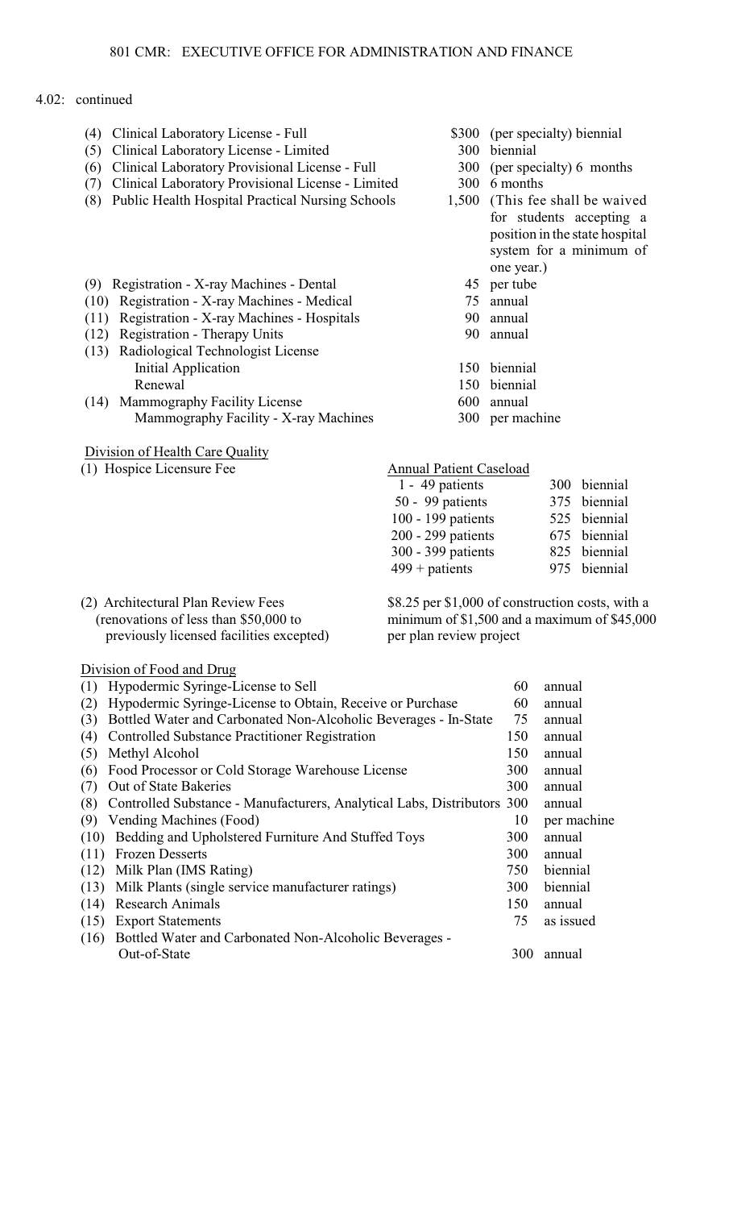4.02: continued

| | | | |
|---|---|---|---|
| (4) | Clinical Laboratory License - Full | $300 | (per specialty) biennial |
| (5) | Clinical Laboratory License - Limited | 300 | biennial |
| (6) | Clinical Laboratory Provisional License - Full | 300 | (per specialty) 6 months |
| (7) | Clinical Laboratory Provisional License - Limited | 300 | 6 months |
| (8) | Public Health Hospital Practical Nursing Schools | 1,500 | (This fee shall be waived for students accepting a position in the state hospital system for a minimum of one year.) |
| (9) | Registration - X-ray Machines - Dental | 45 | per tube |
| (10) | Registration - X-ray Machines - Medical | 75 | annual |
| (11) | Registration - X-ray Machines - Hospitals | 90 | annual |
| (12) | Registration - Therapy Units | 90 | annual |
| (13) | Radiological Technologist License | | |
| | Initial Application | 150 | biennial |
| | Renewal | 150 | biennial |
| (14) | Mammography Facility License | 600 | annual |
| | Mammography Facility - X-ray Machines | 300 | per machine |

Division of Health Care Quality

| | Annual Patient Caseload | | |
|---|---|---|---|
| (1) Hospice Licensure Fee | 1 - 49 patients | 300 | biennial |
| | 50 - 99 patients | 375 | biennial |
| | 100 - 199 patients | 525 | biennial |
| | 200 - 299 patients | 675 | biennial |
| | 300 - 399 patients | 825 | biennial |
| | 499 + patients | 975 | biennial |

(2) Architectural Plan Review Fees (renovations of less than $50,000 to previously licensed facilities excepted) — $8.25 per $1,000 of construction costs, with a minimum of $1,500 and a maximum of $45,000 per plan review project

Division of Food and Drug

| | | | |
|---|---|---|---|
| (1) | Hypodermic Syringe-License to Sell | 60 | annual |
| (2) | Hypodermic Syringe-License to Obtain, Receive or Purchase | 60 | annual |
| (3) | Bottled Water and Carbonated Non-Alcoholic Beverages - In-State | 75 | annual |
| (4) | Controlled Substance Practitioner Registration | 150 | annual |
| (5) | Methyl Alcohol | 150 | annual |
| (6) | Food Processor or Cold Storage Warehouse License | 300 | annual |
| (7) | Out of State Bakeries | 300 | annual |
| (8) | Controlled Substance - Manufacturers, Analytical Labs, Distributors | 300 | annual |
| (9) | Vending Machines (Food) | 10 | per machine |
| (10) | Bedding and Upholstered Furniture And Stuffed Toys | 300 | annual |
| (11) | Frozen Desserts | 300 | annual |
| (12) | Milk Plan (IMS Rating) | 750 | biennial |
| (13) | Milk Plants (single service manufacturer ratings) | 300 | biennial |
| (14) | Research Animals | 150 | annual |
| (15) | Export Statements | 75 | as issued |
| (16) | Bottled Water and Carbonated Non-Alcoholic Beverages - Out-of-State | 300 | annual |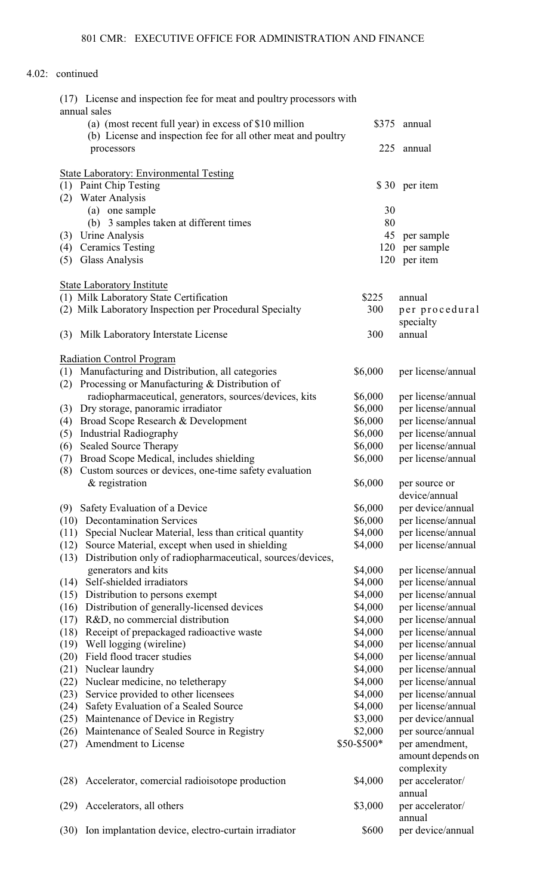4.02: continued

(17) License and inspection fee for meat and poultry processors with annual sales

| | | |
|---|---|---|
| (a) (most recent full year) in excess of $10 million | $375 | annual |
| (b) License and inspection fee for all other meat and poultry processors | 225 | annual |

State Laboratory: Environmental Testing

| | | |
|---|---|---|
| (1) Paint Chip Testing | $ 30 | per item |
| (2) Water Analysis | | |
| (a) one sample | 30 | |
| (b) 3 samples taken at different times | 80 | |
| (3) Urine Analysis | 45 | per sample |
| (4) Ceramics Testing | 120 | per sample |
| (5) Glass Analysis | 120 | per item |

State Laboratory Institute

| | | |
|---|---|---|
| (1) Milk Laboratory State Certification | $225 | annual |
| (2) Milk Laboratory Inspection per Procedural Specialty | 300 | per procedural specialty |
| (3) Milk Laboratory Interstate License | 300 | annual |

Radiation Control Program

| | | |
|---|---|---|
| (1) Manufacturing and Distribution, all categories | $6,000 | per license/annual |
| (2) Processing or Manufacturing & Distribution of radiopharmaceutical, generators, sources/devices, kits | $6,000 | per license/annual |
| (3) Dry storage, panoramic irradiator | $6,000 | per license/annual |
| (4) Broad Scope Research & Development | $6,000 | per license/annual |
| (5) Industrial Radiography | $6,000 | per license/annual |
| (6) Sealed Source Therapy | $6,000 | per license/annual |
| (7) Broad Scope Medical, includes shielding | $6,000 | per license/annual |
| (8) Custom sources or devices, one-time safety evaluation & registration | $6,000 | per source or device/annual |
| (9) Safety Evaluation of a Device | $6,000 | per device/annual |
| (10) Decontamination Services | $6,000 | per license/annual |
| (11) Special Nuclear Material, less than critical quantity | $4,000 | per license/annual |
| (12) Source Material, except when used in shielding | $4,000 | per license/annual |
| (13) Distribution only of radiopharmaceutical, sources/devices, generators and kits | $4,000 | per license/annual |
| (14) Self-shielded irradiators | $4,000 | per license/annual |
| (15) Distribution to persons exempt | $4,000 | per license/annual |
| (16) Distribution of generally-licensed devices | $4,000 | per license/annual |
| (17) R&D, no commercial distribution | $4,000 | per license/annual |
| (18) Receipt of prepackaged radioactive waste | $4,000 | per license/annual |
| (19) Well logging (wireline) | $4,000 | per license/annual |
| (20) Field flood tracer studies | $4,000 | per license/annual |
| (21) Nuclear laundry | $4,000 | per license/annual |
| (22) Nuclear medicine, no teletherapy | $4,000 | per license/annual |
| (23) Service provided to other licensees | $4,000 | per license/annual |
| (24) Safety Evaluation of a Sealed Source | $4,000 | per license/annual |
| (25) Maintenance of Device in Registry | $3,000 | per device/annual |
| (26) Maintenance of Sealed Source in Registry | $2,000 | per source/annual |
| (27) Amendment to License | $50-$500* | per amendment, amount depends on complexity |
| (28) Accelerator, comercial radioisotope production | $4,000 | per accelerator/ annual |
| (29) Accelerators, all others | $3,000 | per accelerator/ annual |
| (30) Ion implantation device, electro-curtain irradiator | $600 | per device/annual |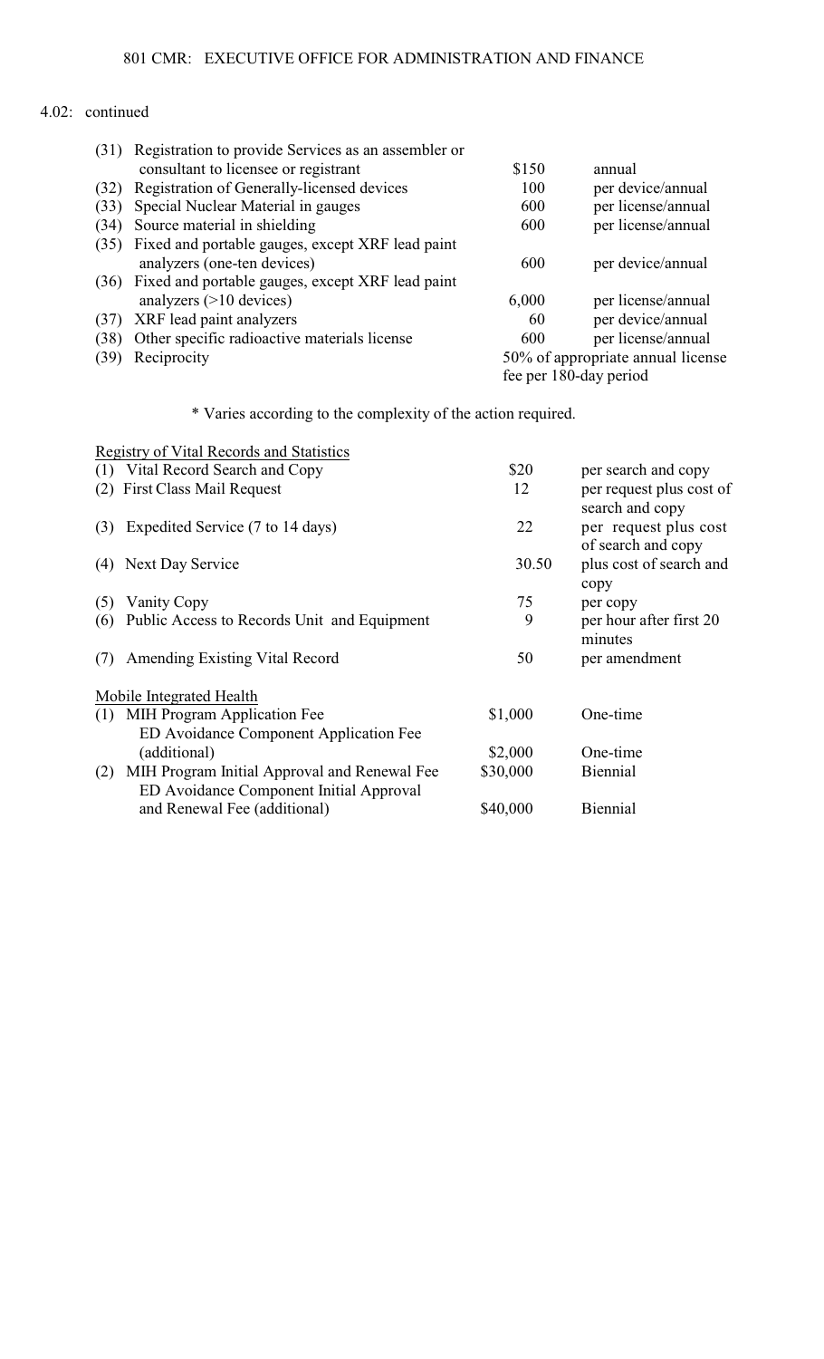4.02: continued

| | | | |
|---|---|---|---|
| (31) | Registration to provide Services as an assembler or consultant to licensee or registrant | $150 | annual |
| (32) | Registration of Generally-licensed devices | 100 | per device/annual |
| (33) | Special Nuclear Material in gauges | 600 | per license/annual |
| (34) | Source material in shielding | 600 | per license/annual |
| (35) | Fixed and portable gauges, except XRF lead paint analyzers (one-ten devices) | 600 | per device/annual |
| (36) | Fixed and portable gauges, except XRF lead paint analyzers (>10 devices) | 6,000 | per license/annual |
| (37) | XRF lead paint analyzers | 60 | per device/annual |
| (38) | Other specific radioactive materials license | 600 | per license/annual |
| (39) | Reciprocity | 50% of appropriate annual license fee per 180-day period | |

* Varies according to the complexity of the action required.

Registry of Vital Records and Statistics

| | | | |
|---|---|---|---|
| (1) | Vital Record Search and Copy | $20 | per search and copy |
| (2) | First Class Mail Request | 12 | per request plus cost of search and copy |
| (3) | Expedited Service (7 to 14 days) | 22 | per request plus cost of search and copy |
| (4) | Next Day Service | 30.50 | plus cost of search and copy |
| (5) | Vanity Copy | 75 | per copy |
| (6) | Public Access to Records Unit and Equipment | 9 | per hour after first 20 minutes |
| (7) | Amending Existing Vital Record | 50 | per amendment |

Mobile Integrated Health

| | | | |
|---|---|---|---|
| (1) | MIH Program Application Fee | $1,000 | One-time |
| | ED Avoidance Component Application Fee (additional) | $2,000 | One-time |
| (2) | MIH Program Initial Approval and Renewal Fee | $30,000 | Biennial |
| | ED Avoidance Component Initial Approval and Renewal Fee (additional) | $40,000 | Biennial |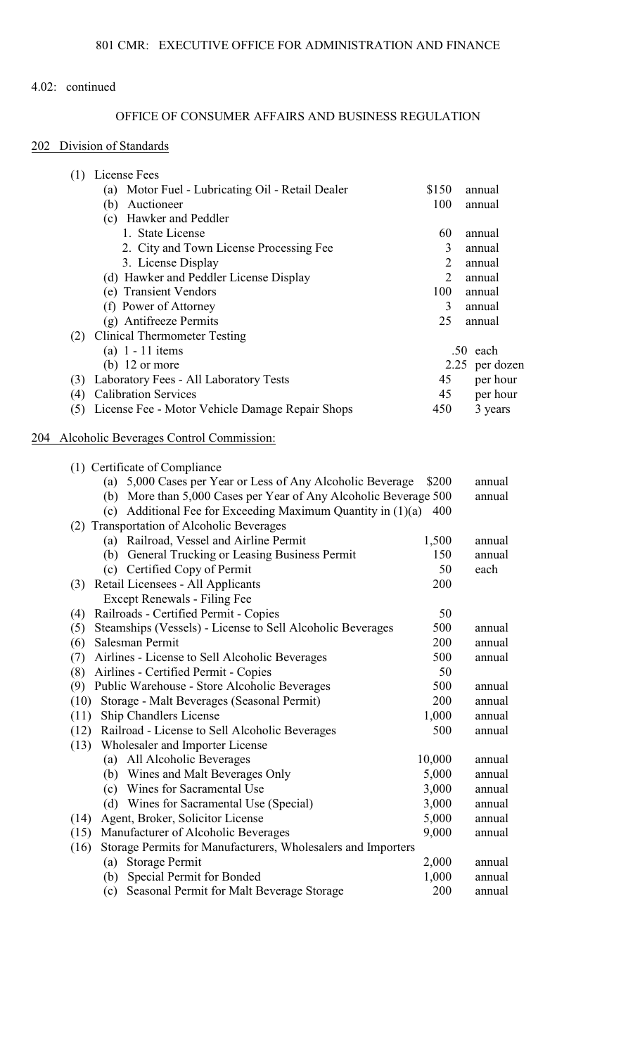4.02: continued

## OFFICE OF CONSUMER AFFAIRS AND BUSINESS REGULATION

### 202 Division of Standards

| Item | Fee | Period |
|---|---|---|
| (1) License Fees | | |
| (a) Motor Fuel - Lubricating Oil - Retail Dealer | $150 | annual |
| (b) Auctioneer | 100 | annual |
| (c) Hawker and Peddler | | |
| 1. State License | 60 | annual |
| 2. City and Town License Processing Fee | 3 | annual |
| 3. License Display | 2 | annual |
| (d) Hawker and Peddler License Display | 2 | annual |
| (e) Transient Vendors | 100 | annual |
| (f) Power of Attorney | 3 | annual |
| (g) Antifreeze Permits | 25 | annual |
| (2) Clinical Thermometer Testing | | |
| (a) 1 - 11 items | .50 | each |
| (b) 12 or more | 2.25 | per dozen |
| (3) Laboratory Fees - All Laboratory Tests | 45 | per hour |
| (4) Calibration Services | 45 | per hour |
| (5) License Fee - Motor Vehicle Damage Repair Shops | 450 | 3 years |

### 204 Alcoholic Beverages Control Commission:

| Item | Fee | Period |
|---|---|---|
| (1) Certificate of Compliance | | |
| (a) 5,000 Cases per Year or Less of Any Alcoholic Beverage | $200 | annual |
| (b) More than 5,000 Cases per Year of Any Alcoholic Beverage | 500 | annual |
| (c) Additional Fee for Exceeding Maximum Quantity in (1)(a) | 400 | |
| (2) Transportation of Alcoholic Beverages | | |
| (a) Railroad, Vessel and Airline Permit | 1,500 | annual |
| (b) General Trucking or Leasing Business Permit | 150 | annual |
| (c) Certified Copy of Permit | 50 | each |
| (3) Retail Licensees - All Applicants Except Renewals - Filing Fee | 200 | |
| (4) Railroads - Certified Permit - Copies | 50 | |
| (5) Steamships (Vessels) - License to Sell Alcoholic Beverages | 500 | annual |
| (6) Salesman Permit | 200 | annual |
| (7) Airlines - License to Sell Alcoholic Beverages | 500 | annual |
| (8) Airlines - Certified Permit - Copies | 50 | |
| (9) Public Warehouse - Store Alcoholic Beverages | 500 | annual |
| (10) Storage - Malt Beverages (Seasonal Permit) | 200 | annual |
| (11) Ship Chandlers License | 1,000 | annual |
| (12) Railroad - License to Sell Alcoholic Beverages | 500 | annual |
| (13) Wholesaler and Importer License | | |
| (a) All Alcoholic Beverages | 10,000 | annual |
| (b) Wines and Malt Beverages Only | 5,000 | annual |
| (c) Wines for Sacramental Use | 3,000 | annual |
| (d) Wines for Sacramental Use (Special) | 3,000 | annual |
| (14) Agent, Broker, Solicitor License | 5,000 | annual |
| (15) Manufacturer of Alcoholic Beverages | 9,000 | annual |
| (16) Storage Permits for Manufacturers, Wholesalers and Importers | | |
| (a) Storage Permit | 2,000 | annual |
| (b) Special Permit for Bonded | 1,000 | annual |
| (c) Seasonal Permit for Malt Beverage Storage | 200 | annual |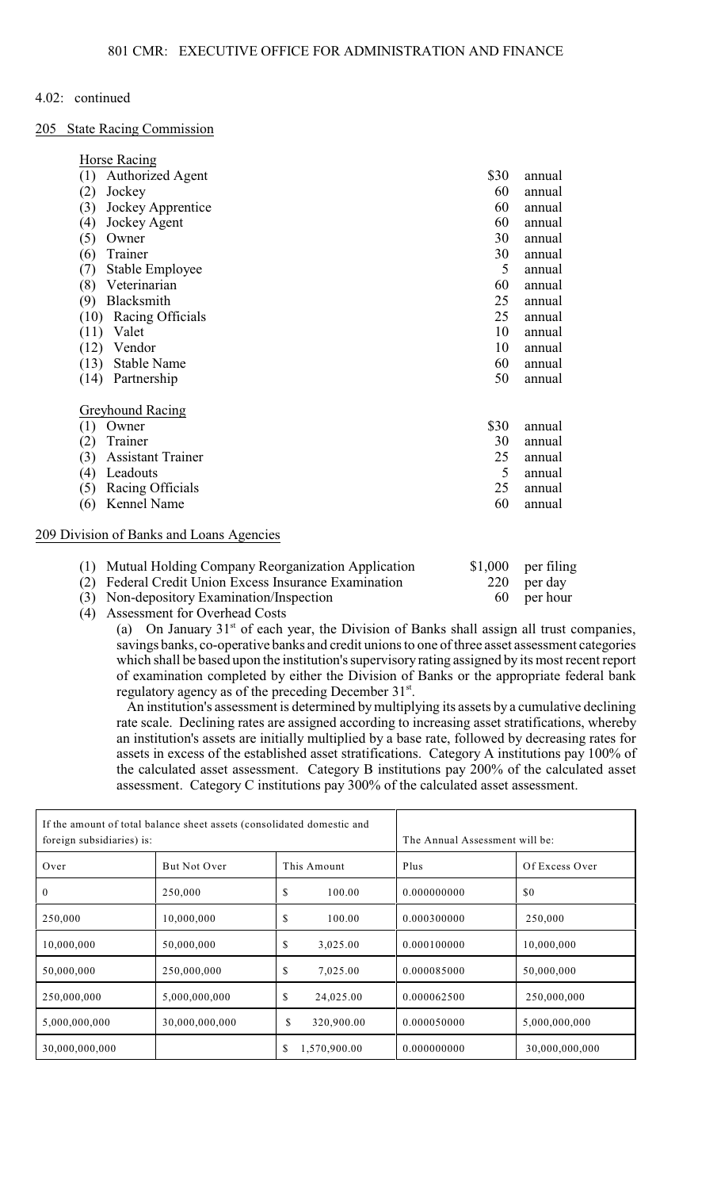4.02: continued

205 State Racing Commission

Horse Racing

| | | |
|---|---|---|
| (1) Authorized Agent | $30 | annual |
| (2) Jockey | 60 | annual |
| (3) Jockey Apprentice | 60 | annual |
| (4) Jockey Agent | 60 | annual |
| (5) Owner | 30 | annual |
| (6) Trainer | 30 | annual |
| (7) Stable Employee | 5 | annual |
| (8) Veterinarian | 60 | annual |
| (9) Blacksmith | 25 | annual |
| (10) Racing Officials | 25 | annual |
| (11) Valet | 10 | annual |
| (12) Vendor | 10 | annual |
| (13) Stable Name | 60 | annual |
| (14) Partnership | 50 | annual |

Greyhound Racing

| | | |
|---|---|---|
| (1) Owner | $30 | annual |
| (2) Trainer | 30 | annual |
| (3) Assistant Trainer | 25 | annual |
| (4) Leadouts | 5 | annual |
| (5) Racing Officials | 25 | annual |
| (6) Kennel Name | 60 | annual |

209 Division of Banks and Loans Agencies

| | | |
|---|---|---|
| (1) Mutual Holding Company Reorganization Application | $1,000 | per filing |
| (2) Federal Credit Union Excess Insurance Examination | 220 | per day |
| (3) Non-depository Examination/Inspection | 60 | per hour |

(4) Assessment for Overhead Costs

(a) On January 31st of each year, the Division of Banks shall assign all trust companies, savings banks, co-operative banks and credit unions to one of three asset assessment categories which shall be based upon the institution's supervisory rating assigned by its most recent report of examination completed by either the Division of Banks or the appropriate federal bank regulatory agency as of the preceding December 31st.

An institution's assessment is determined by multiplying its assets by a cumulative declining rate scale. Declining rates are assigned according to increasing asset stratifications, whereby an institution's assets are initially multiplied by a base rate, followed by decreasing rates for assets in excess of the established asset stratifications. Category A institutions pay 100% of the calculated asset assessment. Category B institutions pay 200% of the calculated asset assessment. Category C institutions pay 300% of the calculated asset assessment.

| If the amount of total balance sheet assets (consolidated domestic and foreign subsidiaries) is: | | The Annual Assessment will be: | | |
|---|---|---|---|---|
| Over | But Not Over | This Amount | Plus | Of Excess Over |
| 0 | 250,000 | $ 100.00 | 0.000000000 | $0 |
| 250,000 | 10,000,000 | $ 100.00 | 0.000300000 | 250,000 |
| 10,000,000 | 50,000,000 | $ 3,025.00 | 0.000100000 | 10,000,000 |
| 50,000,000 | 250,000,000 | $ 7,025.00 | 0.000085000 | 50,000,000 |
| 250,000,000 | 5,000,000,000 | $ 24,025.00 | 0.000062500 | 250,000,000 |
| 5,000,000,000 | 30,000,000,000 | $ 320,900.00 | 0.000050000 | 5,000,000,000 |
| 30,000,000,000 | | $ 1,570,900.00 | 0.000000000 | 30,000,000,000 |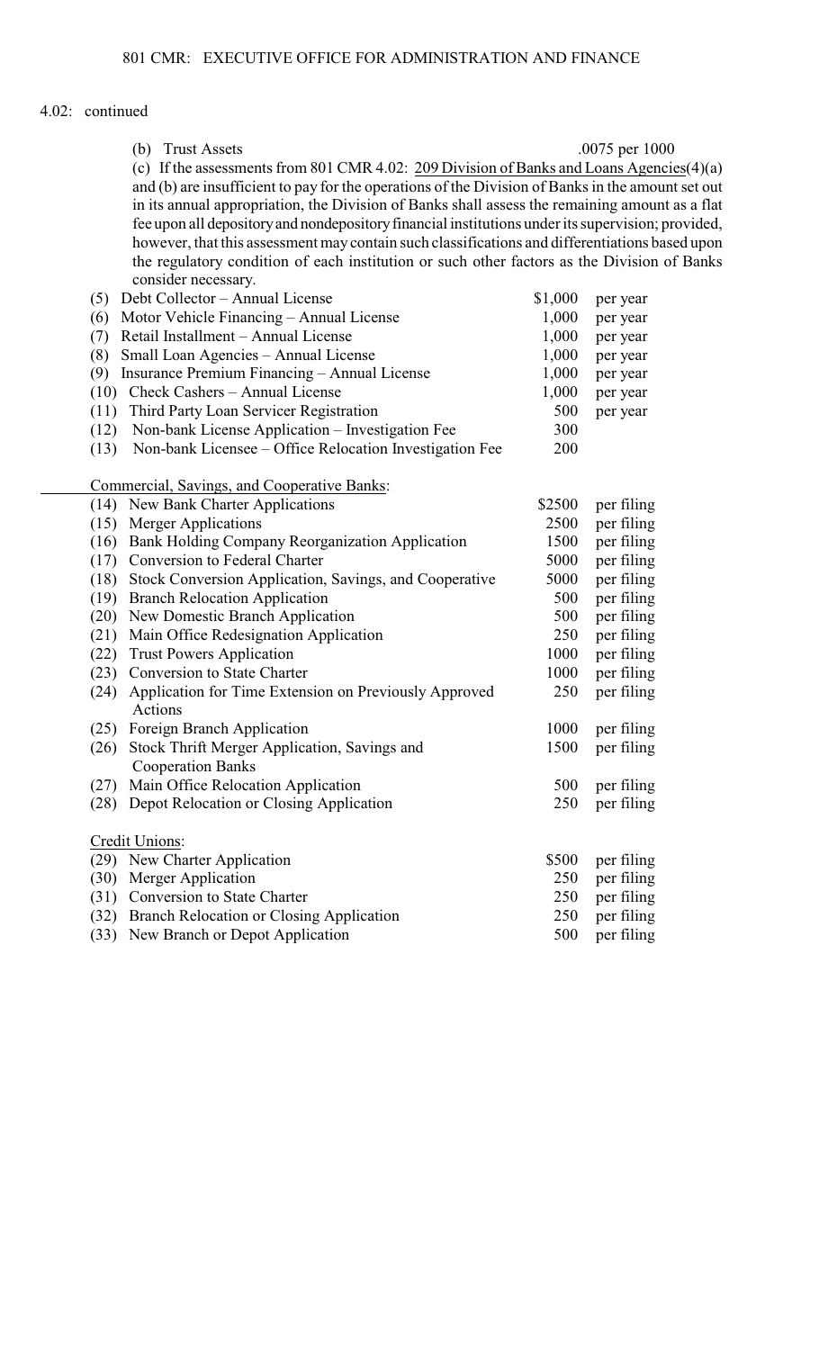4.02: continued

(b) Trust Assets .0075 per 1000

(c) If the assessments from 801 CMR 4.02: 209 Division of Banks and Loans Agencies(4)(a) and (b) are insufficient to pay for the operations of the Division of Banks in the amount set out in its annual appropriation, the Division of Banks shall assess the remaining amount as a flat fee upon all depository and nondepository financial institutions under its supervision; provided, however, that this assessment may contain such classifications and differentiations based upon the regulatory condition of each institution or such other factors as the Division of Banks consider necessary.

| | | | |
|---|---|---|---|
| (5) | Debt Collector – Annual License | $1,000 | per year |
| (6) | Motor Vehicle Financing – Annual License | 1,000 | per year |
| (7) | Retail Installment – Annual License | 1,000 | per year |
| (8) | Small Loan Agencies – Annual License | 1,000 | per year |
| (9) | Insurance Premium Financing – Annual License | 1,000 | per year |
| (10) | Check Cashers – Annual License | 1,000 | per year |
| (11) | Third Party Loan Servicer Registration | 500 | per year |
| (12) | Non-bank License Application – Investigation Fee | 300 | |
| (13) | Non-bank Licensee – Office Relocation Investigation Fee | 200 | |

Commercial, Savings, and Cooperative Banks:

| | | | |
|---|---|---|---|
| (14) | New Bank Charter Applications | $2500 | per filing |
| (15) | Merger Applications | 2500 | per filing |
| (16) | Bank Holding Company Reorganization Application | 1500 | per filing |
| (17) | Conversion to Federal Charter | 5000 | per filing |
| (18) | Stock Conversion Application, Savings, and Cooperative | 5000 | per filing |
| (19) | Branch Relocation Application | 500 | per filing |
| (20) | New Domestic Branch Application | 500 | per filing |
| (21) | Main Office Redesignation Application | 250 | per filing |
| (22) | Trust Powers Application | 1000 | per filing |
| (23) | Conversion to State Charter | 1000 | per filing |
| (24) | Application for Time Extension on Previously Approved Actions | 250 | per filing |
| (25) | Foreign Branch Application | 1000 | per filing |
| (26) | Stock Thrift Merger Application, Savings and Cooperation Banks | 1500 | per filing |
| (27) | Main Office Relocation Application | 500 | per filing |
| (28) | Depot Relocation or Closing Application | 250 | per filing |

Credit Unions:

| | | | |
|---|---|---|---|
| (29) | New Charter Application | $500 | per filing |
| (30) | Merger Application | 250 | per filing |
| (31) | Conversion to State Charter | 250 | per filing |
| (32) | Branch Relocation or Closing Application | 250 | per filing |
| (33) | New Branch or Depot Application | 500 | per filing |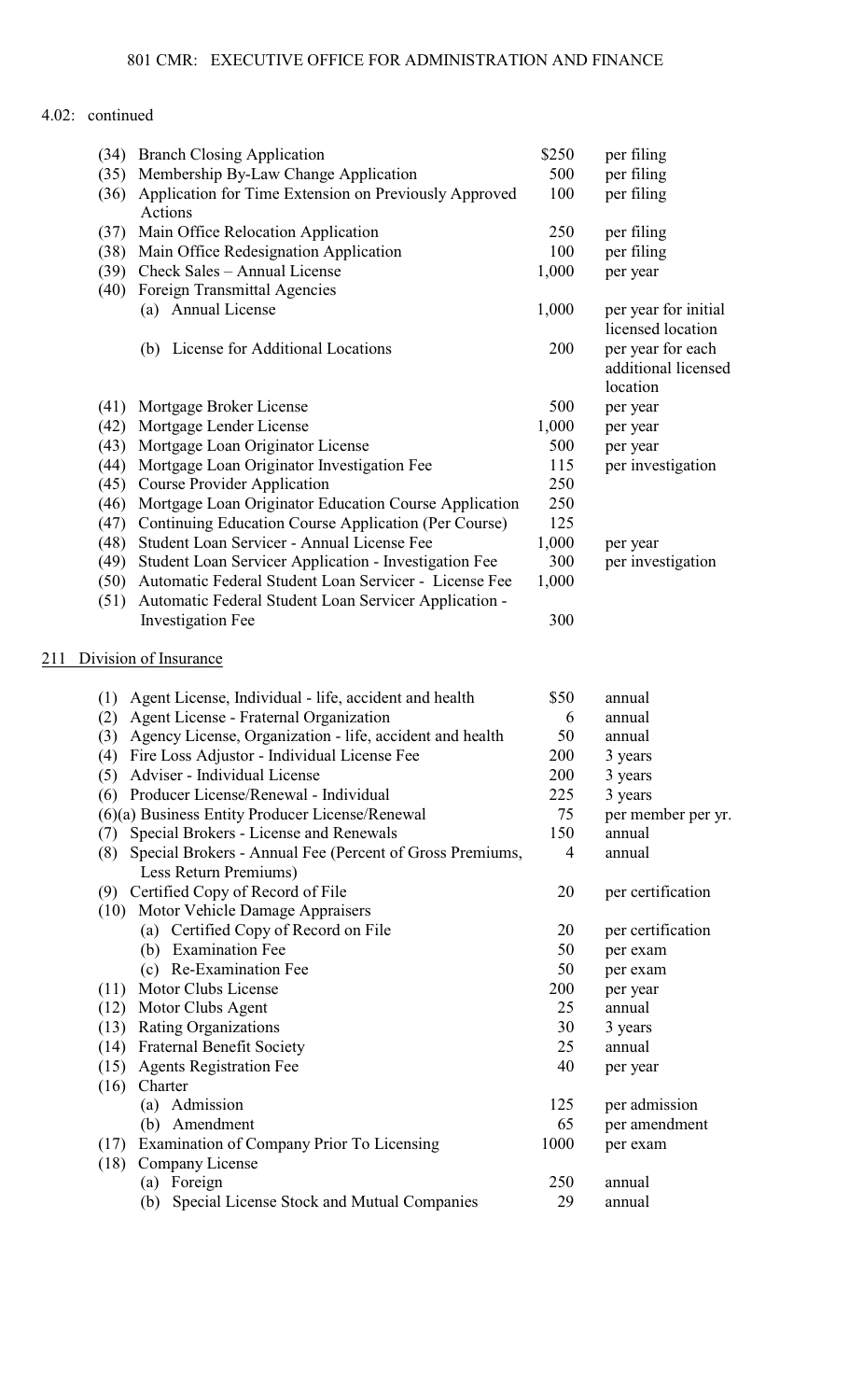4.02: continued

| | | | |
|---|---|---|---|
| (34) | Branch Closing Application | $250 | per filing |
| (35) | Membership By-Law Change Application | 500 | per filing |
| (36) | Application for Time Extension on Previously Approved Actions | 100 | per filing |
| (37) | Main Office Relocation Application | 250 | per filing |
| (38) | Main Office Redesignation Application | 100 | per filing |
| (39) | Check Sales – Annual License | 1,000 | per year |
| (40) | Foreign Transmittal Agencies | | |
| | (a) Annual License | 1,000 | per year for initial licensed location |
| | (b) License for Additional Locations | 200 | per year for each additional licensed location |
| (41) | Mortgage Broker License | 500 | per year |
| (42) | Mortgage Lender License | 1,000 | per year |
| (43) | Mortgage Loan Originator License | 500 | per year |
| (44) | Mortgage Loan Originator Investigation Fee | 115 | per investigation |
| (45) | Course Provider Application | 250 | |
| (46) | Mortgage Loan Originator Education Course Application | 250 | |
| (47) | Continuing Education Course Application (Per Course) | 125 | |
| (48) | Student Loan Servicer - Annual License Fee | 1,000 | per year |
| (49) | Student Loan Servicer Application - Investigation Fee | 300 | per investigation |
| (50) | Automatic Federal Student Loan Servicer - License Fee | 1,000 | |
| (51) | Automatic Federal Student Loan Servicer Application - Investigation Fee | 300 | |

211 Division of Insurance

| | | | |
|---|---|---|---|
| (1) | Agent License, Individual - life, accident and health | $50 | annual |
| (2) | Agent License - Fraternal Organization | 6 | annual |
| (3) | Agency License, Organization - life, accident and health | 50 | annual |
| (4) | Fire Loss Adjustor - Individual License Fee | 200 | 3 years |
| (5) | Adviser - Individual License | 200 | 3 years |
| (6) | Producer License/Renewal - Individual | 225 | 3 years |
| (6)(a) | Business Entity Producer License/Renewal | 75 | per member per yr. |
| (7) | Special Brokers - License and Renewals | 150 | annual |
| (8) | Special Brokers - Annual Fee (Percent of Gross Premiums, Less Return Premiums) | 4 | annual |
| (9) | Certified Copy of Record of File | 20 | per certification |
| (10) | Motor Vehicle Damage Appraisers | | |
| | (a) Certified Copy of Record on File | 20 | per certification |
| | (b) Examination Fee | 50 | per exam |
| | (c) Re-Examination Fee | 50 | per exam |
| (11) | Motor Clubs License | 200 | per year |
| (12) | Motor Clubs Agent | 25 | annual |
| (13) | Rating Organizations | 30 | 3 years |
| (14) | Fraternal Benefit Society | 25 | annual |
| (15) | Agents Registration Fee | 40 | per year |
| (16) | Charter | | |
| | (a) Admission | 125 | per admission |
| | (b) Amendment | 65 | per amendment |
| (17) | Examination of Company Prior To Licensing | 1000 | per exam |
| (18) | Company License | | |
| | (a) Foreign | 250 | annual |
| | (b) Special License Stock and Mutual Companies | 29 | annual |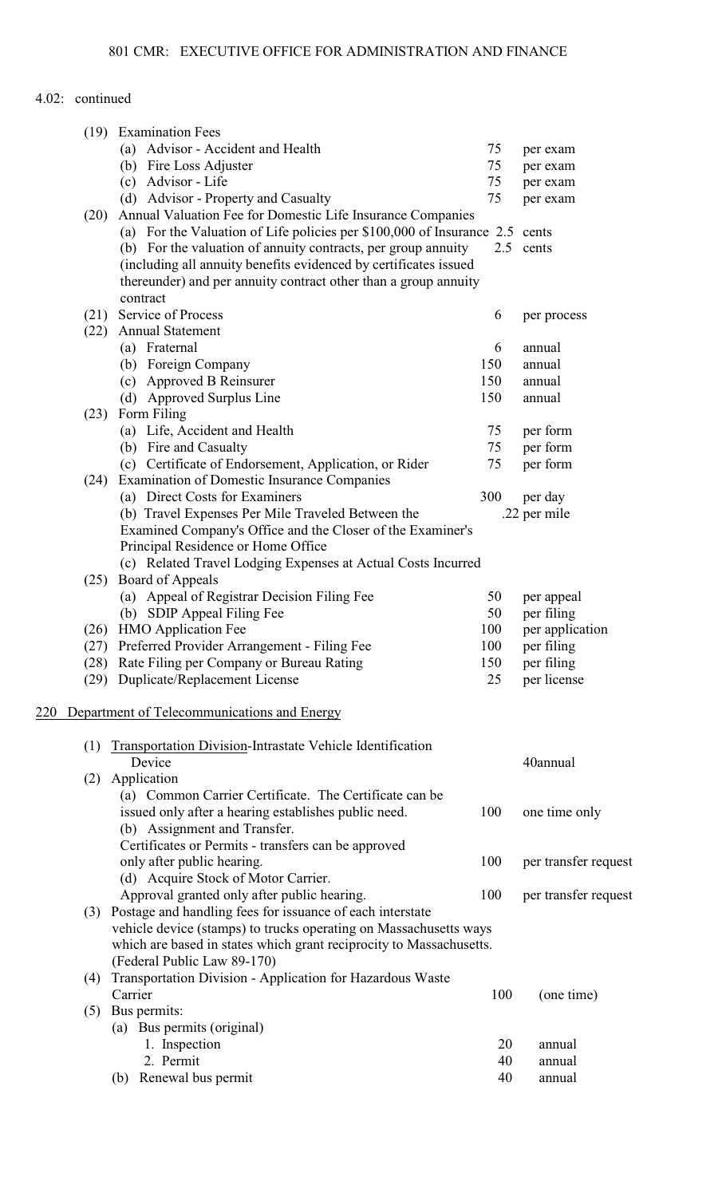4.02: continued

| | | | |
|---|---|---|---|
| (19) | Examination Fees | | |
| | (a) Advisor - Accident and Health | 75 | per exam |
| | (b) Fire Loss Adjuster | 75 | per exam |
| | (c) Advisor - Life | 75 | per exam |
| | (d) Advisor - Property and Casualty | 75 | per exam |
| (20) | Annual Valuation Fee for Domestic Life Insurance Companies | | |
| | (a) For the Valuation of Life policies per $100,000 of Insurance | 2.5 | cents |
| | (b) For the valuation of annuity contracts, per group annuity (including all annuity benefits evidenced by certificates issued thereunder) and per annuity contract other than a group annuity contract | 2.5 | cents |
| (21) | Service of Process | 6 | per process |
| (22) | Annual Statement | | |
| | (a) Fraternal | 6 | annual |
| | (b) Foreign Company | 150 | annual |
| | (c) Approved B Reinsurer | 150 | annual |
| | (d) Approved Surplus Line | 150 | annual |
| (23) | Form Filing | | |
| | (a) Life, Accident and Health | 75 | per form |
| | (b) Fire and Casualty | 75 | per form |
| | (c) Certificate of Endorsement, Application, or Rider | 75 | per form |
| (24) | Examination of Domestic Insurance Companies | | |
| | (a) Direct Costs for Examiners | 300 | per day |
| | (b) Travel Expenses Per Mile Traveled Between the Examined Company's Office and the Closer of the Examiner's Principal Residence or Home Office | .22 | per mile |
| | (c) Related Travel Lodging Expenses at Actual Costs Incurred | | |
| (25) | Board of Appeals | | |
| | (a) Appeal of Registrar Decision Filing Fee | 50 | per appeal |
| | (b) SDIP Appeal Filing Fee | 50 | per filing |
| (26) | HMO Application Fee | 100 | per application |
| (27) | Preferred Provider Arrangement - Filing Fee | 100 | per filing |
| (28) | Rate Filing per Company or Bureau Rating | 150 | per filing |
| (29) | Duplicate/Replacement License | 25 | per license |

220 Department of Telecommunications and Energy

| | | | |
|---|---|---|---|
| (1) | Transportation Division-Intrastate Vehicle Identification Device | 40 | annual |
| (2) | Application | | |
| | (a) Common Carrier Certificate. The Certificate can be issued only after a hearing establishes public need. | 100 | one time only |
| | (b) Assignment and Transfer. Certificates or Permits - transfers can be approved only after public hearing. | 100 | per transfer request |
| | (d) Acquire Stock of Motor Carrier. Approval granted only after public hearing. | 100 | per transfer request |
| (3) | Postage and handling fees for issuance of each interstate vehicle device (stamps) to trucks operating on Massachusetts ways which are based in states which grant reciprocity to Massachusetts. (Federal Public Law 89-170) | | |
| (4) | Transportation Division - Application for Hazardous Waste Carrier | 100 | (one time) |
| (5) | Bus permits: | | |
| | (a) Bus permits (original) | | |
| | 1. Inspection | 20 | annual |
| | 2. Permit | 40 | annual |
| | (b) Renewal bus permit | 40 | annual |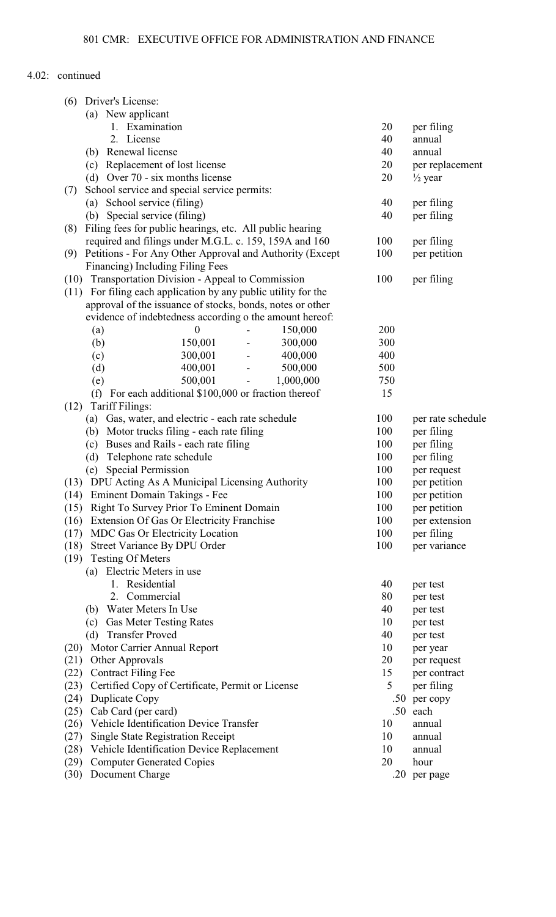4.02: continued

| | | |
|---|---|---|
| (6) Driver's License: | | |
| (a) New applicant | | |
| 1. Examination | 20 | per filing |
| 2. License | 40 | annual |
| (b) Renewal license | 40 | annual |
| (c) Replacement of lost license | 20 | per replacement |
| (d) Over 70 - six months license | 20 | ½ year |
| (7) School service and special service permits: | | |
| (a) School service (filing) | 40 | per filing |
| (b) Special service (filing) | 40 | per filing |
| (8) Filing fees for public hearings, etc. All public hearing required and filings under M.G.L. c. 159, 159A and 160 | 100 | per filing |
| (9) Petitions - For Any Other Approval and Authority (Except Financing) Including Filing Fees | 100 | per petition |
| (10) Transportation Division - Appeal to Commission | 100 | per filing |
| (11) For filing each application by any public utility for the approval of the issuance of stocks, bonds, notes or other evidence of indebtedness according o the amount hereof: | | |
| (a) 0 - 150,000 | 200 | |
| (b) 150,001 - 300,000 | 300 | |
| (c) 300,001 - 400,000 | 400 | |
| (d) 400,001 - 500,000 | 500 | |
| (e) 500,001 - 1,000,000 | 750 | |
| (f) For each additional $100,000 or fraction thereof | 15 | |
| (12) Tariff Filings: | | |
| (a) Gas, water, and electric - each rate schedule | 100 | per rate schedule |
| (b) Motor trucks filing - each rate filing | 100 | per filing |
| (c) Buses and Rails - each rate filing | 100 | per filing |
| (d) Telephone rate schedule | 100 | per filing |
| (e) Special Permission | 100 | per request |
| (13) DPU Acting As A Municipal Licensing Authority | 100 | per petition |
| (14) Eminent Domain Takings - Fee | 100 | per petition |
| (15) Right To Survey Prior To Eminent Domain | 100 | per petition |
| (16) Extension Of Gas Or Electricity Franchise | 100 | per extension |
| (17) MDC Gas Or Electricity Location | 100 | per filing |
| (18) Street Variance By DPU Order | 100 | per variance |
| (19) Testing Of Meters | | |
| (a) Electric Meters in use | | |
| 1. Residential | 40 | per test |
| 2. Commercial | 80 | per test |
| (b) Water Meters In Use | 40 | per test |
| (c) Gas Meter Testing Rates | 10 | per test |
| (d) Transfer Proved | 40 | per test |
| (20) Motor Carrier Annual Report | 10 | per year |
| (21) Other Approvals | 20 | per request |
| (22) Contract Filing Fee | 15 | per contract |
| (23) Certified Copy of Certificate, Permit or License | 5 | per filing |
| (24) Duplicate Copy | .50 | per copy |
| (25) Cab Card (per card) | .50 | each |
| (26) Vehicle Identification Device Transfer | 10 | annual |
| (27) Single State Registration Receipt | 10 | annual |
| (28) Vehicle Identification Device Replacement | 10 | annual |
| (29) Computer Generated Copies | 20 | hour |
| (30) Document Charge | .20 | per page |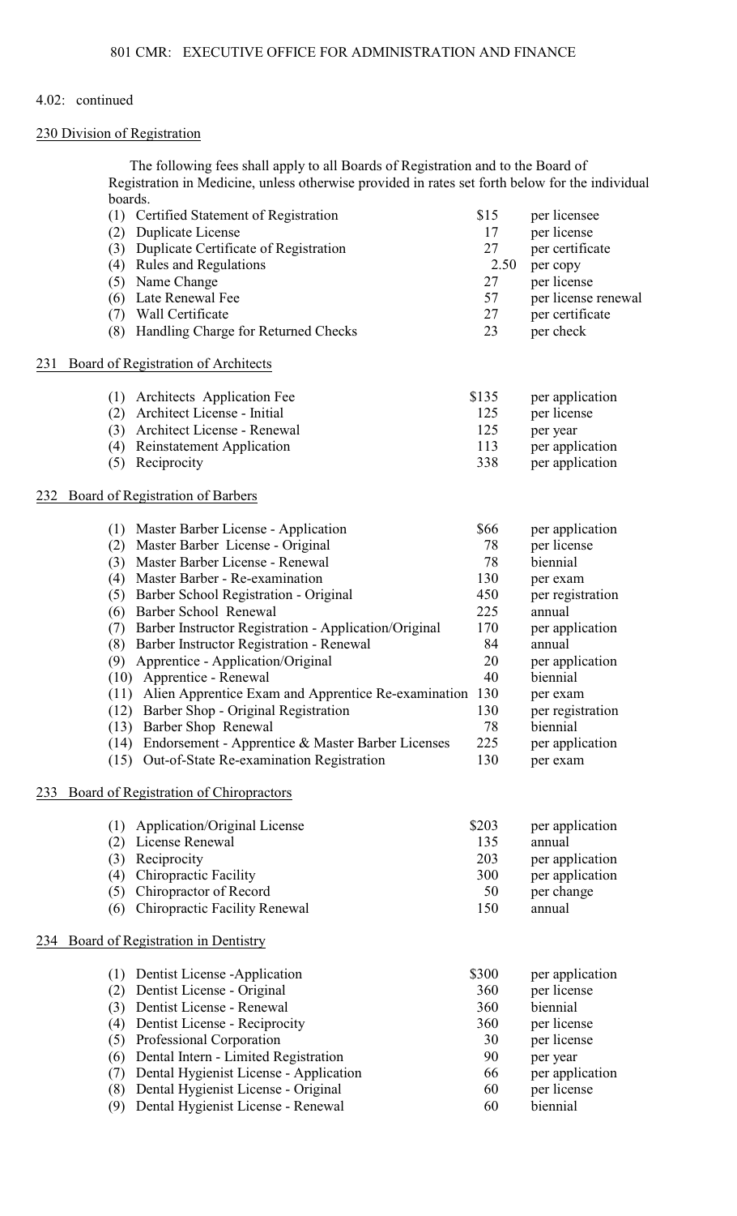4.02: continued

230 Division of Registration

The following fees shall apply to all Boards of Registration and to the Board of Registration in Medicine, unless otherwise provided in rates set forth below for the individual boards.

| | | | |
|---|---|---|---|
| (1) | Certified Statement of Registration | $15 | per licensee |
| (2) | Duplicate License | 17 | per license |
| (3) | Duplicate Certificate of Registration | 27 | per certificate |
| (4) | Rules and Regulations | 2.50 | per copy |
| (5) | Name Change | 27 | per license |
| (6) | Late Renewal Fee | 57 | per license renewal |
| (7) | Wall Certificate | 27 | per certificate |
| (8) | Handling Charge for Returned Checks | 23 | per check |

231 Board of Registration of Architects

| | | | |
|---|---|---|---|
| (1) | Architects Application Fee | $135 | per application |
| (2) | Architect License - Initial | 125 | per license |
| (3) | Architect License - Renewal | 125 | per year |
| (4) | Reinstatement Application | 113 | per application |
| (5) | Reciprocity | 338 | per application |

232 Board of Registration of Barbers

| | | | |
|---|---|---|---|
| (1) | Master Barber License - Application | $66 | per application |
| (2) | Master Barber License - Original | 78 | per license |
| (3) | Master Barber License - Renewal | 78 | biennial |
| (4) | Master Barber - Re-examination | 130 | per exam |
| (5) | Barber School Registration - Original | 450 | per registration |
| (6) | Barber School Renewal | 225 | annual |
| (7) | Barber Instructor Registration - Application/Original | 170 | per application |
| (8) | Barber Instructor Registration - Renewal | 84 | annual |
| (9) | Apprentice - Application/Original | 20 | per application |
| (10) | Apprentice - Renewal | 40 | biennial |
| (11) | Alien Apprentice Exam and Apprentice Re-examination | 130 | per exam |
| (12) | Barber Shop - Original Registration | 130 | per registration |
| (13) | Barber Shop Renewal | 78 | biennial |
| (14) | Endorsement - Apprentice & Master Barber Licenses | 225 | per application |
| (15) | Out-of-State Re-examination Registration | 130 | per exam |

233 Board of Registration of Chiropractors

| | | | |
|---|---|---|---|
| (1) | Application/Original License | $203 | per application |
| (2) | License Renewal | 135 | annual |
| (3) | Reciprocity | 203 | per application |
| (4) | Chiropractic Facility | 300 | per application |
| (5) | Chiropractor of Record | 50 | per change |
| (6) | Chiropractic Facility Renewal | 150 | annual |

234 Board of Registration in Dentistry

| | | | |
|---|---|---|---|
| (1) | Dentist License -Application | $300 | per application |
| (2) | Dentist License - Original | 360 | per license |
| (3) | Dentist License - Renewal | 360 | biennial |
| (4) | Dentist License - Reciprocity | 360 | per license |
| (5) | Professional Corporation | 30 | per license |
| (6) | Dental Intern - Limited Registration | 90 | per year |
| (7) | Dental Hygienist License - Application | 66 | per application |
| (8) | Dental Hygienist License - Original | 60 | per license |
| (9) | Dental Hygienist License - Renewal | 60 | biennial |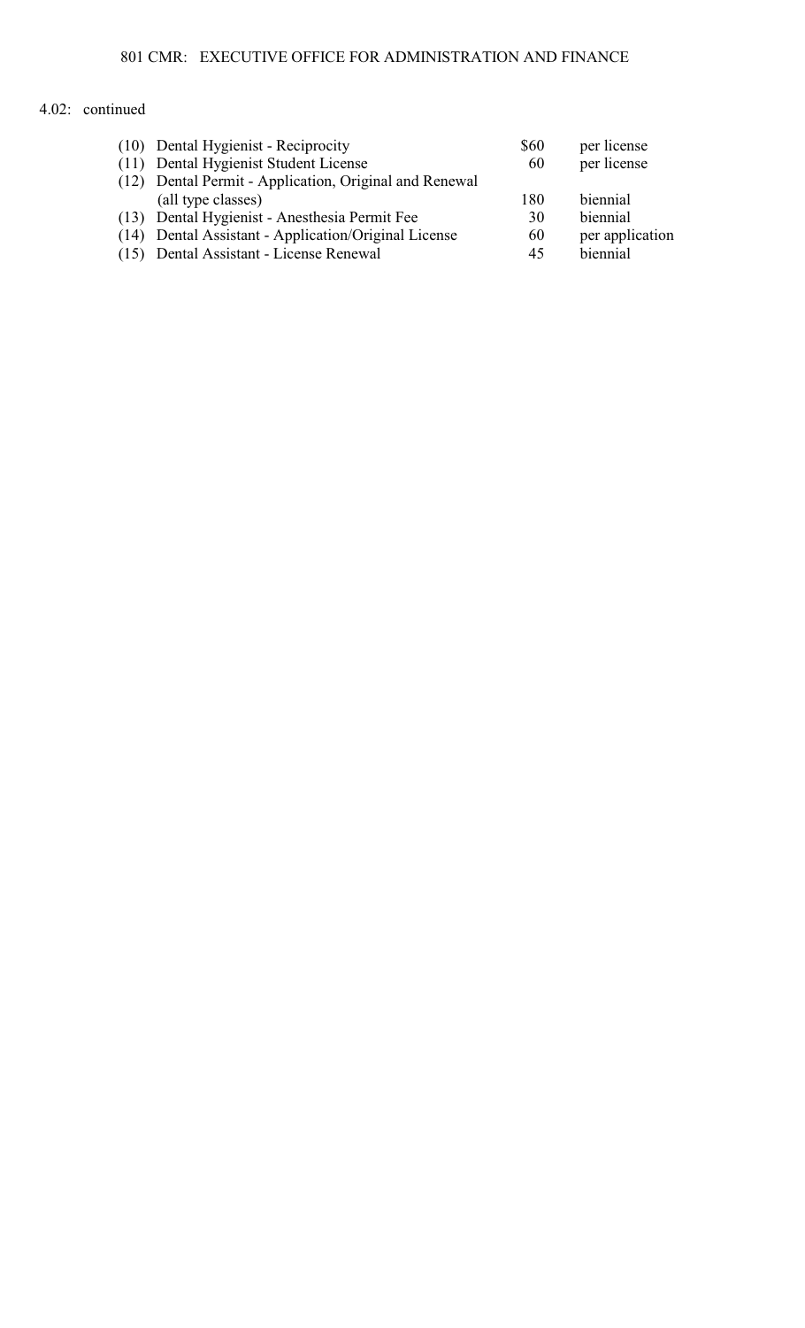4.02: continued

| | | | |
|---|---|---|---|
| (10) | Dental Hygienist - Reciprocity | $60 | per license |
| (11) | Dental Hygienist Student License | 60 | per license |
| (12) | Dental Permit - Application, Original and Renewal (all type classes) | 180 | biennial |
| (13) | Dental Hygienist - Anesthesia Permit Fee | 30 | biennial |
| (14) | Dental Assistant - Application/Original License | 60 | per application |
| (15) | Dental Assistant - License Renewal | 45 | biennial |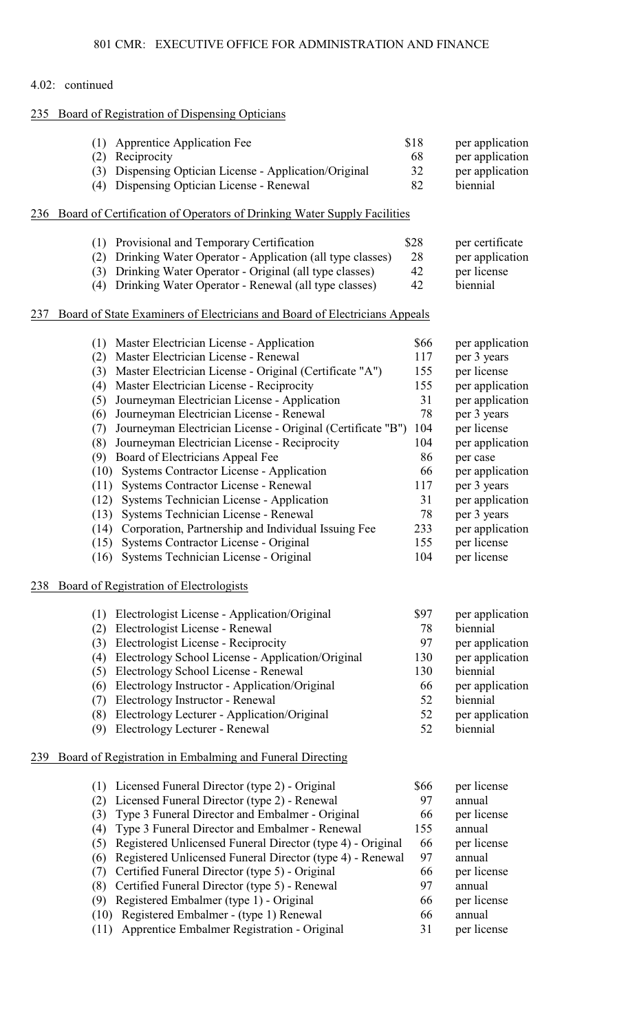4.02: continued

235 Board of Registration of Dispensing Opticians

| | | | |
|---|---|---|---|
| (1) | Apprentice Application Fee | $18 | per application |
| (2) | Reciprocity | 68 | per application |
| (3) | Dispensing Optician License - Application/Original | 32 | per application |
| (4) | Dispensing Optician License - Renewal | 82 | biennial |

236 Board of Certification of Operators of Drinking Water Supply Facilities

| | | | |
|---|---|---|---|
| (1) | Provisional and Temporary Certification | $28 | per certificate |
| (2) | Drinking Water Operator - Application (all type classes) | 28 | per application |
| (3) | Drinking Water Operator - Original (all type classes) | 42 | per license |
| (4) | Drinking Water Operator - Renewal (all type classes) | 42 | biennial |

237 Board of State Examiners of Electricians and Board of Electricians Appeals

| | | | |
|---|---|---|---|
| (1) | Master Electrician License - Application | $66 | per application |
| (2) | Master Electrician License - Renewal | 117 | per 3 years |
| (3) | Master Electrician License - Original (Certificate "A") | 155 | per license |
| (4) | Master Electrician License - Reciprocity | 155 | per application |
| (5) | Journeyman Electrician License - Application | 31 | per application |
| (6) | Journeyman Electrician License - Renewal | 78 | per 3 years |
| (7) | Journeyman Electrician License - Original (Certificate "B") | 104 | per license |
| (8) | Journeyman Electrician License - Reciprocity | 104 | per application |
| (9) | Board of Electricians Appeal Fee | 86 | per case |
| (10) | Systems Contractor License - Application | 66 | per application |
| (11) | Systems Contractor License - Renewal | 117 | per 3 years |
| (12) | Systems Technician License - Application | 31 | per application |
| (13) | Systems Technician License - Renewal | 78 | per 3 years |
| (14) | Corporation, Partnership and Individual Issuing Fee | 233 | per application |
| (15) | Systems Contractor License - Original | 155 | per license |
| (16) | Systems Technician License - Original | 104 | per license |

238 Board of Registration of Electrologists

| | | | |
|---|---|---|---|
| (1) | Electrologist License - Application/Original | $97 | per application |
| (2) | Electrologist License - Renewal | 78 | biennial |
| (3) | Electrologist License - Reciprocity | 97 | per application |
| (4) | Electrology School License - Application/Original | 130 | per application |
| (5) | Electrology School License - Renewal | 130 | biennial |
| (6) | Electrology Instructor - Application/Original | 66 | per application |
| (7) | Electrology Instructor - Renewal | 52 | biennial |
| (8) | Electrology Lecturer - Application/Original | 52 | per application |
| (9) | Electrology Lecturer - Renewal | 52 | biennial |

239 Board of Registration in Embalming and Funeral Directing

| | | | |
|---|---|---|---|
| (1) | Licensed Funeral Director (type 2) - Original | $66 | per license |
| (2) | Licensed Funeral Director (type 2) - Renewal | 97 | annual |
| (3) | Type 3 Funeral Director and Embalmer - Original | 66 | per license |
| (4) | Type 3 Funeral Director and Embalmer - Renewal | 155 | annual |
| (5) | Registered Unlicensed Funeral Director (type 4) - Original | 66 | per license |
| (6) | Registered Unlicensed Funeral Director (type 4) - Renewal | 97 | annual |
| (7) | Certified Funeral Director (type 5) - Original | 66 | per license |
| (8) | Certified Funeral Director (type 5) - Renewal | 97 | annual |
| (9) | Registered Embalmer (type 1) - Original | 66 | per license |
| (10) | Registered Embalmer - (type 1) Renewal | 66 | annual |
| (11) | Apprentice Embalmer Registration - Original | 31 | per license |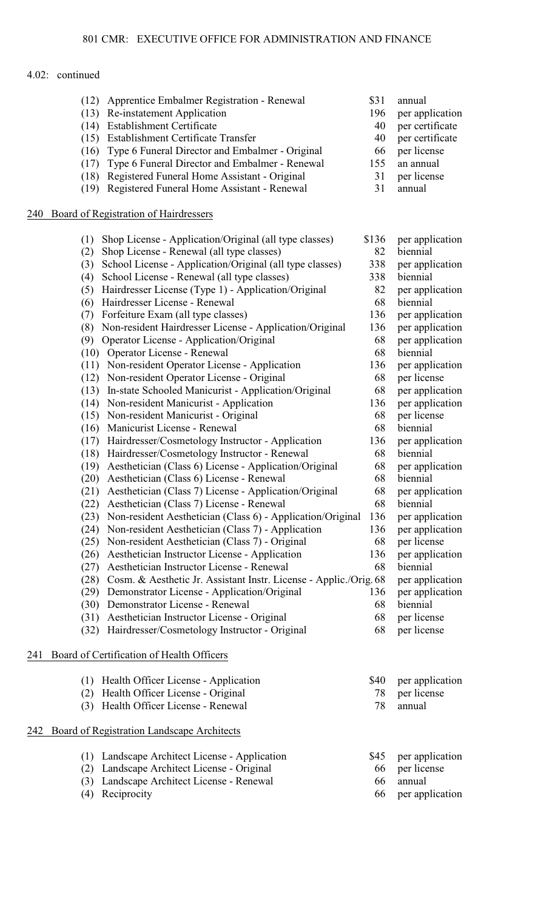4.02: continued

| | | | |
|---|---|---|---|
| (12) | Apprentice Embalmer Registration - Renewal | $31 | annual |
| (13) | Re-instatement Application | 196 | per application |
| (14) | Establishment Certificate | 40 | per certificate |
| (15) | Establishment Certificate Transfer | 40 | per certificate |
| (16) | Type 6 Funeral Director and Embalmer - Original | 66 | per license |
| (17) | Type 6 Funeral Director and Embalmer - Renewal | 155 | an annual |
| (18) | Registered Funeral Home Assistant - Original | 31 | per license |
| (19) | Registered Funeral Home Assistant - Renewal | 31 | annual |

240 Board of Registration of Hairdressers

| | | | |
|---|---|---|---|
| (1) | Shop License - Application/Original (all type classes) | $136 | per application |
| (2) | Shop License - Renewal (all type classes) | 82 | biennial |
| (3) | School License - Application/Original (all type classes) | 338 | per application |
| (4) | School License - Renewal (all type classes) | 338 | biennial |
| (5) | Hairdresser License (Type 1) - Application/Original | 82 | per application |
| (6) | Hairdresser License - Renewal | 68 | biennial |
| (7) | Forfeiture Exam (all type classes) | 136 | per application |
| (8) | Non-resident Hairdresser License - Application/Original | 136 | per application |
| (9) | Operator License - Application/Original | 68 | per application |
| (10) | Operator License - Renewal | 68 | biennial |
| (11) | Non-resident Operator License - Application | 136 | per application |
| (12) | Non-resident Operator License - Original | 68 | per license |
| (13) | In-state Schooled Manicurist - Application/Original | 68 | per application |
| (14) | Non-resident Manicurist - Application | 136 | per application |
| (15) | Non-resident Manicurist - Original | 68 | per license |
| (16) | Manicurist License - Renewal | 68 | biennial |
| (17) | Hairdresser/Cosmetology Instructor - Application | 136 | per application |
| (18) | Hairdresser/Cosmetology Instructor - Renewal | 68 | biennial |
| (19) | Aesthetician (Class 6) License - Application/Original | 68 | per application |
| (20) | Aesthetician (Class 6) License - Renewal | 68 | biennial |
| (21) | Aesthetician (Class 7) License - Application/Original | 68 | per application |
| (22) | Aesthetician (Class 7) License - Renewal | 68 | biennial |
| (23) | Non-resident Aesthetician (Class 6) - Application/Original | 136 | per application |
| (24) | Non-resident Aesthetician (Class 7) - Application | 136 | per application |
| (25) | Non-resident Aesthetician (Class 7) - Original | 68 | per license |
| (26) | Aesthetician Instructor License - Application | 136 | per application |
| (27) | Aesthetician Instructor License - Renewal | 68 | biennial |
| (28) | Cosm. & Aesthetic Jr. Assistant Instr. License - Applic./Orig. | 68 | per application |
| (29) | Demonstrator License - Application/Original | 136 | per application |
| (30) | Demonstrator License - Renewal | 68 | biennial |
| (31) | Aesthetician Instructor License - Original | 68 | per license |
| (32) | Hairdresser/Cosmetology Instructor - Original | 68 | per license |

241 Board of Certification of Health Officers

| | | | |
|---|---|---|---|
| (1) | Health Officer License - Application | $40 | per application |
| (2) | Health Officer License - Original | 78 | per license |
| (3) | Health Officer License - Renewal | 78 | annual |

242 Board of Registration Landscape Architects

| | | | |
|---|---|---|---|
| (1) | Landscape Architect License - Application | $45 | per application |
| (2) | Landscape Architect License - Original | 66 | per license |
| (3) | Landscape Architect License - Renewal | 66 | annual |
| (4) | Reciprocity | 66 | per application |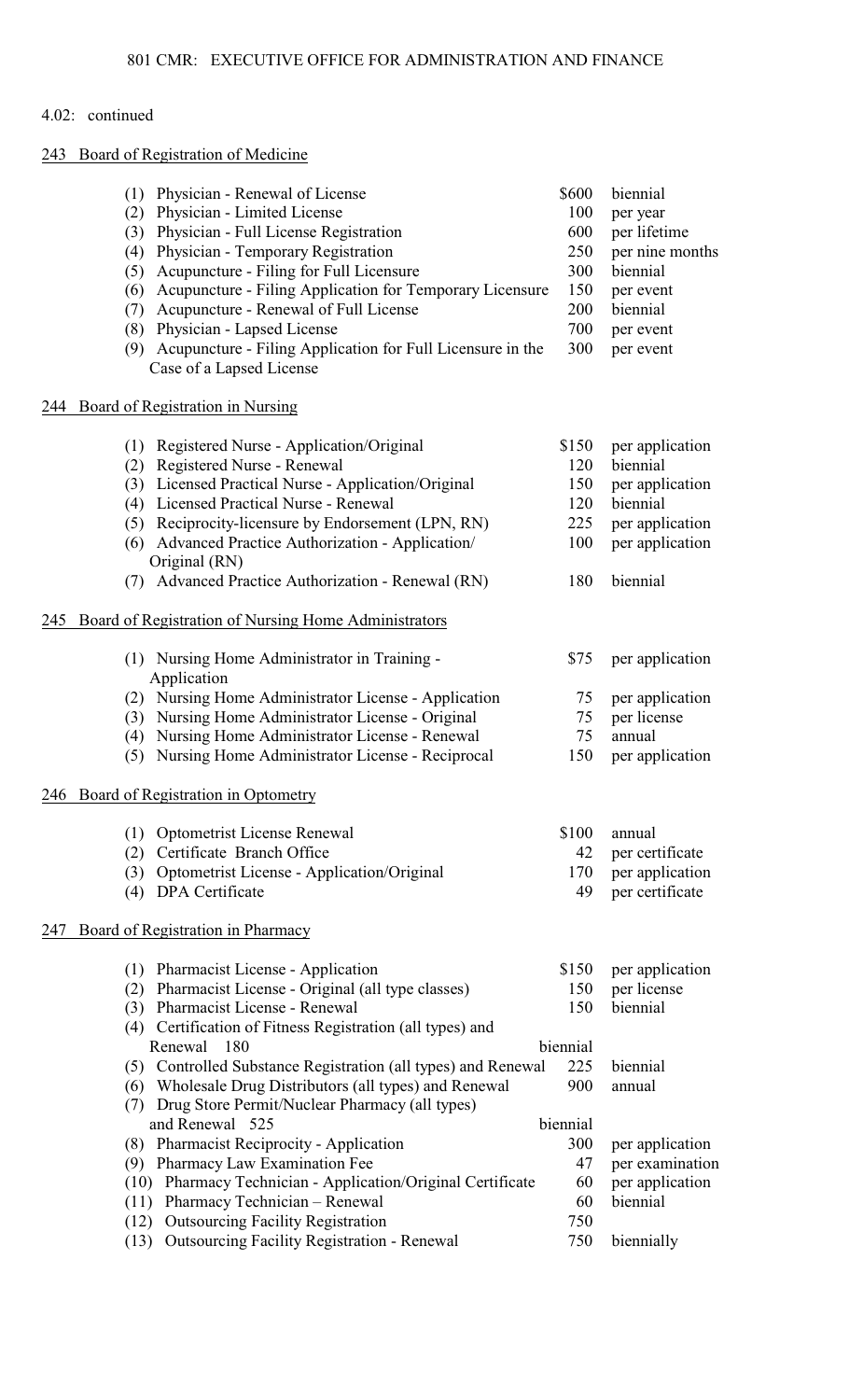4.02: continued

243 Board of Registration of Medicine

| | | |
|---|---|---|
| (1) Physician - Renewal of License | \$600 | biennial |
| (2) Physician - Limited License | 100 | per year |
| (3) Physician - Full License Registration | 600 | per lifetime |
| (4) Physician - Temporary Registration | 250 | per nine months |
| (5) Acupuncture - Filing for Full Licensure | 300 | biennial |
| (6) Acupuncture - Filing Application for Temporary Licensure | 150 | per event |
| (7) Acupuncture - Renewal of Full License | 200 | biennial |
| (8) Physician - Lapsed License | 700 | per event |
| (9) Acupuncture - Filing Application for Full Licensure in the Case of a Lapsed License | 300 | per event |

244 Board of Registration in Nursing

| | | |
|---|---|---|
| (1) Registered Nurse - Application/Original | \$150 | per application |
| (2) Registered Nurse - Renewal | 120 | biennial |
| (3) Licensed Practical Nurse - Application/Original | 150 | per application |
| (4) Licensed Practical Nurse - Renewal | 120 | biennial |
| (5) Reciprocity-licensure by Endorsement (LPN, RN) | 225 | per application |
| (6) Advanced Practice Authorization - Application/ Original (RN) | 100 | per application |
| (7) Advanced Practice Authorization - Renewal (RN) | 180 | biennial |

245 Board of Registration of Nursing Home Administrators

| | | |
|---|---|---|
| (1) Nursing Home Administrator in Training - Application | \$75 | per application |
| (2) Nursing Home Administrator License - Application | 75 | per application |
| (3) Nursing Home Administrator License - Original | 75 | per license |
| (4) Nursing Home Administrator License - Renewal | 75 | annual |
| (5) Nursing Home Administrator License - Reciprocal | 150 | per application |

246 Board of Registration in Optometry

| | | |
|---|---|---|
| (1) Optometrist License Renewal | \$100 | annual |
| (2) Certificate Branch Office | 42 | per certificate |
| (3) Optometrist License - Application/Original | 170 | per application |
| (4) DPA Certificate | 49 | per certificate |

247 Board of Registration in Pharmacy

| | | |
|---|---|---|
| (1) Pharmacist License - Application | \$150 | per application |
| (2) Pharmacist License - Original (all type classes) | 150 | per license |
| (3) Pharmacist License - Renewal | 150 | biennial |
| (4) Certification of Fitness Registration (all types) and Renewal | 180 | biennial |
| (5) Controlled Substance Registration (all types) and Renewal | 225 | biennial |
| (6) Wholesale Drug Distributors (all types) and Renewal | 900 | annual |
| (7) Drug Store Permit/Nuclear Pharmacy (all types) and Renewal | 525 | biennial |
| (8) Pharmacist Reciprocity - Application | 300 | per application |
| (9) Pharmacy Law Examination Fee | 47 | per examination |
| (10) Pharmacy Technician - Application/Original Certificate | 60 | per application |
| (11) Pharmacy Technician – Renewal | 60 | biennial |
| (12) Outsourcing Facility Registration | 750 | |
| (13) Outsourcing Facility Registration - Renewal | 750 | biennially |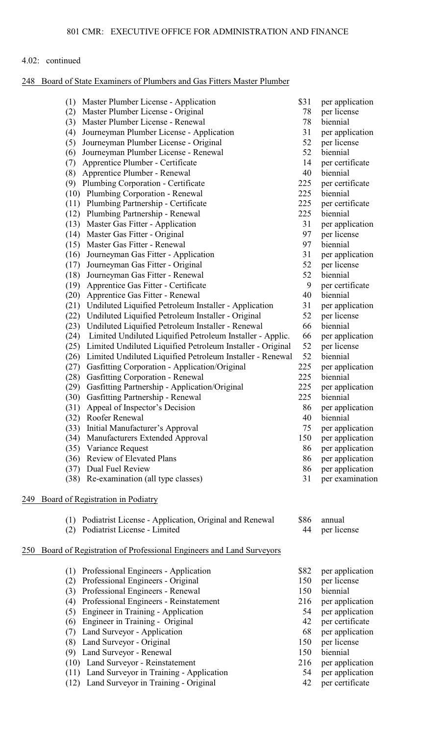4.02: continued

### 248 Board of State Examiners of Plumbers and Gas Fitters Master Plumber

| | | | |
|---|---|---|---|
| (1) | Master Plumber License - Application | $31 | per application |
| (2) | Master Plumber License - Original | 78 | per license |
| (3) | Master Plumber License - Renewal | 78 | biennial |
| (4) | Journeyman Plumber License - Application | 31 | per application |
| (5) | Journeyman Plumber License - Original | 52 | per license |
| (6) | Journeyman Plumber License - Renewal | 52 | biennial |
| (7) | Apprentice Plumber - Certificate | 14 | per certificate |
| (8) | Apprentice Plumber - Renewal | 40 | biennial |
| (9) | Plumbing Corporation - Certificate | 225 | per certificate |
| (10) | Plumbing Corporation - Renewal | 225 | biennial |
| (11) | Plumbing Partnership - Certificate | 225 | per certificate |
| (12) | Plumbing Partnership - Renewal | 225 | biennial |
| (13) | Master Gas Fitter - Application | 31 | per application |
| (14) | Master Gas Fitter - Original | 97 | per license |
| (15) | Master Gas Fitter - Renewal | 97 | biennial |
| (16) | Journeyman Gas Fitter - Application | 31 | per application |
| (17) | Journeyman Gas Fitter - Original | 52 | per license |
| (18) | Journeyman Gas Fitter - Renewal | 52 | biennial |
| (19) | Apprentice Gas Fitter - Certificate | 9 | per certificate |
| (20) | Apprentice Gas Fitter - Renewal | 40 | biennial |
| (21) | Undiluted Liquified Petroleum Installer - Application | 31 | per application |
| (22) | Undiluted Liquified Petroleum Installer - Original | 52 | per license |
| (23) | Undiluted Liquified Petroleum Installer - Renewal | 66 | biennial |
| (24) | Limited Undiluted Liquified Petroleum Installer - Applic. | 66 | per application |
| (25) | Limited Undiluted Liquified Petroleum Installer - Original | 52 | per license |
| (26) | Limited Undiluted Liquified Petroleum Installer - Renewal | 52 | biennial |
| (27) | Gasfitting Corporation - Application/Original | 225 | per application |
| (28) | Gasfitting Corporation - Renewal | 225 | biennial |
| (29) | Gasfitting Partnership - Application/Original | 225 | per application |
| (30) | Gasfitting Partnership - Renewal | 225 | biennial |
| (31) | Appeal of Inspector's Decision | 86 | per application |
| (32) | Roofer Renewal | 40 | biennial |
| (33) | Initial Manufacturer's Approval | 75 | per application |
| (34) | Manufacturers Extended Approval | 150 | per application |
| (35) | Variance Request | 86 | per application |
| (36) | Review of Elevated Plans | 86 | per application |
| (37) | Dual Fuel Review | 86 | per application |
| (38) | Re-examination (all type classes) | 31 | per examination |

### 249 Board of Registration in Podiatry

| | | | |
|---|---|---|---|
| (1) | Podiatrist License - Application, Original and Renewal | $86 | annual |
| (2) | Podiatrist License - Limited | 44 | per license |

### 250 Board of Registration of Professional Engineers and Land Surveyors

| | | | |
|---|---|---|---|
| (1) | Professional Engineers - Application | $82 | per application |
| (2) | Professional Engineers - Original | 150 | per license |
| (3) | Professional Engineers - Renewal | 150 | biennial |
| (4) | Professional Engineers - Reinstatement | 216 | per application |
| (5) | Engineer in Training - Application | 54 | per application |
| (6) | Engineer in Training - Original | 42 | per certificate |
| (7) | Land Surveyor - Application | 68 | per application |
| (8) | Land Surveyor - Original | 150 | per license |
| (9) | Land Surveyor - Renewal | 150 | biennial |
| (10) | Land Surveyor - Reinstatement | 216 | per application |
| (11) | Land Surveyor in Training - Application | 54 | per application |
| (12) | Land Surveyor in Training - Original | 42 | per certificate |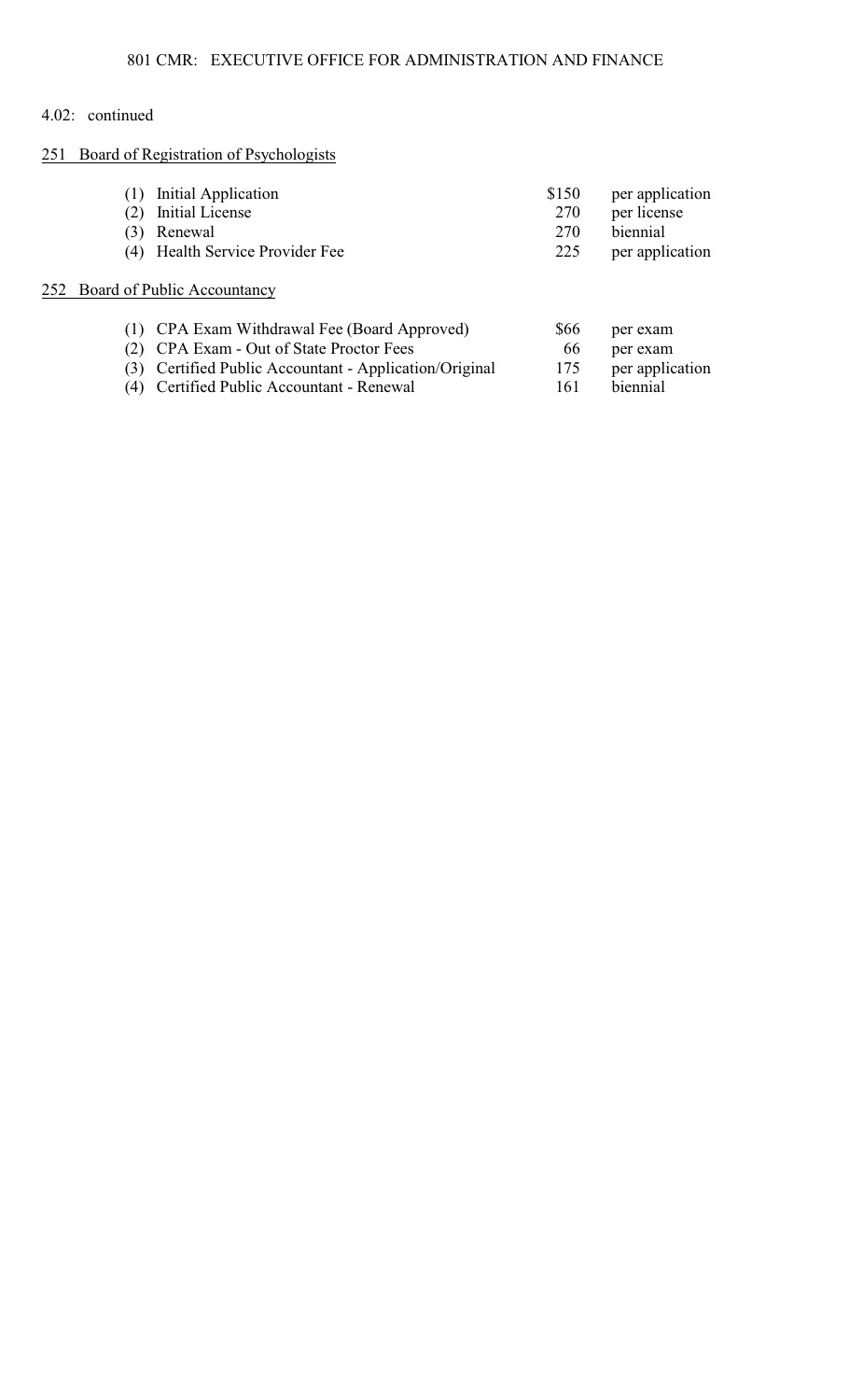4.02: continued

251 Board of Registration of Psychologists

| | | | |
|---|---|---|---|
| (1) | Initial Application | $150 | per application |
| (2) | Initial License | 270 | per license |
| (3) | Renewal | 270 | biennial |
| (4) | Health Service Provider Fee | 225 | per application |

252 Board of Public Accountancy

| | | | |
|---|---|---|---|
| (1) | CPA Exam Withdrawal Fee (Board Approved) | $66 | per exam |
| (2) | CPA Exam - Out of State Proctor Fees | 66 | per exam |
| (3) | Certified Public Accountant - Application/Original | 175 | per application |
| (4) | Certified Public Accountant - Renewal | 161 | biennial |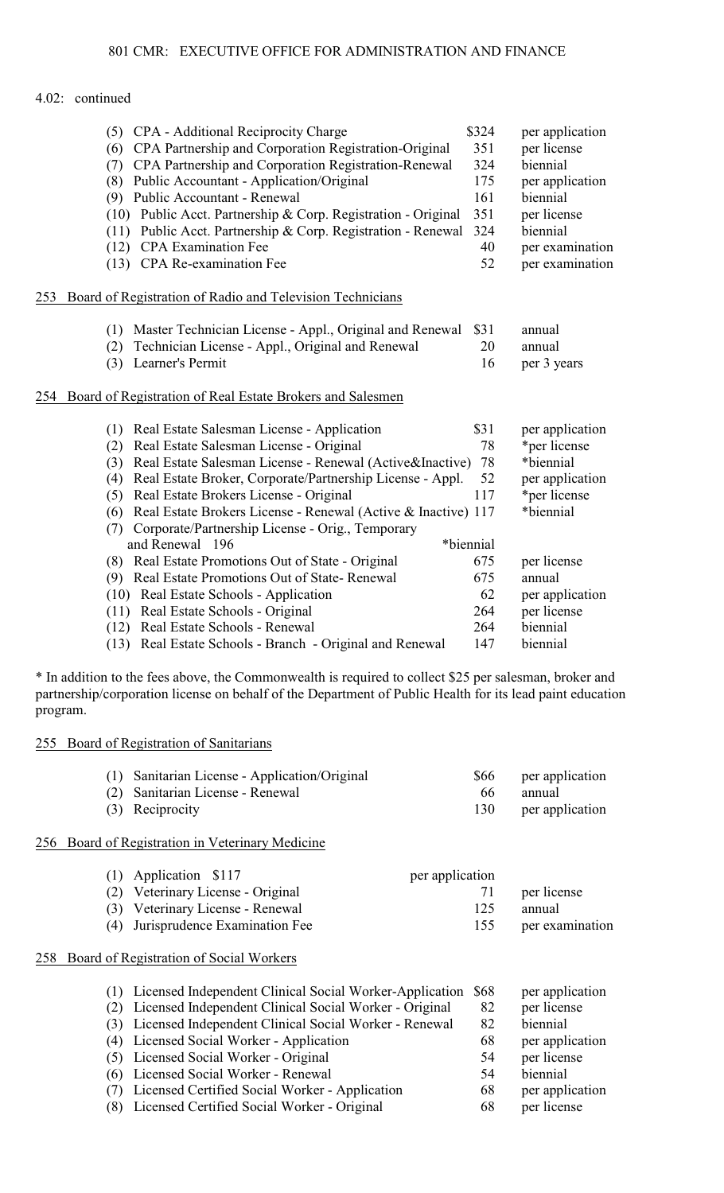4.02: continued

| | | |
|---|---|---|
| (5) CPA - Additional Reciprocity Charge | $324 | per application |
| (6) CPA Partnership and Corporation Registration-Original | 351 | per license |
| (7) CPA Partnership and Corporation Registration-Renewal | 324 | biennial |
| (8) Public Accountant - Application/Original | 175 | per application |
| (9) Public Accountant - Renewal | 161 | biennial |
| (10) Public Acct. Partnership & Corp. Registration - Original | 351 | per license |
| (11) Public Acct. Partnership & Corp. Registration - Renewal | 324 | biennial |
| (12) CPA Examination Fee | 40 | per examination |
| (13) CPA Re-examination Fee | 52 | per examination |

253 Board of Registration of Radio and Television Technicians

| | | |
|---|---|---|
| (1) Master Technician License - Appl., Original and Renewal | $31 | annual |
| (2) Technician License - Appl., Original and Renewal | 20 | annual |
| (3) Learner's Permit | 16 | per 3 years |

254 Board of Registration of Real Estate Brokers and Salesmen

| | | |
|---|---|---|
| (1) Real Estate Salesman License - Application | $31 | per application |
| (2) Real Estate Salesman License - Original | 78 | *per license |
| (3) Real Estate Salesman License - Renewal (Active&Inactive) | 78 | *biennial |
| (4) Real Estate Broker, Corporate/Partnership License - Appl. | 52 | per application |
| (5) Real Estate Brokers License - Original | 117 | *per license |
| (6) Real Estate Brokers License - Renewal (Active & Inactive) | 117 | *biennial |
| (7) Corporate/Partnership License - Orig., Temporary and Renewal | 196 | *biennial |
| (8) Real Estate Promotions Out of State - Original | 675 | per license |
| (9) Real Estate Promotions Out of State- Renewal | 675 | annual |
| (10) Real Estate Schools - Application | 62 | per application |
| (11) Real Estate Schools - Original | 264 | per license |
| (12) Real Estate Schools - Renewal | 264 | biennial |
| (13) Real Estate Schools - Branch - Original and Renewal | 147 | biennial |

* In addition to the fees above, the Commonwealth is required to collect $25 per salesman, broker and partnership/corporation license on behalf of the Department of Public Health for its lead paint education program.

255 Board of Registration of Sanitarians

| | | |
|---|---|---|
| (1) Sanitarian License - Application/Original | $66 | per application |
| (2) Sanitarian License - Renewal | 66 | annual |
| (3) Reciprocity | 130 | per application |

256 Board of Registration in Veterinary Medicine

| | | |
|---|---|---|
| (1) Application | $117 | per application |
| (2) Veterinary License - Original | 71 | per license |
| (3) Veterinary License - Renewal | 125 | annual |
| (4) Jurisprudence Examination Fee | 155 | per examination |

258 Board of Registration of Social Workers

| | | |
|---|---|---|
| (1) Licensed Independent Clinical Social Worker-Application | $68 | per application |
| (2) Licensed Independent Clinical Social Worker - Original | 82 | per license |
| (3) Licensed Independent Clinical Social Worker - Renewal | 82 | biennial |
| (4) Licensed Social Worker - Application | 68 | per application |
| (5) Licensed Social Worker - Original | 54 | per license |
| (6) Licensed Social Worker - Renewal | 54 | biennial |
| (7) Licensed Certified Social Worker - Application | 68 | per application |
| (8) Licensed Certified Social Worker - Original | 68 | per license |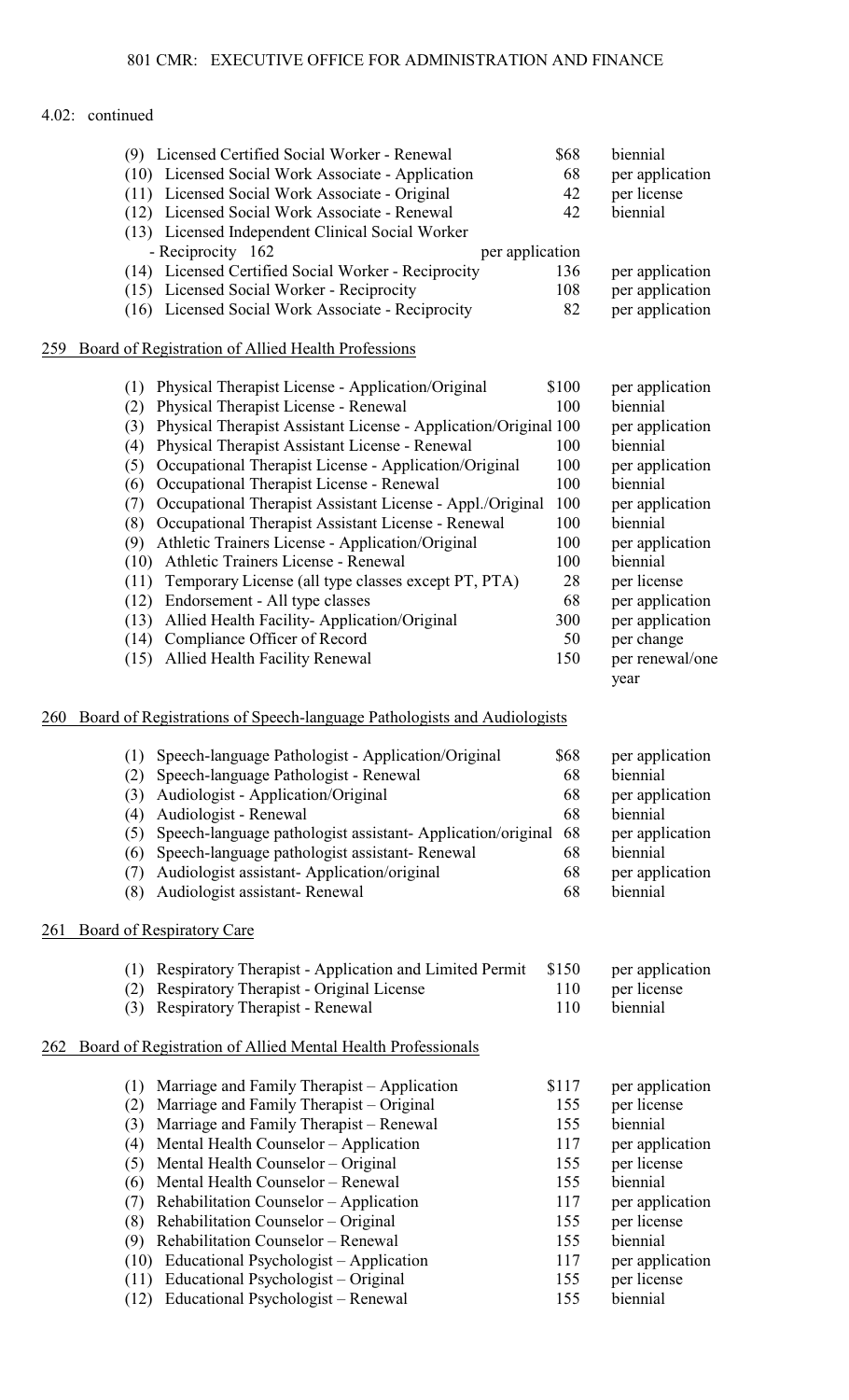4.02: continued

| | | |
|---|---|---|
| (9) Licensed Certified Social Worker - Renewal | $68 | biennial |
| (10) Licensed Social Work Associate - Application | 68 | per application |
| (11) Licensed Social Work Associate - Original | 42 | per license |
| (12) Licensed Social Work Associate - Renewal | 42 | biennial |
| (13) Licensed Independent Clinical Social Worker - Reciprocity | 162 | per application |
| (14) Licensed Certified Social Worker - Reciprocity | 136 | per application |
| (15) Licensed Social Worker - Reciprocity | 108 | per application |
| (16) Licensed Social Work Associate - Reciprocity | 82 | per application |

259 Board of Registration of Allied Health Professions

| | | |
|---|---|---|
| (1) Physical Therapist License - Application/Original | $100 | per application |
| (2) Physical Therapist License - Renewal | 100 | biennial |
| (3) Physical Therapist Assistant License - Application/Original | 100 | per application |
| (4) Physical Therapist Assistant License - Renewal | 100 | biennial |
| (5) Occupational Therapist License - Application/Original | 100 | per application |
| (6) Occupational Therapist License - Renewal | 100 | biennial |
| (7) Occupational Therapist Assistant License - Appl./Original | 100 | per application |
| (8) Occupational Therapist Assistant License - Renewal | 100 | biennial |
| (9) Athletic Trainers License - Application/Original | 100 | per application |
| (10) Athletic Trainers License - Renewal | 100 | biennial |
| (11) Temporary License (all type classes except PT, PTA) | 28 | per license |
| (12) Endorsement - All type classes | 68 | per application |
| (13) Allied Health Facility- Application/Original | 300 | per application |
| (14) Compliance Officer of Record | 50 | per change |
| (15) Allied Health Facility Renewal | 150 | per renewal/one year |

260 Board of Registrations of Speech-language Pathologists and Audiologists

| | | |
|---|---|---|
| (1) Speech-language Pathologist - Application/Original | $68 | per application |
| (2) Speech-language Pathologist - Renewal | 68 | biennial |
| (3) Audiologist - Application/Original | 68 | per application |
| (4) Audiologist - Renewal | 68 | biennial |
| (5) Speech-language pathologist assistant- Application/original | 68 | per application |
| (6) Speech-language pathologist assistant- Renewal | 68 | biennial |
| (7) Audiologist assistant- Application/original | 68 | per application |
| (8) Audiologist assistant- Renewal | 68 | biennial |

261 Board of Respiratory Care

| | | |
|---|---|---|
| (1) Respiratory Therapist - Application and Limited Permit | $150 | per application |
| (2) Respiratory Therapist - Original License | 110 | per license |
| (3) Respiratory Therapist - Renewal | 110 | biennial |

262 Board of Registration of Allied Mental Health Professionals

| | | |
|---|---|---|
| (1) Marriage and Family Therapist – Application | $117 | per application |
| (2) Marriage and Family Therapist – Original | 155 | per license |
| (3) Marriage and Family Therapist – Renewal | 155 | biennial |
| (4) Mental Health Counselor – Application | 117 | per application |
| (5) Mental Health Counselor – Original | 155 | per license |
| (6) Mental Health Counselor – Renewal | 155 | biennial |
| (7) Rehabilitation Counselor – Application | 117 | per application |
| (8) Rehabilitation Counselor – Original | 155 | per license |
| (9) Rehabilitation Counselor – Renewal | 155 | biennial |
| (10) Educational Psychologist – Application | 117 | per application |
| (11) Educational Psychologist – Original | 155 | per license |
| (12) Educational Psychologist – Renewal | 155 | biennial |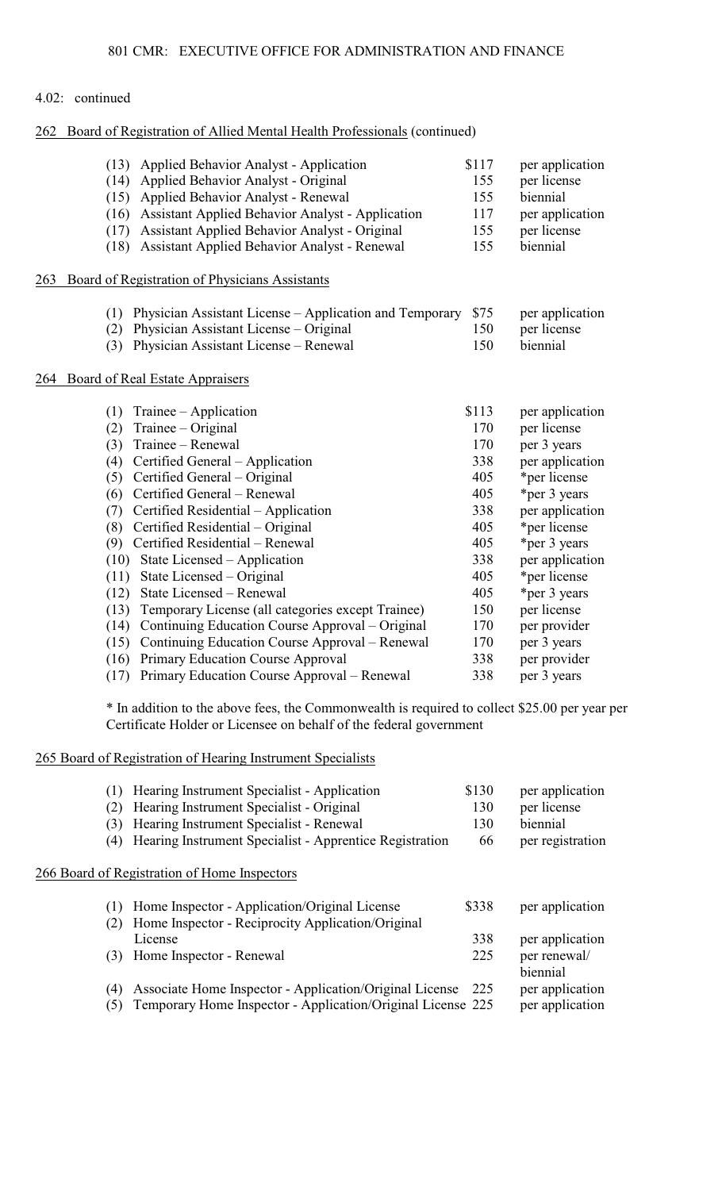4.02: continued

262 Board of Registration of Allied Mental Health Professionals (continued)

| | | | |
|---|---|---|---|
| (13) | Applied Behavior Analyst - Application | $117 | per application |
| (14) | Applied Behavior Analyst - Original | 155 | per license |
| (15) | Applied Behavior Analyst - Renewal | 155 | biennial |
| (16) | Assistant Applied Behavior Analyst - Application | 117 | per application |
| (17) | Assistant Applied Behavior Analyst - Original | 155 | per license |
| (18) | Assistant Applied Behavior Analyst - Renewal | 155 | biennial |

263 Board of Registration of Physicians Assistants

| | | | |
|---|---|---|---|
| (1) | Physician Assistant License – Application and Temporary | $75 | per application |
| (2) | Physician Assistant License – Original | 150 | per license |
| (3) | Physician Assistant License – Renewal | 150 | biennial |

264 Board of Real Estate Appraisers

| | | | |
|---|---|---|---|
| (1) | Trainee – Application | $113 | per application |
| (2) | Trainee – Original | 170 | per license |
| (3) | Trainee – Renewal | 170 | per 3 years |
| (4) | Certified General – Application | 338 | per application |
| (5) | Certified General – Original | 405 | *per license |
| (6) | Certified General – Renewal | 405 | *per 3 years |
| (7) | Certified Residential – Application | 338 | per application |
| (8) | Certified Residential – Original | 405 | *per license |
| (9) | Certified Residential – Renewal | 405 | *per 3 years |
| (10) | State Licensed – Application | 338 | per application |
| (11) | State Licensed – Original | 405 | *per license |
| (12) | State Licensed – Renewal | 405 | *per 3 years |
| (13) | Temporary License (all categories except Trainee) | 150 | per license |
| (14) | Continuing Education Course Approval – Original | 170 | per provider |
| (15) | Continuing Education Course Approval – Renewal | 170 | per 3 years |
| (16) | Primary Education Course Approval | 338 | per provider |
| (17) | Primary Education Course Approval – Renewal | 338 | per 3 years |

* In addition to the above fees, the Commonwealth is required to collect $25.00 per year per Certificate Holder or Licensee on behalf of the federal government

265 Board of Registration of Hearing Instrument Specialists

| | | | |
|---|---|---|---|
| (1) | Hearing Instrument Specialist - Application | $130 | per application |
| (2) | Hearing Instrument Specialist - Original | 130 | per license |
| (3) | Hearing Instrument Specialist - Renewal | 130 | biennial |
| (4) | Hearing Instrument Specialist - Apprentice Registration | 66 | per registration |

266 Board of Registration of Home Inspectors

| | | | |
|---|---|---|---|
| (1) | Home Inspector - Application/Original License | $338 | per application |
| (2) | Home Inspector - Reciprocity Application/Original License | 338 | per application |
| (3) | Home Inspector - Renewal | 225 | per renewal/ biennial |
| (4) | Associate Home Inspector - Application/Original License | 225 | per application |
| (5) | Temporary Home Inspector - Application/Original License | 225 | per application |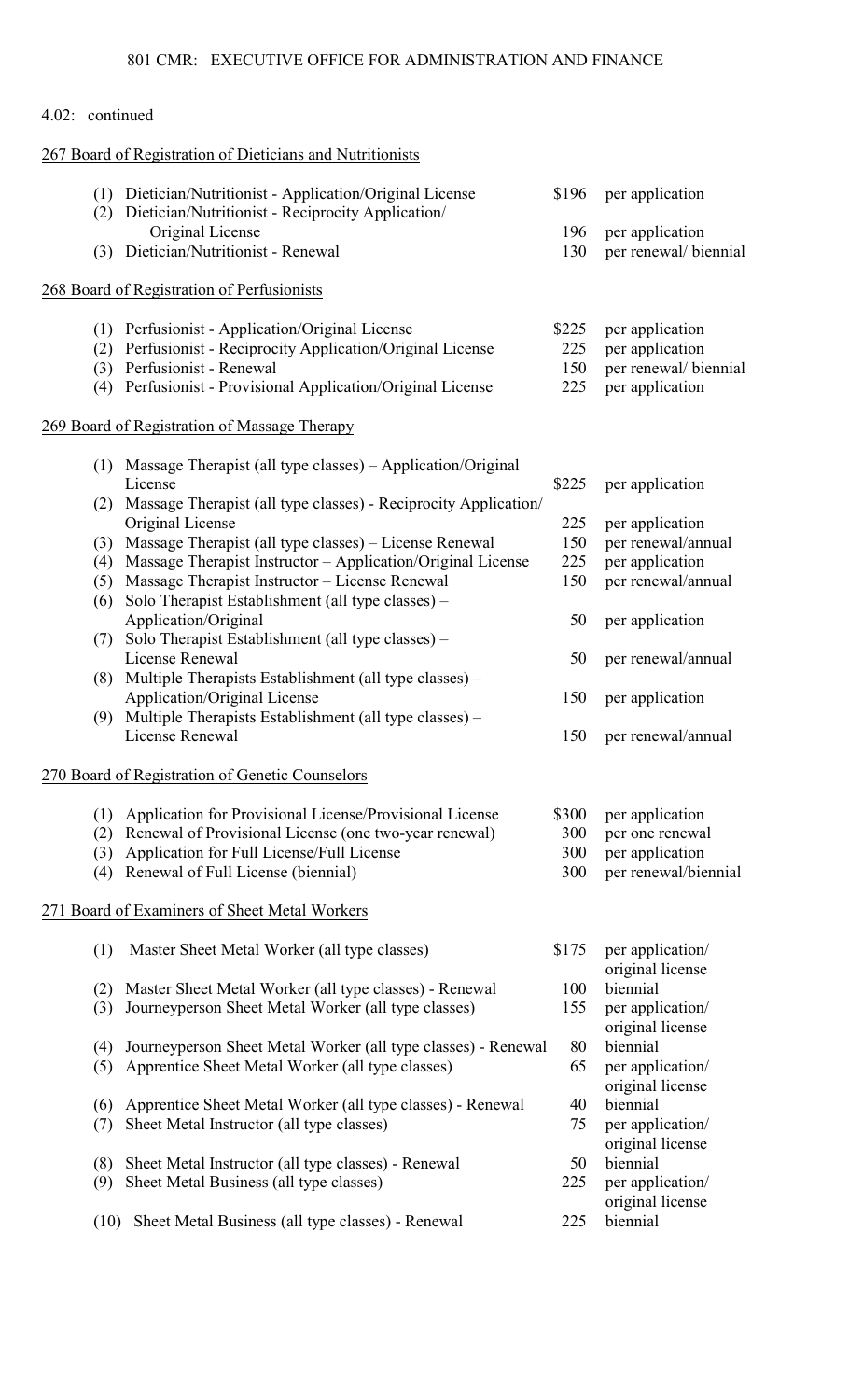4.02: continued

267 Board of Registration of Dieticians and Nutritionists

| | | | |
|---|---|---|---|
| (1) | Dietician/Nutritionist - Application/Original License | $196 | per application |
| (2) | Dietician/Nutritionist - Reciprocity Application/ Original License | 196 | per application |
| (3) | Dietician/Nutritionist - Renewal | 130 | per renewal/ biennial |

268 Board of Registration of Perfusionists

| | | | |
|---|---|---|---|
| (1) | Perfusionist - Application/Original License | $225 | per application |
| (2) | Perfusionist - Reciprocity Application/Original License | 225 | per application |
| (3) | Perfusionist - Renewal | 150 | per renewal/ biennial |
| (4) | Perfusionist - Provisional Application/Original License | 225 | per application |

269 Board of Registration of Massage Therapy

| | | | |
|---|---|---|---|
| (1) | Massage Therapist (all type classes) – Application/Original License | $225 | per application |
| (2) | Massage Therapist (all type classes) - Reciprocity Application/ Original License | 225 | per application |
| (3) | Massage Therapist (all type classes) – License Renewal | 150 | per renewal/annual |
| (4) | Massage Therapist Instructor – Application/Original License | 225 | per application |
| (5) | Massage Therapist Instructor – License Renewal | 150 | per renewal/annual |
| (6) | Solo Therapist Establishment (all type classes) – Application/Original | 50 | per application |
| (7) | Solo Therapist Establishment (all type classes) – License Renewal | 50 | per renewal/annual |
| (8) | Multiple Therapists Establishment (all type classes) – Application/Original License | 150 | per application |
| (9) | Multiple Therapists Establishment (all type classes) – License Renewal | 150 | per renewal/annual |

270 Board of Registration of Genetic Counselors

| | | | |
|---|---|---|---|
| (1) | Application for Provisional License/Provisional License | $300 | per application |
| (2) | Renewal of Provisional License (one two-year renewal) | 300 | per one renewal |
| (3) | Application for Full License/Full License | 300 | per application |
| (4) | Renewal of Full License (biennial) | 300 | per renewal/biennial |

271 Board of Examiners of Sheet Metal Workers

| | | | |
|---|---|---|---|
| (1) | Master Sheet Metal Worker (all type classes) | $175 | per application/ original license |
| (2) | Master Sheet Metal Worker (all type classes) - Renewal | 100 | biennial |
| (3) | Journeyperson Sheet Metal Worker (all type classes) | 155 | per application/ original license |
| (4) | Journeyperson Sheet Metal Worker (all type classes) - Renewal | 80 | biennial |
| (5) | Apprentice Sheet Metal Worker (all type classes) | 65 | per application/ original license |
| (6) | Apprentice Sheet Metal Worker (all type classes) - Renewal | 40 | biennial |
| (7) | Sheet Metal Instructor (all type classes) | 75 | per application/ original license |
| (8) | Sheet Metal Instructor (all type classes) - Renewal | 50 | biennial |
| (9) | Sheet Metal Business (all type classes) | 225 | per application/ original license |
| (10) | Sheet Metal Business (all type classes) - Renewal | 225 | biennial |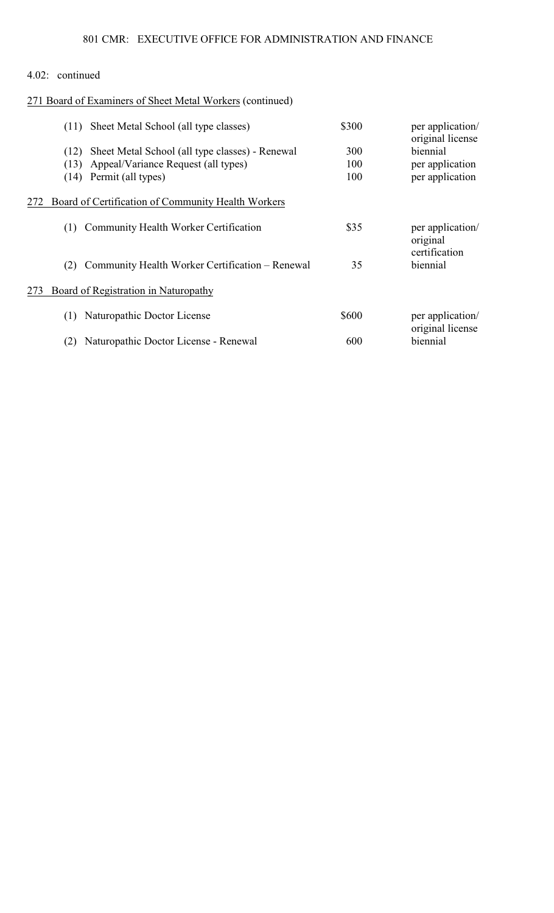4.02: continued

271 Board of Examiners of Sheet Metal Workers (continued)

| | | | |
|---|---|---|---|
| (11) | Sheet Metal School (all type classes) | $300 | per application/ original license |
| (12) | Sheet Metal School (all type classes) - Renewal | 300 | biennial |
| (13) | Appeal/Variance Request (all types) | 100 | per application |
| (14) | Permit (all types) | 100 | per application |

272 Board of Certification of Community Health Workers

| | | | |
|---|---|---|---|
| (1) | Community Health Worker Certification | $35 | per application/ original certification |
| (2) | Community Health Worker Certification – Renewal | 35 | biennial |

273 Board of Registration in Naturopathy

| | | | |
|---|---|---|---|
| (1) | Naturopathic Doctor License | $600 | per application/ original license |
| (2) | Naturopathic Doctor License - Renewal | 600 | biennial |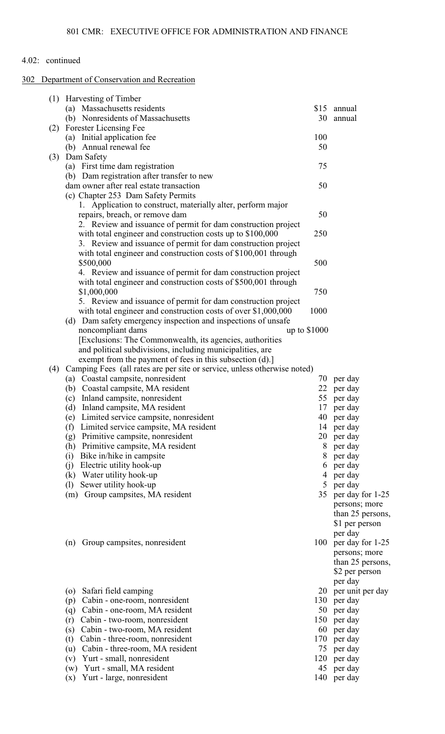4.02: continued

302 Department of Conservation and Recreation

| | | |
|---|---|---|
| (1) Harvesting of Timber | | |
| (a) Massachusetts residents | $15 | annual |
| (b) Nonresidents of Massachusetts | 30 | annual |
| (2) Forester Licensing Fee | | |
| (a) Initial application fee | 100 | |
| (b) Annual renewal fee | 50 | |
| (3) Dam Safety | | |
| (a) First time dam registration | 75 | |
| (b) Dam registration after transfer to new dam owner after real estate transaction | 50 | |
| (c) Chapter 253 Dam Safety Permits | | |
| 1. Application to construct, materially alter, perform major repairs, breach, or remove dam | 50 | |
| 2. Review and issuance of permit for dam construction project with total engineer and construction costs up to $100,000 | 250 | |
| 3. Review and issuance of permit for dam construction project with total engineer and construction costs of $100,001 through $500,000 | 500 | |
| 4. Review and issuance of permit for dam construction project with total engineer and construction costs of $500,001 through $1,000,000 | 750 | |
| 5. Review and issuance of permit for dam construction project with total engineer and construction costs of over $1,000,000 | 1000 | |
| (d) Dam safety emergency inspection and inspections of unsafe noncompliant dams | up to $1000 | |
| [Exclusions: The Commonwealth, its agencies, authorities and political subdivisions, including municipalities, are exempt from the payment of fees in this subsection (d).] | | |
| (4) Camping Fees (all rates are per site or service, unless otherwise noted) | | |
| (a) Coastal campsite, nonresident | 70 | per day |
| (b) Coastal campsite, MA resident | 22 | per day |
| (c) Inland campsite, nonresident | 55 | per day |
| (d) Inland campsite, MA resident | 17 | per day |
| (e) Limited service campsite, nonresident | 40 | per day |
| (f) Limited service campsite, MA resident | 14 | per day |
| (g) Primitive campsite, nonresident | 20 | per day |
| (h) Primitive campsite, MA resident | 8 | per day |
| (i) Bike in/hike in campsite | 8 | per day |
| (j) Electric utility hook-up | 6 | per day |
| (k) Water utility hook-up | 4 | per day |
| (l) Sewer utility hook-up | 5 | per day |
| (m) Group campsites, MA resident | 35 | per day for 1-25 persons; more than 25 persons, $1 per person per day |
| (n) Group campsites, nonresident | 100 | per day for 1-25 persons; more than 25 persons, $2 per person per day |
| (o) Safari field camping | 20 | per unit per day |
| (p) Cabin - one-room, nonresident | 130 | per day |
| (q) Cabin - one-room, MA resident | 50 | per day |
| (r) Cabin - two-room, nonresident | 150 | per day |
| (s) Cabin - two-room, MA resident | 60 | per day |
| (t) Cabin - three-room, nonresident | 170 | per day |
| (u) Cabin - three-room, MA resident | 75 | per day |
| (v) Yurt - small, nonresident | 120 | per day |
| (w) Yurt - small, MA resident | 45 | per day |
| (x) Yurt - large, nonresident | 140 | per day |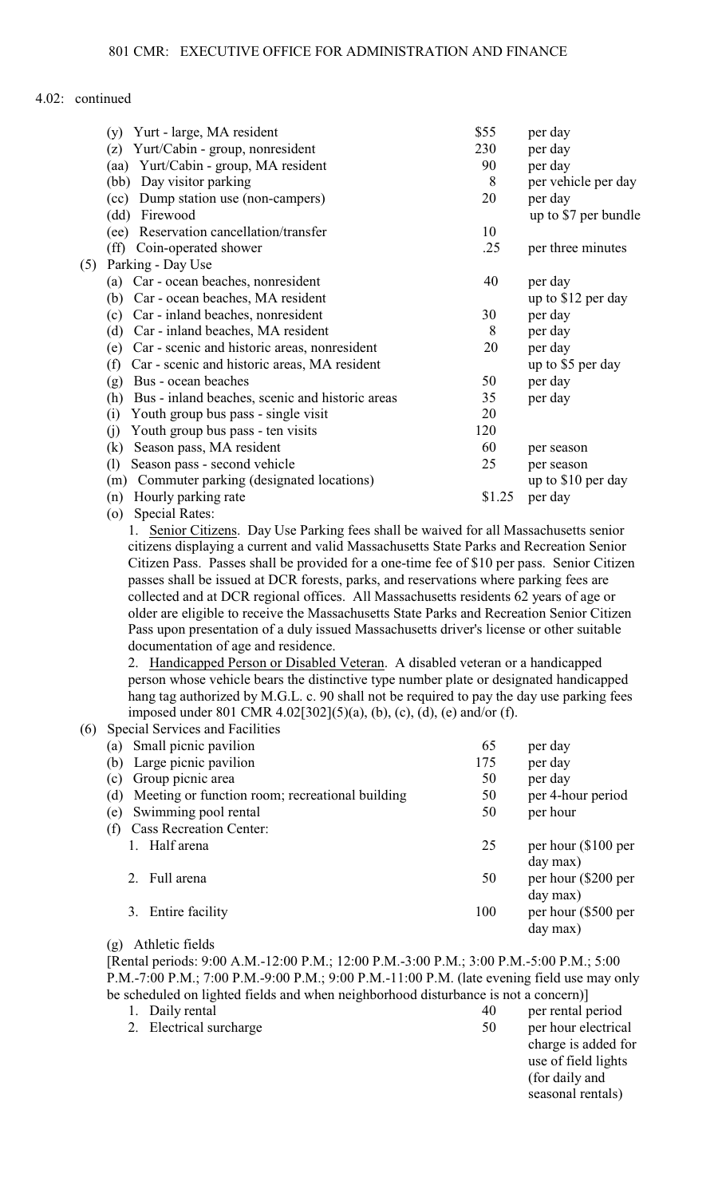4.02: continued

| | | |
|---|---|---|
| (y) Yurt - large, MA resident | $55 | per day |
| (z) Yurt/Cabin - group, nonresident | 230 | per day |
| (aa) Yurt/Cabin - group, MA resident | 90 | per day |
| (bb) Day visitor parking | 8 | per vehicle per day |
| (cc) Dump station use (non-campers) | 20 | per day |
| (dd) Firewood | | up to $7 per bundle |
| (ee) Reservation cancellation/transfer | 10 | |
| (ff) Coin-operated shower | .25 | per three minutes |

(5) Parking - Day Use

| | | |
|---|---|---|
| (a) Car - ocean beaches, nonresident | 40 | per day |
| (b) Car - ocean beaches, MA resident | | up to $12 per day |
| (c) Car - inland beaches, nonresident | 30 | per day |
| (d) Car - inland beaches, MA resident | 8 | per day |
| (e) Car - scenic and historic areas, nonresident | 20 | per day |
| (f) Car - scenic and historic areas, MA resident | | up to $5 per day |
| (g) Bus - ocean beaches | 50 | per day |
| (h) Bus - inland beaches, scenic and historic areas | 35 | per day |
| (i) Youth group bus pass - single visit | 20 | |
| (j) Youth group bus pass - ten visits | 120 | |
| (k) Season pass, MA resident | 60 | per season |
| (l) Season pass - second vehicle | 25 | per season |
| (m) Commuter parking (designated locations) | | up to $10 per day |
| (n) Hourly parking rate | $1.25 | per day |

(o) Special Rates:

1. Senior Citizens. Day Use Parking fees shall be waived for all Massachusetts senior citizens displaying a current and valid Massachusetts State Parks and Recreation Senior Citizen Pass. Passes shall be provided for a one-time fee of $10 per pass. Senior Citizen passes shall be issued at DCR forests, parks, and reservations where parking fees are collected and at DCR regional offices. All Massachusetts residents 62 years of age or older are eligible to receive the Massachusetts State Parks and Recreation Senior Citizen Pass upon presentation of a duly issued Massachusetts driver's license or other suitable documentation of age and residence.

2. Handicapped Person or Disabled Veteran. A disabled veteran or a handicapped person whose vehicle bears the distinctive type number plate or designated handicapped hang tag authorized by M.G.L. c. 90 shall not be required to pay the day use parking fees imposed under 801 CMR 4.02[302](5)(a), (b), (c), (d), (e) and/or (f).

(6) Special Services and Facilities

| | | |
|---|---|---|
| (a) Small picnic pavilion | 65 | per day |
| (b) Large picnic pavilion | 175 | per day |
| (c) Group picnic area | 50 | per day |
| (d) Meeting or function room; recreational building | 50 | per 4-hour period |
| (e) Swimming pool rental | 50 | per hour |
| (f) Cass Recreation Center: | | |
| 1. Half arena | 25 | per hour ($100 per day max) |
| 2. Full arena | 50 | per hour ($200 per day max) |
| 3. Entire facility | 100 | per hour ($500 per day max) |

(g) Athletic fields

[Rental periods: 9:00 A.M.-12:00 P.M.; 12:00 P.M.-3:00 P.M.; 3:00 P.M.-5:00 P.M.; 5:00 P.M.-7:00 P.M.; 7:00 P.M.-9:00 P.M.; 9:00 P.M.-11:00 P.M. (late evening field use may only be scheduled on lighted fields and when neighborhood disturbance is not a concern)]

| | | |
|---|---|---|
| 1. Daily rental | 40 | per rental period |
| 2. Electrical surcharge | 50 | per hour electrical charge is added for use of field lights (for daily and seasonal rentals) |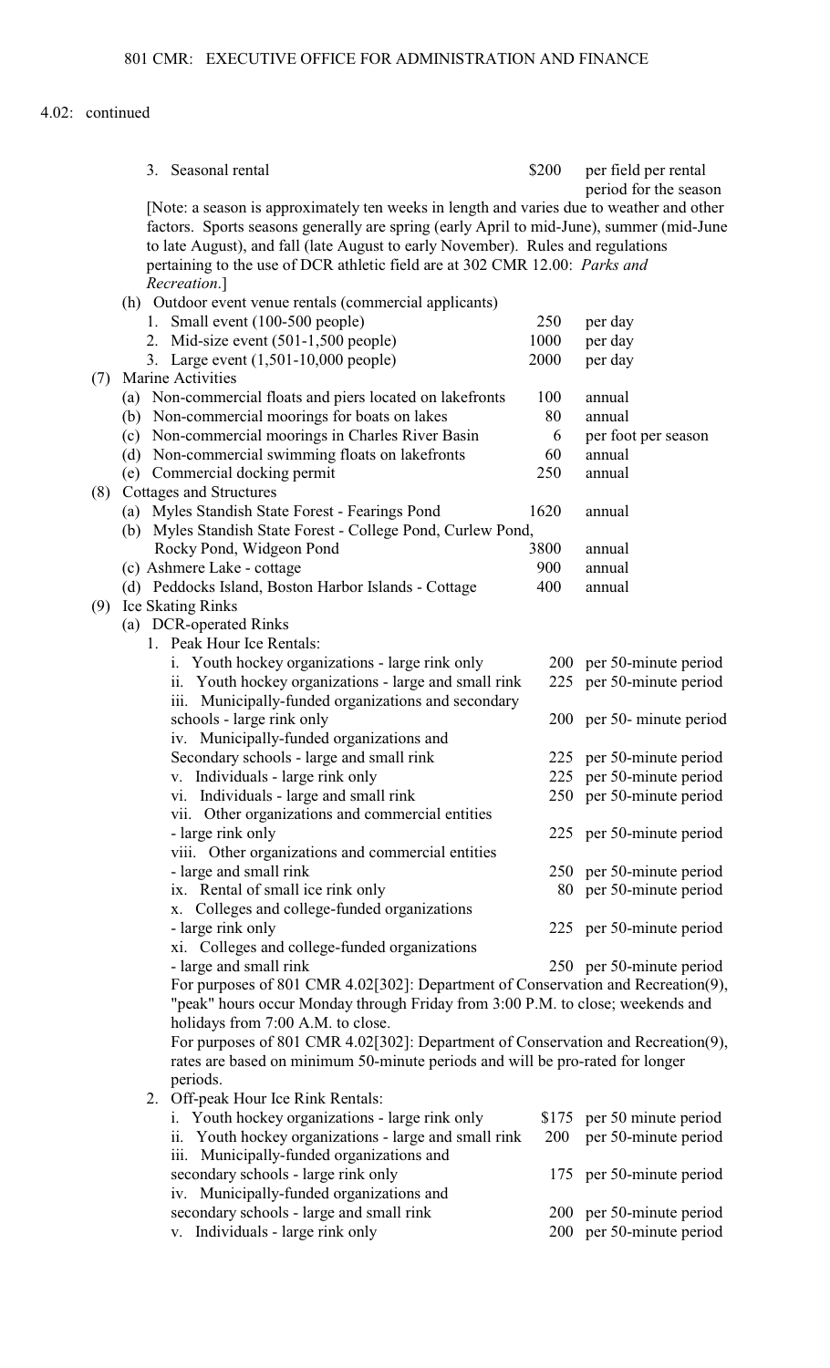4.02: continued

3. Seasonal rental — $200 per field per rental period for the season

[Note: a season is approximately ten weeks in length and varies due to weather and other factors. Sports seasons generally are spring (early April to mid-June), summer (mid-June to late August), and fall (late August to early November). Rules and regulations pertaining to the use of DCR athletic field are at 302 CMR 12.00: *Parks and Recreation*.]

(h) Outdoor event venue rentals (commercial applicants)

| | | |
|---|---|---|
| 1. Small event (100-500 people) | 250 | per day |
| 2. Mid-size event (501-1,500 people) | 1000 | per day |
| 3. Large event (1,501-10,000 people) | 2000 | per day |

(7) Marine Activities

| | | |
|---|---|---|
| (a) Non-commercial floats and piers located on lakefronts | 100 | annual |
| (b) Non-commercial moorings for boats on lakes | 80 | annual |
| (c) Non-commercial moorings in Charles River Basin | 6 | per foot per season |
| (d) Non-commercial swimming floats on lakefronts | 60 | annual |
| (e) Commercial docking permit | 250 | annual |

(8) Cottages and Structures

| | | |
|---|---|---|
| (a) Myles Standish State Forest - Fearings Pond | 1620 | annual |
| (b) Myles Standish State Forest - College Pond, Curlew Pond, Rocky Pond, Widgeon Pond | 3800 | annual |
| (c) Ashmere Lake - cottage | 900 | annual |
| (d) Peddocks Island, Boston Harbor Islands - Cottage | 400 | annual |

(9) Ice Skating Rinks

(a) DCR-operated Rinks

1. Peak Hour Ice Rentals:

| | | |
|---|---|---|
| i. Youth hockey organizations - large rink only | 200 | per 50-minute period |
| ii. Youth hockey organizations - large and small rink | 225 | per 50-minute period |
| iii. Municipally-funded organizations and secondary schools - large rink only | 200 | per 50- minute period |
| iv. Municipally-funded organizations and Secondary schools - large and small rink | 225 | per 50-minute period |
| v. Individuals - large rink only | 225 | per 50-minute period |
| vi. Individuals - large and small rink | 250 | per 50-minute period |
| vii. Other organizations and commercial entities - large rink only | 225 | per 50-minute period |
| viii. Other organizations and commercial entities - large and small rink | 250 | per 50-minute period |
| ix. Rental of small ice rink only | 80 | per 50-minute period |
| x. Colleges and college-funded organizations - large rink only | 225 | per 50-minute period |
| xi. Colleges and college-funded organizations - large and small rink | 250 | per 50-minute period |

For purposes of 801 CMR 4.02[302]: Department of Conservation and Recreation(9), "peak" hours occur Monday through Friday from 3:00 P.M. to close; weekends and holidays from 7:00 A.M. to close.

For purposes of 801 CMR 4.02[302]: Department of Conservation and Recreation(9), rates are based on minimum 50-minute periods and will be pro-rated for longer periods.

2. Off-peak Hour Ice Rink Rentals:

| | | |
|---|---|---|
| i. Youth hockey organizations - large rink only | $175 | per 50 minute period |
| ii. Youth hockey organizations - large and small rink | 200 | per 50-minute period |
| iii. Municipally-funded organizations and secondary schools - large rink only | 175 | per 50-minute period |
| iv. Municipally-funded organizations and secondary schools - large and small rink | 200 | per 50-minute period |
| v. Individuals - large rink only | 200 | per 50-minute period |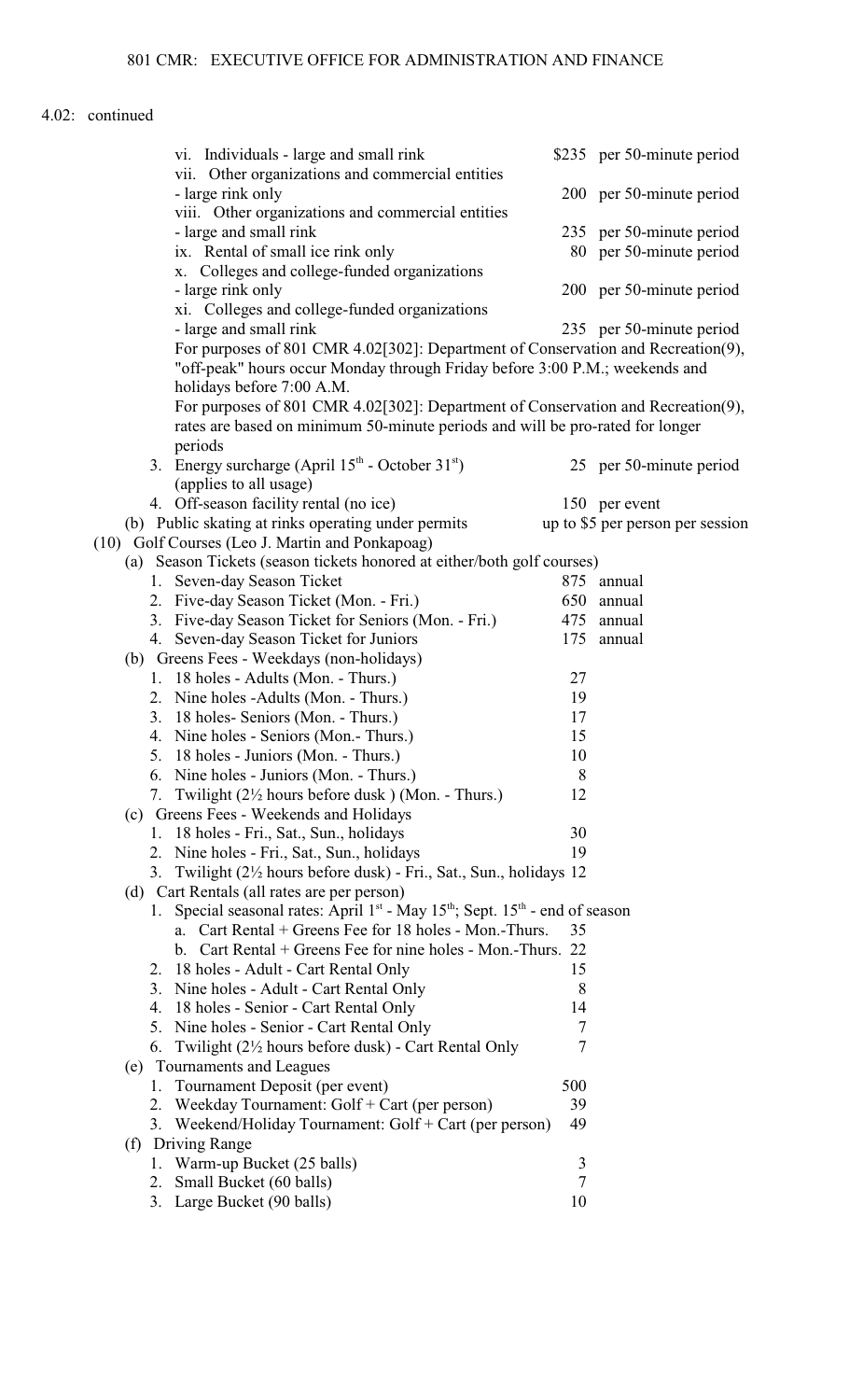4.02: continued

| | | |
|---|---|---|
| vi. Individuals - large and small rink | $235 | per 50-minute period |
| vii. Other organizations and commercial entities - large rink only | 200 | per 50-minute period |
| viii. Other organizations and commercial entities - large and small rink | 235 | per 50-minute period |
| ix. Rental of small ice rink only | 80 | per 50-minute period |
| x. Colleges and college-funded organizations - large rink only | 200 | per 50-minute period |
| xi. Colleges and college-funded organizations - large and small rink | 235 | per 50-minute period |

For purposes of 801 CMR 4.02[302]: Department of Conservation and Recreation(9), "off-peak" hours occur Monday through Friday before 3:00 P.M.; weekends and holidays before 7:00 A.M.

For purposes of 801 CMR 4.02[302]: Department of Conservation and Recreation(9), rates are based on minimum 50-minute periods and will be pro-rated for longer periods

| | | |
|---|---|---|
| 3. Energy surcharge (April 15th - October 31st) (applies to all usage) | 25 | per 50-minute period |
| 4. Off-season facility rental (no ice) | 150 | per event |
| (b) Public skating at rinks operating under permits | up to $5 | per person per session |

(10) Golf Courses (Leo J. Martin and Ponkapoag)

(a) Season Tickets (season tickets honored at either/both golf courses)

| | | |
|---|---|---|
| 1. Seven-day Season Ticket | 875 | annual |
| 2. Five-day Season Ticket (Mon. - Fri.) | 650 | annual |
| 3. Five-day Season Ticket for Seniors (Mon. - Fri.) | 475 | annual |
| 4. Seven-day Season Ticket for Juniors | 175 | annual |

(b) Greens Fees - Weekdays (non-holidays)

| | |
|---|---|
| 1. 18 holes - Adults (Mon. - Thurs.) | 27 |
| 2. Nine holes -Adults (Mon. - Thurs.) | 19 |
| 3. 18 holes- Seniors (Mon. - Thurs.) | 17 |
| 4. Nine holes - Seniors (Mon.- Thurs.) | 15 |
| 5. 18 holes - Juniors (Mon. - Thurs.) | 10 |
| 6. Nine holes - Juniors (Mon. - Thurs.) | 8 |
| 7. Twilight (2½ hours before dusk ) (Mon. - Thurs.) | 12 |

(c) Greens Fees - Weekends and Holidays

| | |
|---|---|
| 1. 18 holes - Fri., Sat., Sun., holidays | 30 |
| 2. Nine holes - Fri., Sat., Sun., holidays | 19 |
| 3. Twilight (2½ hours before dusk) - Fri., Sat., Sun., holidays | 12 |

(d) Cart Rentals (all rates are per person)

1. Special seasonal rates: April 1st - May 15th; Sept. 15th - end of season

| | |
|---|---|
| a. Cart Rental + Greens Fee for 18 holes - Mon.-Thurs. | 35 |
| b. Cart Rental + Greens Fee for nine holes - Mon.-Thurs. | 22 |
| 2. 18 holes - Adult - Cart Rental Only | 15 |
| 3. Nine holes - Adult - Cart Rental Only | 8 |
| 4. 18 holes - Senior - Cart Rental Only | 14 |
| 5. Nine holes - Senior - Cart Rental Only | 7 |
| 6. Twilight (2½ hours before dusk) - Cart Rental Only | 7 |

(e) Tournaments and Leagues

| | |
|---|---|
| 1. Tournament Deposit (per event) | 500 |
| 2. Weekday Tournament: Golf + Cart (per person) | 39 |
| 3. Weekend/Holiday Tournament: Golf + Cart (per person) | 49 |

(f) Driving Range

| | |
|---|---|
| 1. Warm-up Bucket (25 balls) | 3 |
| 2. Small Bucket (60 balls) | 7 |
| 3. Large Bucket (90 balls) | 10 |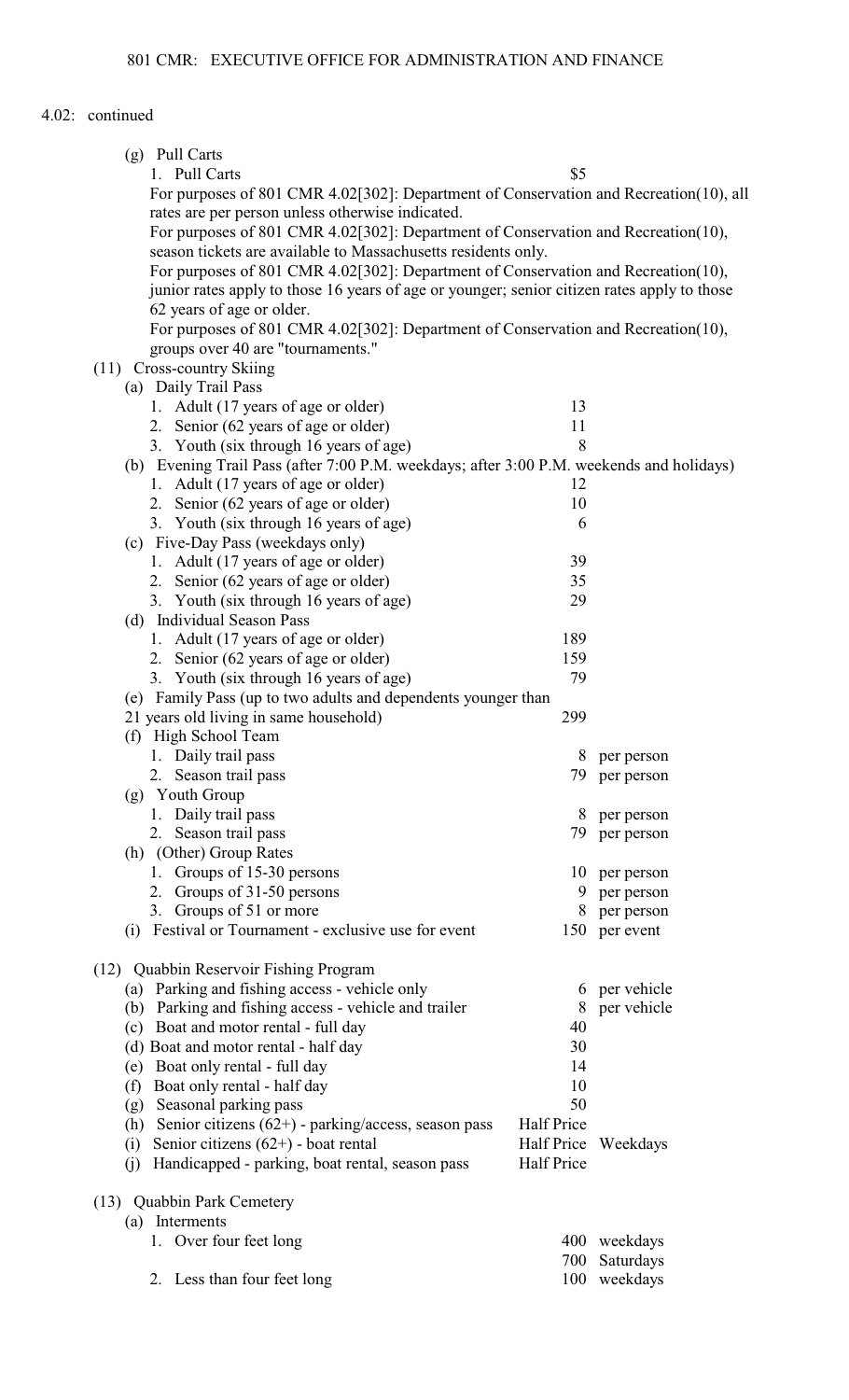4.02: continued

(g) Pull Carts

1. Pull Carts $5

For purposes of 801 CMR 4.02[302]: Department of Conservation and Recreation(10), all rates are per person unless otherwise indicated.

For purposes of 801 CMR 4.02[302]: Department of Conservation and Recreation(10), season tickets are available to Massachusetts residents only.

For purposes of 801 CMR 4.02[302]: Department of Conservation and Recreation(10), junior rates apply to those 16 years of age or younger; senior citizen rates apply to those 62 years of age or older.

For purposes of 801 CMR 4.02[302]: Department of Conservation and Recreation(10), groups over 40 are "tournaments."

(11) Cross-country Skiing

| | | |
|---|---|---|
| (a) Daily Trail Pass | | |
| 1. Adult (17 years of age or older) | 13 | |
| 2. Senior (62 years of age or older) | 11 | |
| 3. Youth (six through 16 years of age) | 8 | |
| (b) Evening Trail Pass (after 7:00 P.M. weekdays; after 3:00 P.M. weekends and holidays) | | |
| 1. Adult (17 years of age or older) | 12 | |
| 2. Senior (62 years of age or older) | 10 | |
| 3. Youth (six through 16 years of age) | 6 | |
| (c) Five-Day Pass (weekdays only) | | |
| 1. Adult (17 years of age or older) | 39 | |
| 2. Senior (62 years of age or older) | 35 | |
| 3. Youth (six through 16 years of age) | 29 | |
| (d) Individual Season Pass | | |
| 1. Adult (17 years of age or older) | 189 | |
| 2. Senior (62 years of age or older) | 159 | |
| 3. Youth (six through 16 years of age) | 79 | |
| (e) Family Pass (up to two adults and dependents younger than 21 years old living in same household) | 299 | |
| (f) High School Team | | |
| 1. Daily trail pass | 8 | per person |
| 2. Season trail pass | 79 | per person |
| (g) Youth Group | | |
| 1. Daily trail pass | 8 | per person |
| 2. Season trail pass | 79 | per person |
| (h) (Other) Group Rates | | |
| 1. Groups of 15-30 persons | 10 | per person |
| 2. Groups of 31-50 persons | 9 | per person |
| 3. Groups of 51 or more | 8 | per person |
| (i) Festival or Tournament - exclusive use for event | 150 | per event |

(12) Quabbin Reservoir Fishing Program

| | | |
|---|---|---|
| (a) Parking and fishing access - vehicle only | 6 | per vehicle |
| (b) Parking and fishing access - vehicle and trailer | 8 | per vehicle |
| (c) Boat and motor rental - full day | 40 | |
| (d) Boat and motor rental - half day | 30 | |
| (e) Boat only rental - full day | 14 | |
| (f) Boat only rental - half day | 10 | |
| (g) Seasonal parking pass | 50 | |
| (h) Senior citizens (62+) - parking/access, season pass | Half Price | |
| (i) Senior citizens (62+) - boat rental | Half Price | Weekdays |
| (j) Handicapped - parking, boat rental, season pass | Half Price | |

(13) Quabbin Park Cemetery

| | | |
|---|---|---|
| (a) Interments | | |
| 1. Over four feet long | 400 | weekdays |
| | 700 | Saturdays |
| 2. Less than four feet long | 100 | weekdays |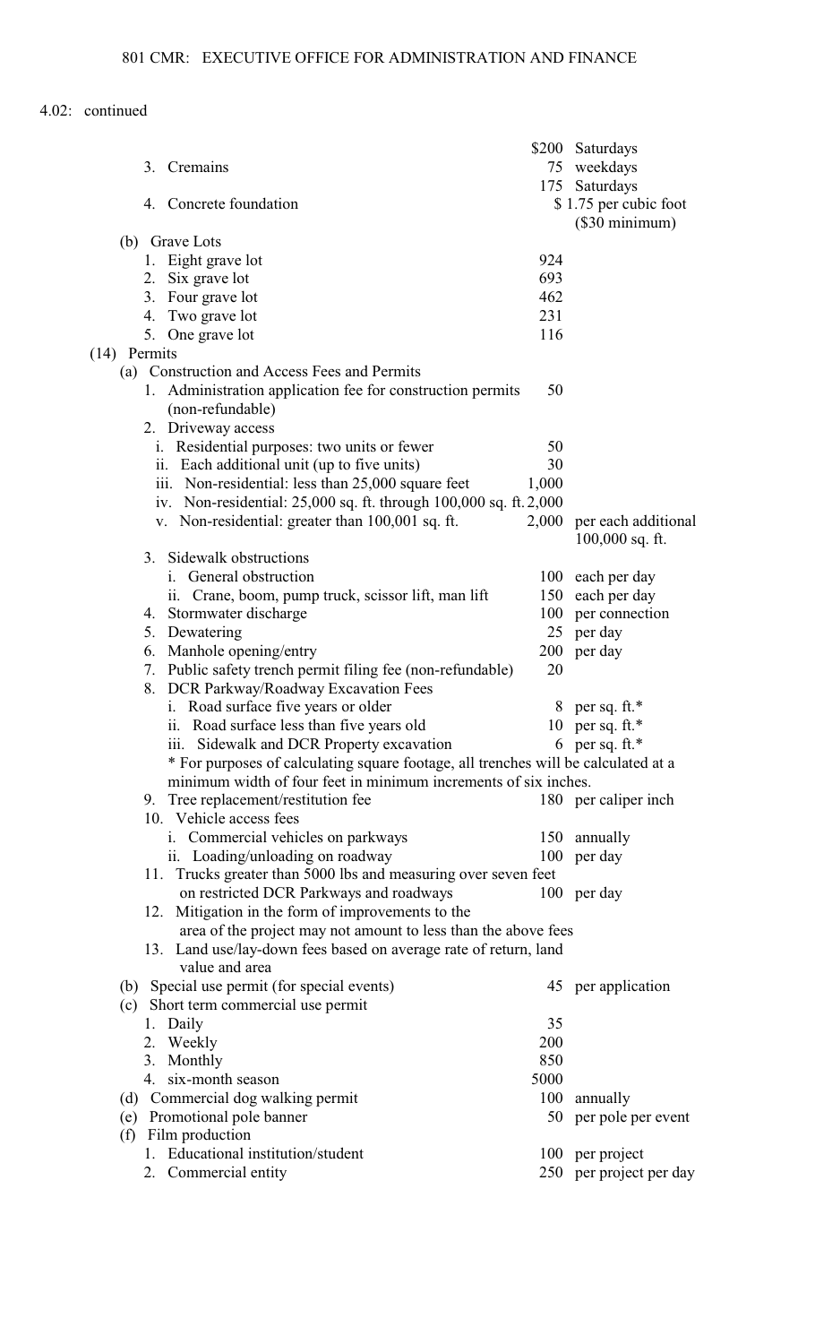4.02: continued

| | | |
|---|---|---|
| | $200 | Saturdays |
| 3. Cremains | 75 | weekdays |
| | 175 | Saturdays |
| 4. Concrete foundation | | $ 1.75 per cubic foot ($30 minimum) |
| (b) Grave Lots | | |
| 1. Eight grave lot | 924 | |
| 2. Six grave lot | 693 | |
| 3. Four grave lot | 462 | |
| 4. Two grave lot | 231 | |
| 5. One grave lot | 116 | |
| (14) Permits | | |
| (a) Construction and Access Fees and Permits | | |
| 1. Administration application fee for construction permits (non-refundable) | 50 | |
| 2. Driveway access | | |
| i. Residential purposes: two units or fewer | 50 | |
| ii. Each additional unit (up to five units) | 30 | |
| iii. Non-residential: less than 25,000 square feet | 1,000 | |
| iv. Non-residential: 25,000 sq. ft. through 100,000 sq. ft. | 2,000 | |
| v. Non-residential: greater than 100,001 sq. ft. | 2,000 | per each additional 100,000 sq. ft. |
| 3. Sidewalk obstructions | | |
| i. General obstruction | 100 | each per day |
| ii. Crane, boom, pump truck, scissor lift, man lift | 150 | each per day |
| 4. Stormwater discharge | 100 | per connection |
| 5. Dewatering | 25 | per day |
| 6. Manhole opening/entry | 200 | per day |
| 7. Public safety trench permit filing fee (non-refundable) | 20 | |
| 8. DCR Parkway/Roadway Excavation Fees | | |
| i. Road surface five years or older | 8 | per sq. ft.* |
| ii. Road surface less than five years old | 10 | per sq. ft.* |
| iii. Sidewalk and DCR Property excavation | 6 | per sq. ft.* |
| * For purposes of calculating square footage, all trenches will be calculated at a minimum width of four feet in minimum increments of six inches. | | |
| 9. Tree replacement/restitution fee | 180 | per caliper inch |
| 10. Vehicle access fees | | |
| i. Commercial vehicles on parkways | 150 | annually |
| ii. Loading/unloading on roadway | 100 | per day |
| 11. Trucks greater than 5000 lbs and measuring over seven feet on restricted DCR Parkways and roadways | 100 | per day |
| 12. Mitigation in the form of improvements to the area of the project may not amount to less than the above fees | | |
| 13. Land use/lay-down fees based on average rate of return, land value and area | | |
| (b) Special use permit (for special events) | 45 | per application |
| (c) Short term commercial use permit | | |
| 1. Daily | 35 | |
| 2. Weekly | 200 | |
| 3. Monthly | 850 | |
| 4. six-month season | 5000 | |
| (d) Commercial dog walking permit | 100 | annually |
| (e) Promotional pole banner | 50 | per pole per event |
| (f) Film production | | |
| 1. Educational institution/student | 100 | per project |
| 2. Commercial entity | 250 | per project per day |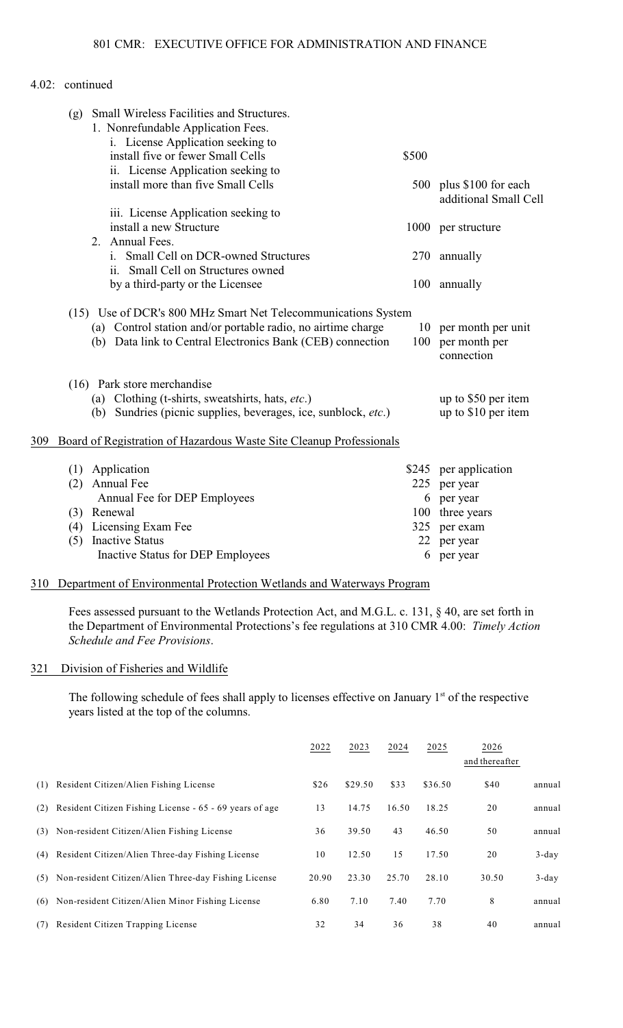4.02: continued

(g) Small Wireless Facilities and Structures.

1. Nonrefundable Application Fees.

| | | |
|---|---|---|
| i. License Application seeking to install five or fewer Small Cells | $500 | |
| ii. License Application seeking to install more than five Small Cells | 500 | plus $100 for each additional Small Cell |
| iii. License Application seeking to install a new Structure | 1000 | per structure |

2. Annual Fees.

| | | |
|---|---|---|
| i. Small Cell on DCR-owned Structures | 270 | annually |
| ii. Small Cell on Structures owned by a third-party or the Licensee | 100 | annually |

(15) Use of DCR's 800 MHz Smart Net Telecommunications System

| | | |
|---|---|---|
| (a) Control station and/or portable radio, no airtime charge | 10 | per month per unit |
| (b) Data link to Central Electronics Bank (CEB) connection | 100 | per month per connection |

(16) Park store merchandise

| | |
|---|---|
| (a) Clothing (t-shirts, sweatshirts, hats, *etc.*) | up to $50 per item |
| (b) Sundries (picnic supplies, beverages, ice, sunblock, *etc.*) | up to $10 per item |

## 309 Board of Registration of Hazardous Waste Site Cleanup Professionals

| | | |
|---|---|---|
| (1) Application | $245 | per application |
| (2) Annual Fee | 225 | per year |
| Annual Fee for DEP Employees | 6 | per year |
| (3) Renewal | 100 | three years |
| (4) Licensing Exam Fee | 325 | per exam |
| (5) Inactive Status | 22 | per year |
| Inactive Status for DEP Employees | 6 | per year |

## 310 Department of Environmental Protection Wetlands and Waterways Program

Fees assessed pursuant to the Wetlands Protection Act, and M.G.L. c. 131, § 40, are set forth in the Department of Environmental Protections's fee regulations at 310 CMR 4.00: *Timely Action Schedule and Fee Provisions*.

## 321 Division of Fisheries and Wildlife

The following schedule of fees shall apply to licenses effective on January 1st of the respective years listed at the top of the columns.

| | 2022 | 2023 | 2024 | 2025 | 2026 and thereafter | |
|---|---|---|---|---|---|---|
| (1) Resident Citizen/Alien Fishing License | $26 | $29.50 | $33 | $36.50 | $40 | annual |
| (2) Resident Citizen Fishing License - 65 - 69 years of age | 13 | 14.75 | 16.50 | 18.25 | 20 | annual |
| (3) Non-resident Citizen/Alien Fishing License | 36 | 39.50 | 43 | 46.50 | 50 | annual |
| (4) Resident Citizen/Alien Three-day Fishing License | 10 | 12.50 | 15 | 17.50 | 20 | 3-day |
| (5) Non-resident Citizen/Alien Three-day Fishing License | 20.90 | 23.30 | 25.70 | 28.10 | 30.50 | 3-day |
| (6) Non-resident Citizen/Alien Minor Fishing License | 6.80 | 7.10 | 7.40 | 7.70 | 8 | annual |
| (7) Resident Citizen Trapping License | 32 | 34 | 36 | 38 | 40 | annual |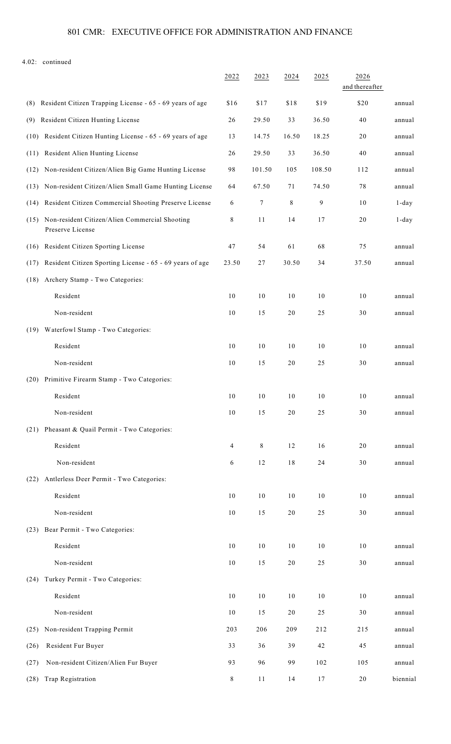4.02: continued

| | 2022 | 2023 | 2024 | 2025 | 2026 and thereafter | |
|---|---|---|---|---|---|---|
| (8) Resident Citizen Trapping License - 65 - 69 years of age | $16 | $17 | $18 | $19 | $20 | annual |
| (9) Resident Citizen Hunting License | 26 | 29.50 | 33 | 36.50 | 40 | annual |
| (10) Resident Citizen Hunting License - 65 - 69 years of age | 13 | 14.75 | 16.50 | 18.25 | 20 | annual |
| (11) Resident Alien Hunting License | 26 | 29.50 | 33 | 36.50 | 40 | annual |
| (12) Non-resident Citizen/Alien Big Game Hunting License | 98 | 101.50 | 105 | 108.50 | 112 | annual |
| (13) Non-resident Citizen/Alien Small Game Hunting License | 64 | 67.50 | 71 | 74.50 | 78 | annual |
| (14) Resident Citizen Commercial Shooting Preserve License | 6 | 7 | 8 | 9 | 10 | 1-day |
| (15) Non-resident Citizen/Alien Commercial Shooting Preserve License | 8 | 11 | 14 | 17 | 20 | 1-day |
| (16) Resident Citizen Sporting License | 47 | 54 | 61 | 68 | 75 | annual |
| (17) Resident Citizen Sporting License - 65 - 69 years of age | 23.50 | 27 | 30.50 | 34 | 37.50 | annual |
| (18) Archery Stamp - Two Categories: | | | | | | |
| Resident | 10 | 10 | 10 | 10 | 10 | annual |
| Non-resident | 10 | 15 | 20 | 25 | 30 | annual |
| (19) Waterfowl Stamp - Two Categories: | | | | | | |
| Resident | 10 | 10 | 10 | 10 | 10 | annual |
| Non-resident | 10 | 15 | 20 | 25 | 30 | annual |
| (20) Primitive Firearm Stamp - Two Categories: | | | | | | |
| Resident | 10 | 10 | 10 | 10 | 10 | annual |
| Non-resident | 10 | 15 | 20 | 25 | 30 | annual |
| (21) Pheasant & Quail Permit - Two Categories: | | | | | | |
| Resident | 4 | 8 | 12 | 16 | 20 | annual |
| Non-resident | 6 | 12 | 18 | 24 | 30 | annual |
| (22) Antlerless Deer Permit - Two Categories: | | | | | | |
| Resident | 10 | 10 | 10 | 10 | 10 | annual |
| Non-resident | 10 | 15 | 20 | 25 | 30 | annual |
| (23) Bear Permit - Two Categories: | | | | | | |
| Resident | 10 | 10 | 10 | 10 | 10 | annual |
| Non-resident | 10 | 15 | 20 | 25 | 30 | annual |
| (24) Turkey Permit - Two Categories: | | | | | | |
| Resident | 10 | 10 | 10 | 10 | 10 | annual |
| Non-resident | 10 | 15 | 20 | 25 | 30 | annual |
| (25) Non-resident Trapping Permit | 203 | 206 | 209 | 212 | 215 | annual |
| (26) Resident Fur Buyer | 33 | 36 | 39 | 42 | 45 | annual |
| (27) Non-resident Citizen/Alien Fur Buyer | 93 | 96 | 99 | 102 | 105 | annual |
| (28) Trap Registration | 8 | 11 | 14 | 17 | 20 | biennial |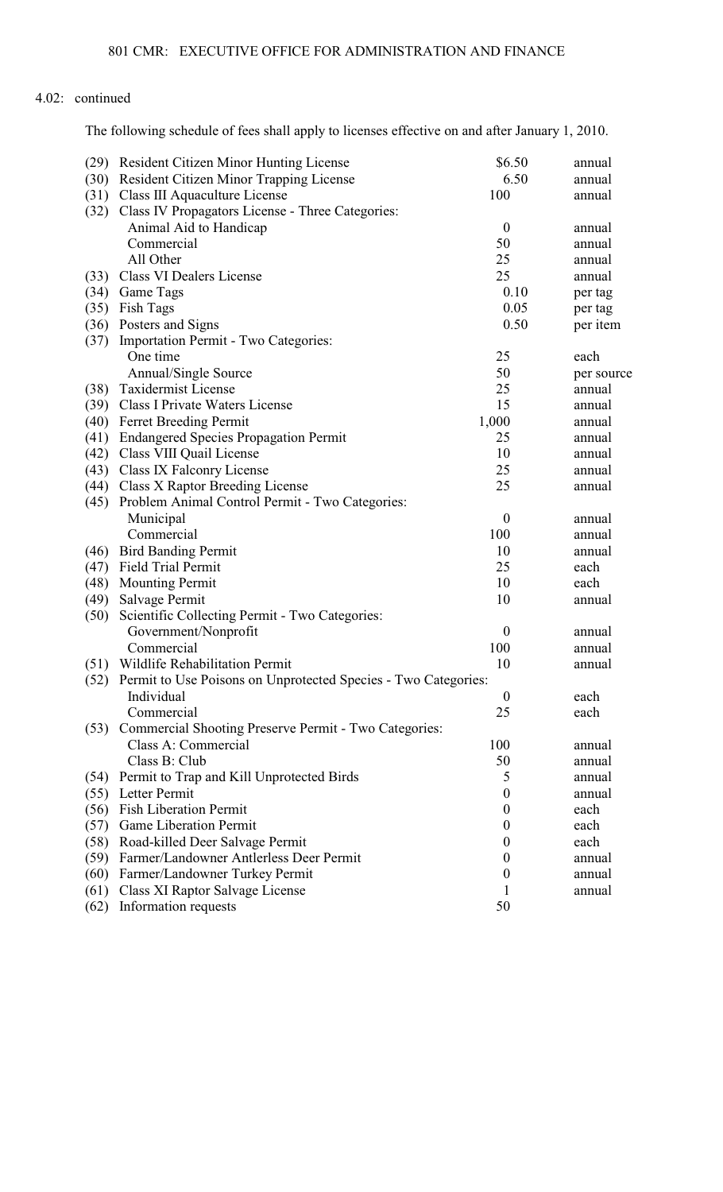4.02: continued

The following schedule of fees shall apply to licenses effective on and after January 1, 2010.

| | | | |
|---|---|---|---|
| (29) | Resident Citizen Minor Hunting License | $6.50 | annual |
| (30) | Resident Citizen Minor Trapping License | 6.50 | annual |
| (31) | Class III Aquaculture License | 100 | annual |
| (32) | Class IV Propagators License - Three Categories: | | |
| | Animal Aid to Handicap | 0 | annual |
| | Commercial | 50 | annual |
| | All Other | 25 | annual |
| (33) | Class VI Dealers License | 25 | annual |
| (34) | Game Tags | 0.10 | per tag |
| (35) | Fish Tags | 0.05 | per tag |
| (36) | Posters and Signs | 0.50 | per item |
| (37) | Importation Permit - Two Categories: | | |
| | One time | 25 | each |
| | Annual/Single Source | 50 | per source |
| (38) | Taxidermist License | 25 | annual |
| (39) | Class I Private Waters License | 15 | annual |
| (40) | Ferret Breeding Permit | 1,000 | annual |
| (41) | Endangered Species Propagation Permit | 25 | annual |
| (42) | Class VIII Quail License | 10 | annual |
| (43) | Class IX Falconry License | 25 | annual |
| (44) | Class X Raptor Breeding License | 25 | annual |
| (45) | Problem Animal Control Permit - Two Categories: | | |
| | Municipal | 0 | annual |
| | Commercial | 100 | annual |
| (46) | Bird Banding Permit | 10 | annual |
| (47) | Field Trial Permit | 25 | each |
| (48) | Mounting Permit | 10 | each |
| (49) | Salvage Permit | 10 | annual |
| (50) | Scientific Collecting Permit - Two Categories: | | |
| | Government/Nonprofit | 0 | annual |
| | Commercial | 100 | annual |
| (51) | Wildlife Rehabilitation Permit | 10 | annual |
| (52) | Permit to Use Poisons on Unprotected Species - Two Categories: | | |
| | Individual | 0 | each |
| | Commercial | 25 | each |
| (53) | Commercial Shooting Preserve Permit - Two Categories: | | |
| | Class A: Commercial | 100 | annual |
| | Class B: Club | 50 | annual |
| (54) | Permit to Trap and Kill Unprotected Birds | 5 | annual |
| (55) | Letter Permit | 0 | annual |
| (56) | Fish Liberation Permit | 0 | each |
| (57) | Game Liberation Permit | 0 | each |
| (58) | Road-killed Deer Salvage Permit | 0 | each |
| (59) | Farmer/Landowner Antlerless Deer Permit | 0 | annual |
| (60) | Farmer/Landowner Turkey Permit | 0 | annual |
| (61) | Class XI Raptor Salvage License | 1 | annual |
| (62) | Information requests | 50 | |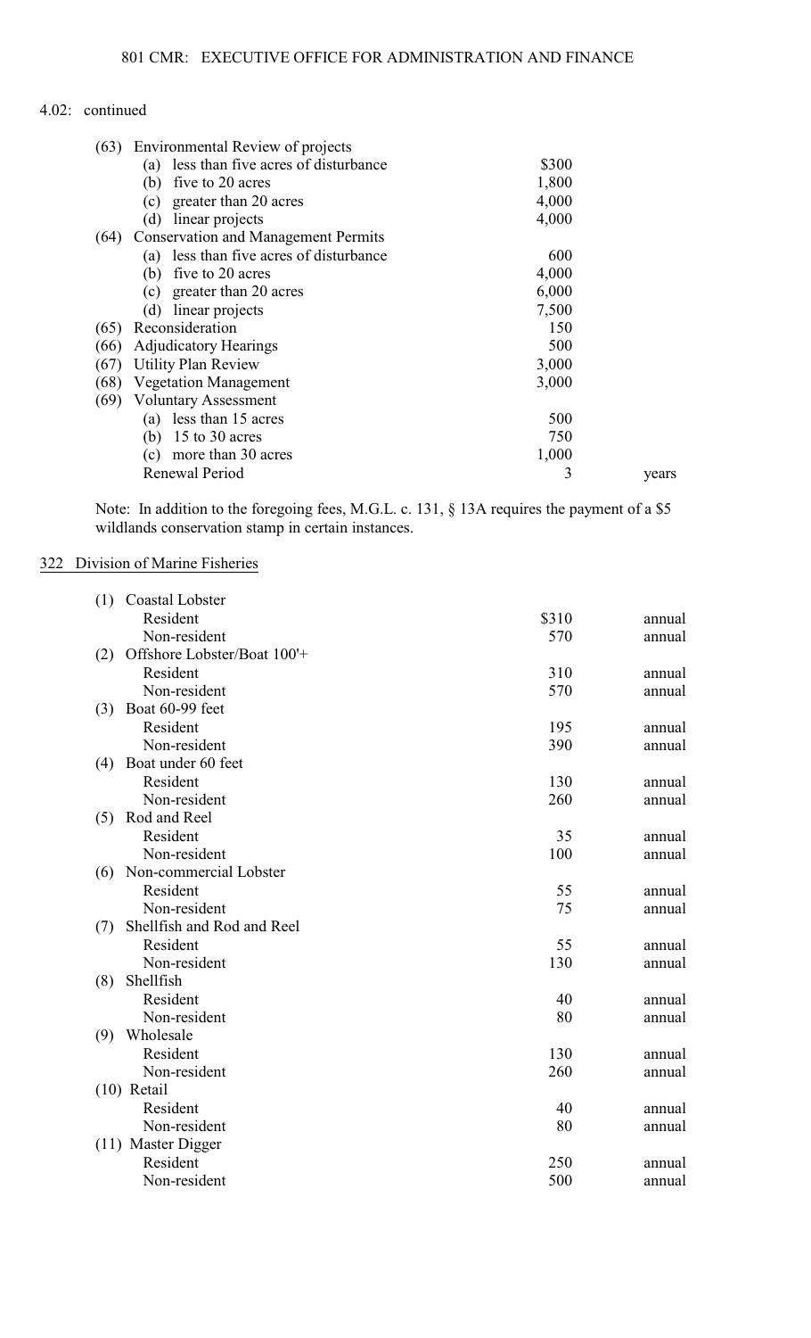4.02: continued

| | | |
|---|---|---|
| (63) Environmental Review of projects | | |
| (a) less than five acres of disturbance | $300 | |
| (b) five to 20 acres | 1,800 | |
| (c) greater than 20 acres | 4,000 | |
| (d) linear projects | 4,000 | |
| (64) Conservation and Management Permits | | |
| (a) less than five acres of disturbance | 600 | |
| (b) five to 20 acres | 4,000 | |
| (c) greater than 20 acres | 6,000 | |
| (d) linear projects | 7,500 | |
| (65) Reconsideration | 150 | |
| (66) Adjudicatory Hearings | 500 | |
| (67) Utility Plan Review | 3,000 | |
| (68) Vegetation Management | 3,000 | |
| (69) Voluntary Assessment | | |
| (a) less than 15 acres | 500 | |
| (b) 15 to 30 acres | 750 | |
| (c) more than 30 acres | 1,000 | |
| Renewal Period | 3 | years |

Note: In addition to the foregoing fees, M.G.L. c. 131, § 13A requires the payment of a $5 wildlands conservation stamp in certain instances.

<u>322 Division of Marine Fisheries</u>

| | | |
|---|---|---|
| (1) Coastal Lobster | | |
| Resident | $310 | annual |
| Non-resident | 570 | annual |
| (2) Offshore Lobster/Boat 100'+ | | |
| Resident | 310 | annual |
| Non-resident | 570 | annual |
| (3) Boat 60-99 feet | | |
| Resident | 195 | annual |
| Non-resident | 390 | annual |
| (4) Boat under 60 feet | | |
| Resident | 130 | annual |
| Non-resident | 260 | annual |
| (5) Rod and Reel | | |
| Resident | 35 | annual |
| Non-resident | 100 | annual |
| (6) Non-commercial Lobster | | |
| Resident | 55 | annual |
| Non-resident | 75 | annual |
| (7) Shellfish and Rod and Reel | | |
| Resident | 55 | annual |
| Non-resident | 130 | annual |
| (8) Shellfish | | |
| Resident | 40 | annual |
| Non-resident | 80 | annual |
| (9) Wholesale | | |
| Resident | 130 | annual |
| Non-resident | 260 | annual |
| (10) Retail | | |
| Resident | 40 | annual |
| Non-resident | 80 | annual |
| (11) Master Digger | | |
| Resident | 250 | annual |
| Non-resident | 500 | annual |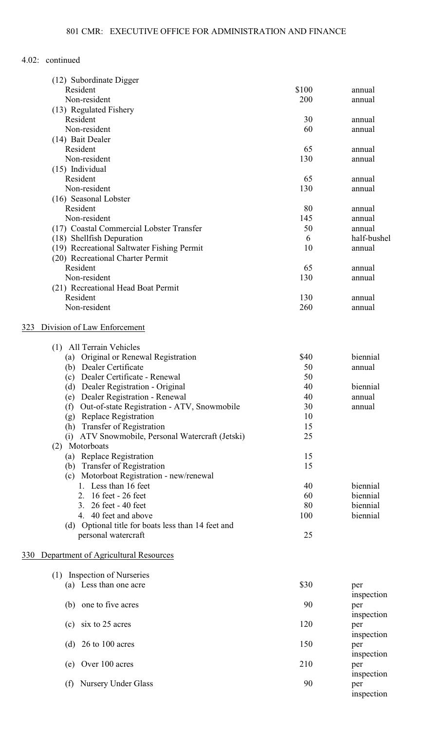4.02: continued

| | | |
|---|---|---|
| (12) Subordinate Digger | | |
| Resident | $100 | annual |
| Non-resident | 200 | annual |
| (13) Regulated Fishery | | |
| Resident | 30 | annual |
| Non-resident | 60 | annual |
| (14) Bait Dealer | | |
| Resident | 65 | annual |
| Non-resident | 130 | annual |
| (15) Individual | | |
| Resident | 65 | annual |
| Non-resident | 130 | annual |
| (16) Seasonal Lobster | | |
| Resident | 80 | annual |
| Non-resident | 145 | annual |
| (17) Coastal Commercial Lobster Transfer | 50 | annual |
| (18) Shellfish Depuration | 6 | half-bushel |
| (19) Recreational Saltwater Fishing Permit | 10 | annual |
| (20) Recreational Charter Permit | | |
| Resident | 65 | annual |
| Non-resident | 130 | annual |
| (21) Recreational Head Boat Permit | | |
| Resident | 130 | annual |
| Non-resident | 260 | annual |

323 Division of Law Enforcement

| | | |
|---|---|---|
| (1) All Terrain Vehicles | | |
| (a) Original or Renewal Registration | $40 | biennial |
| (b) Dealer Certificate | 50 | annual |
| (c) Dealer Certificate - Renewal | 50 | |
| (d) Dealer Registration - Original | 40 | biennial |
| (e) Dealer Registration - Renewal | 40 | annual |
| (f) Out-of-state Registration - ATV, Snowmobile | 30 | annual |
| (g) Replace Registration | 10 | |
| (h) Transfer of Registration | 15 | |
| (i) ATV Snowmobile, Personal Watercraft (Jetski) | 25 | |
| (2) Motorboats | | |
| (a) Replace Registration | 15 | |
| (b) Transfer of Registration | 15 | |
| (c) Motorboat Registration - new/renewal | | |
| 1. Less than 16 feet | 40 | biennial |
| 2. 16 feet - 26 feet | 60 | biennial |
| 3. 26 feet - 40 feet | 80 | biennial |
| 4. 40 feet and above | 100 | biennial |
| (d) Optional title for boats less than 14 feet and personal watercraft | 25 | |

330 Department of Agricultural Resources

| | | |
|---|---|---|
| (1) Inspection of Nurseries | | |
| (a) Less than one acre | $30 | per inspection |
| (b) one to five acres | 90 | per inspection |
| (c) six to 25 acres | 120 | per inspection |
| (d) 26 to 100 acres | 150 | per inspection |
| (e) Over 100 acres | 210 | per inspection |
| (f) Nursery Under Glass | 90 | per inspection |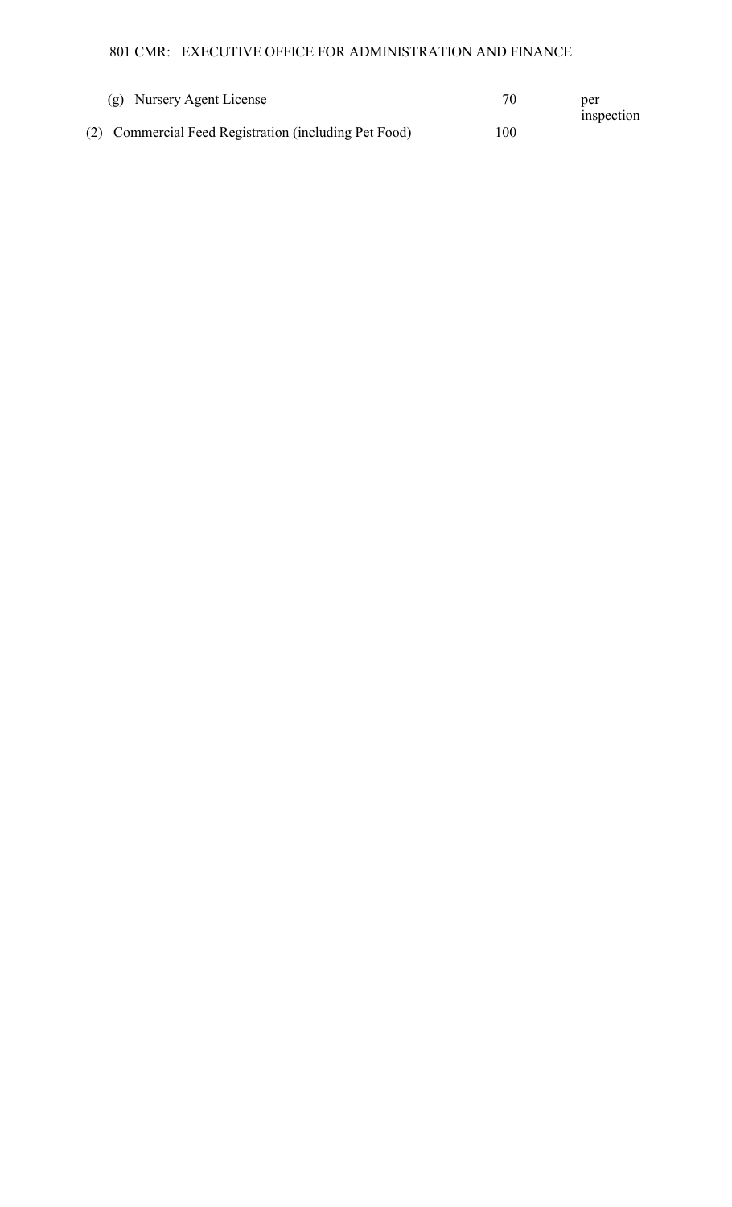| | | |
|---|---|---|
| (g) Nursery Agent License | 70 | per inspection |
| (2) Commercial Feed Registration (including Pet Food) | 100 | |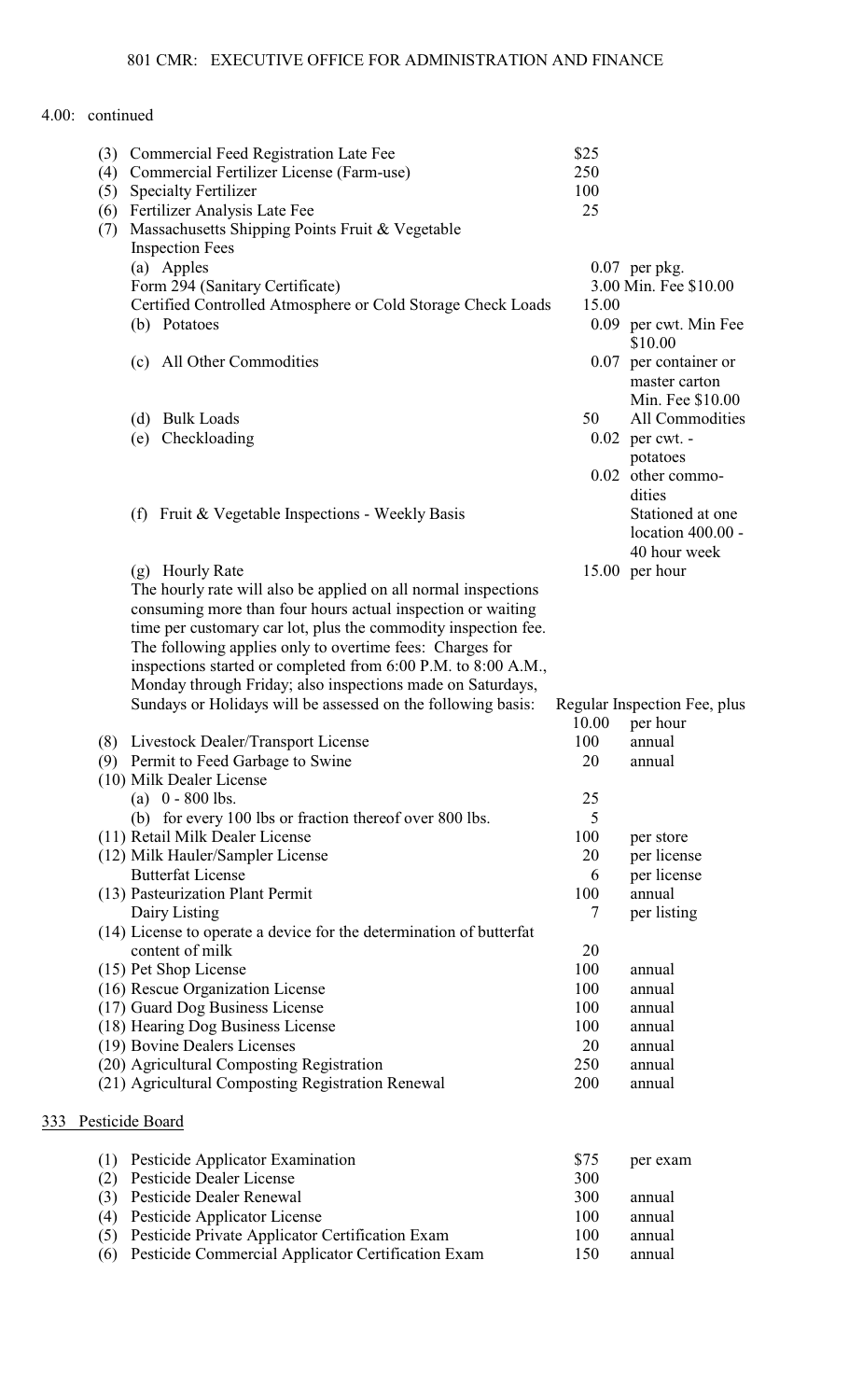4.00: continued

| | | | |
|---|---|---|---|
| (3) | Commercial Feed Registration Late Fee | $25 | |
| (4) | Commercial Fertilizer License (Farm-use) | 250 | |
| (5) | Specialty Fertilizer | 100 | |
| (6) | Fertilizer Analysis Late Fee | 25 | |
| (7) | Massachusetts Shipping Points Fruit & Vegetable Inspection Fees | | |
| | (a) Apples | 0.07 | per pkg. |
| | Form 294 (Sanitary Certificate) | 3.00 | Min. Fee $10.00 |
| | Certified Controlled Atmosphere or Cold Storage Check Loads | 15.00 | |
| | (b) Potatoes | 0.09 | per cwt. Min Fee $10.00 |
| | (c) All Other Commodities | 0.07 | per container or master carton Min. Fee $10.00 |
| | (d) Bulk Loads | 50 | All Commodities |
| | (e) Checkloading | 0.02 | per cwt. - potatoes |
| | | 0.02 | other commodities |
| | (f) Fruit & Vegetable Inspections - Weekly Basis | | Stationed at one location 400.00 - 40 hour week |
| | (g) Hourly Rate | 15.00 | per hour |
| | The hourly rate will also be applied on all normal inspections consuming more than four hours actual inspection or waiting time per customary car lot, plus the commodity inspection fee. The following applies only to overtime fees: Charges for inspections started or completed from 6:00 P.M. to 8:00 A.M., Monday through Friday; also inspections made on Saturdays, Sundays or Holidays will be assessed on the following basis: | Regular Inspection Fee, plus 10.00 | per hour |
| (8) | Livestock Dealer/Transport License | 100 | annual |
| (9) | Permit to Feed Garbage to Swine | 20 | annual |
| (10) | Milk Dealer License | | |
| | (a) 0 - 800 lbs. | 25 | |
| | (b) for every 100 lbs or fraction thereof over 800 lbs. | 5 | |
| (11) | Retail Milk Dealer License | 100 | per store |
| (12) | Milk Hauler/Sampler License | 20 | per license |
| | Butterfat License | 6 | per license |
| (13) | Pasteurization Plant Permit | 100 | annual |
| | Dairy Listing | 7 | per listing |
| (14) | License to operate a device for the determination of butterfat content of milk | 20 | |
| (15) | Pet Shop License | 100 | annual |
| (16) | Rescue Organization License | 100 | annual |
| (17) | Guard Dog Business License | 100 | annual |
| (18) | Hearing Dog Business License | 100 | annual |
| (19) | Bovine Dealers Licenses | 20 | annual |
| (20) | Agricultural Composting Registration | 250 | annual |
| (21) | Agricultural Composting Registration Renewal | 200 | annual |

333 Pesticide Board

| | | | |
|---|---|---|---|
| (1) | Pesticide Applicator Examination | $75 | per exam |
| (2) | Pesticide Dealer License | 300 | |
| (3) | Pesticide Dealer Renewal | 300 | annual |
| (4) | Pesticide Applicator License | 100 | annual |
| (5) | Pesticide Private Applicator Certification Exam | 100 | annual |
| (6) | Pesticide Commercial Applicator Certification Exam | 150 | annual |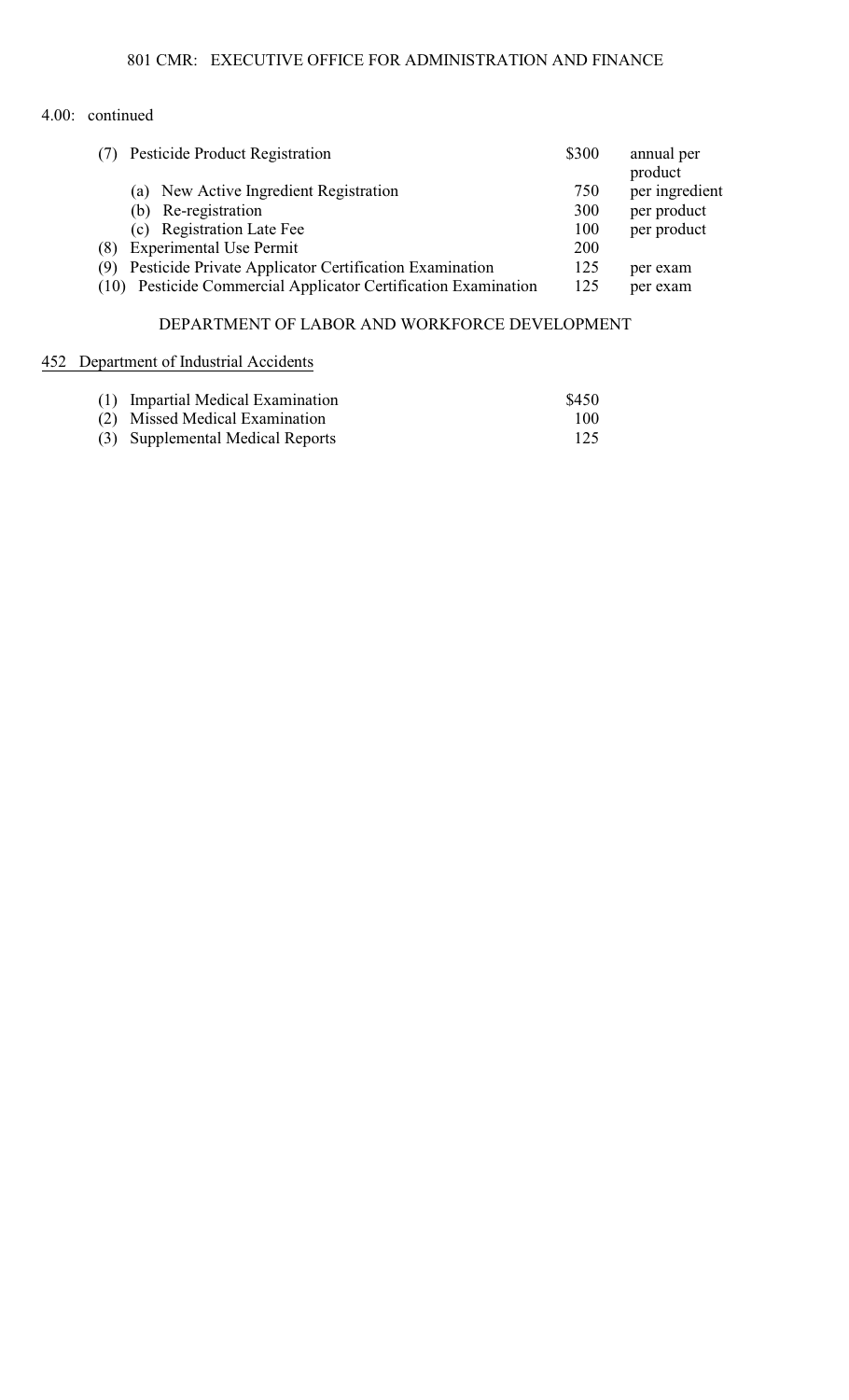4.00: continued

| | | |
|---|---|---|
| (7) Pesticide Product Registration | $300 | annual per product |
| (a) New Active Ingredient Registration | 750 | per ingredient |
| (b) Re-registration | 300 | per product |
| (c) Registration Late Fee | 100 | per product |
| (8) Experimental Use Permit | 200 | |
| (9) Pesticide Private Applicator Certification Examination | 125 | per exam |
| (10) Pesticide Commercial Applicator Certification Examination | 125 | per exam |

## DEPARTMENT OF LABOR AND WORKFORCE DEVELOPMENT

### 452 Department of Industrial Accidents

| | |
|---|---|
| (1) Impartial Medical Examination | $450 |
| (2) Missed Medical Examination | 100 |
| (3) Supplemental Medical Reports | 125 |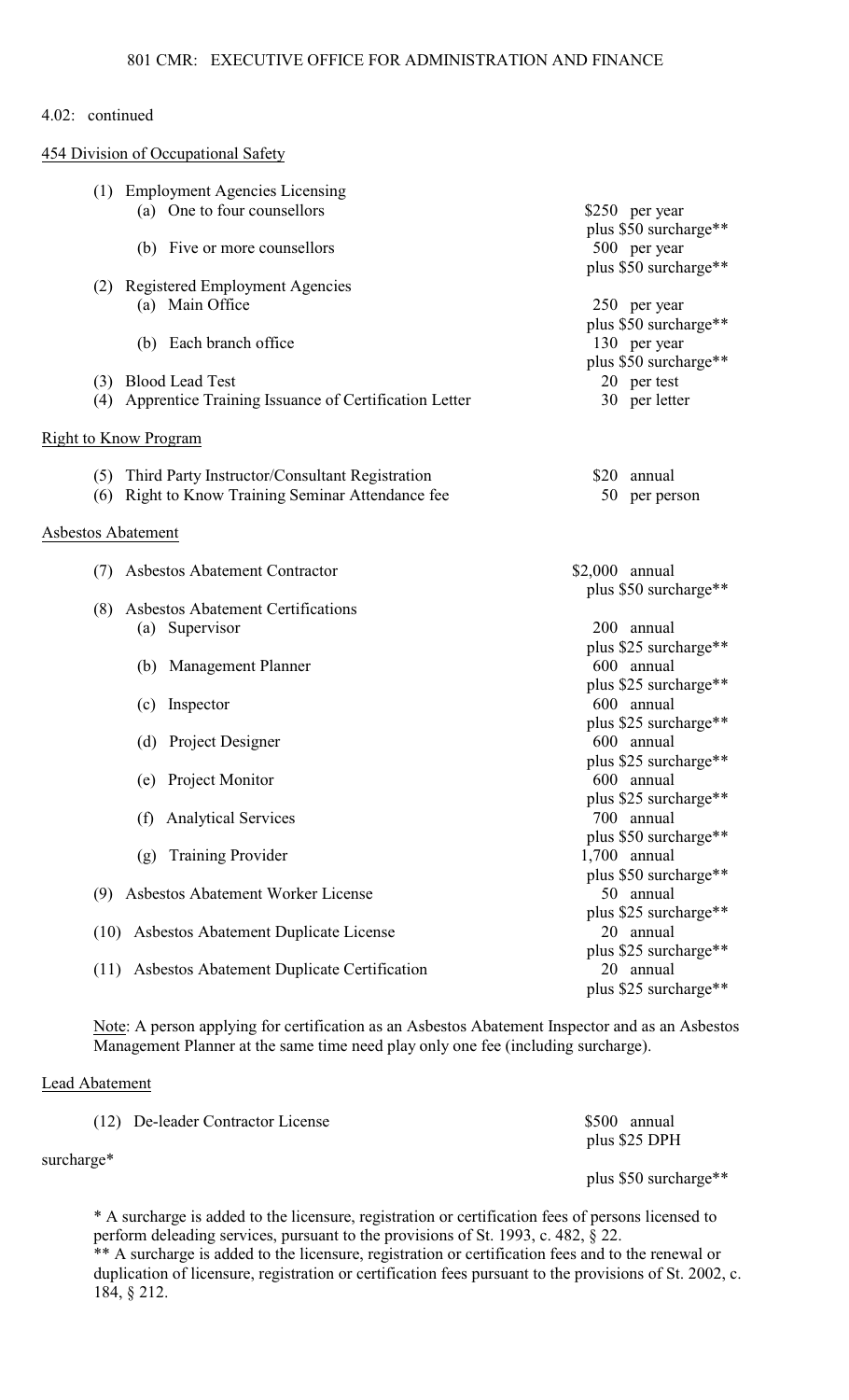4.02: continued

454 Division of Occupational Safety

| | |
|---|---|
| (1) Employment Agencies Licensing | |
| (a) One to four counsellors | $250 per year plus $50 surcharge** |
| (b) Five or more counsellors | 500 per year plus $50 surcharge** |
| (2) Registered Employment Agencies | |
| (a) Main Office | 250 per year plus $50 surcharge** |
| (b) Each branch office | 130 per year plus $50 surcharge** |
| (3) Blood Lead Test | 20 per test |
| (4) Apprentice Training Issuance of Certification Letter | 30 per letter |

Right to Know Program

| | |
|---|---|
| (5) Third Party Instructor/Consultant Registration | $20 annual |
| (6) Right to Know Training Seminar Attendance fee | 50 per person |

Asbestos Abatement

| | |
|---|---|
| (7) Asbestos Abatement Contractor | $2,000 annual plus $50 surcharge** |
| (8) Asbestos Abatement Certifications | |
| (a) Supervisor | 200 annual plus $25 surcharge** |
| (b) Management Planner | 600 annual plus $25 surcharge** |
| (c) Inspector | 600 annual plus $25 surcharge** |
| (d) Project Designer | 600 annual plus $25 surcharge** |
| (e) Project Monitor | 600 annual plus $25 surcharge** |
| (f) Analytical Services | 700 annual plus $50 surcharge** |
| (g) Training Provider | 1,700 annual plus $50 surcharge** |
| (9) Asbestos Abatement Worker License | 50 annual plus $25 surcharge** |
| (10) Asbestos Abatement Duplicate License | 20 annual plus $25 surcharge** |
| (11) Asbestos Abatement Duplicate Certification | 20 annual plus $25 surcharge** |

Note: A person applying for certification as an Asbestos Abatement Inspector and as an Asbestos Management Planner at the same time need play only one fee (including surcharge).

Lead Abatement

| | |
|---|---|
| (12) De-leader Contractor License | $500 annual plus $25 DPH surcharge* plus $50 surcharge** |

* A surcharge is added to the licensure, registration or certification fees of persons licensed to perform deleading services, pursuant to the provisions of St. 1993, c. 482, § 22.

** A surcharge is added to the licensure, registration or certification fees and to the renewal or duplication of licensure, registration or certification fees pursuant to the provisions of St. 2002, c. 184, § 212.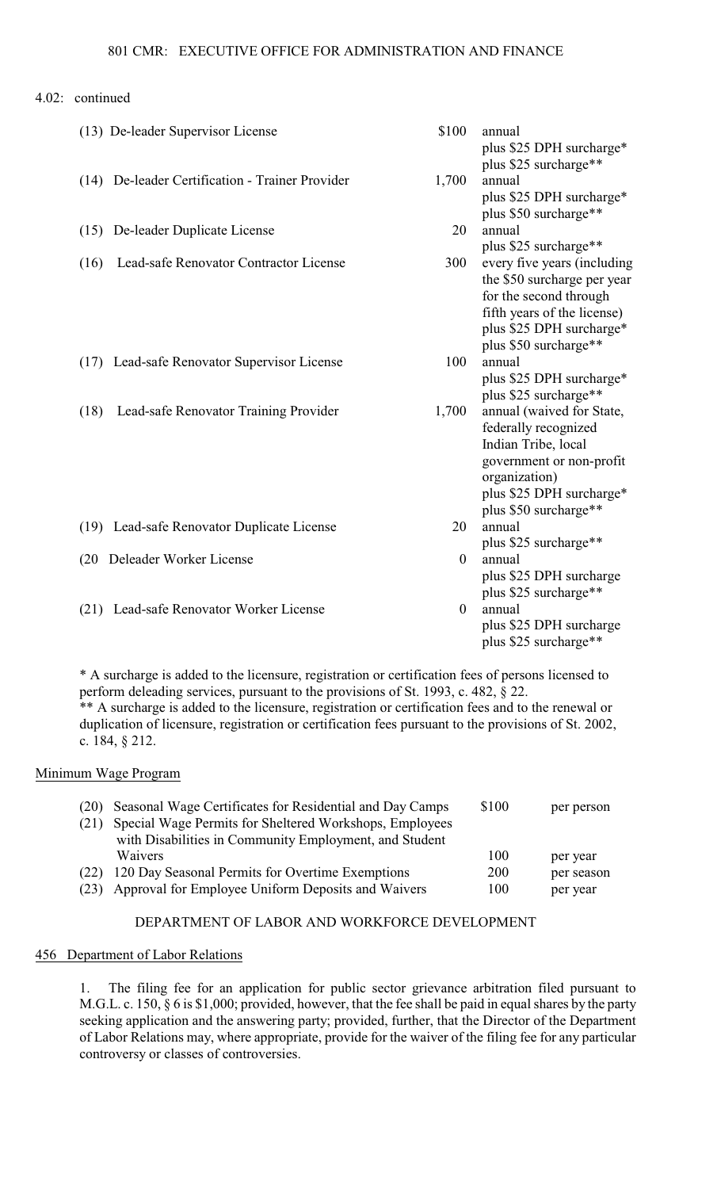4.02: continued

| | | |
|---|---|---|
| (13) De-leader Supervisor License | $100 | annual<br>plus $25 DPH surcharge*<br>plus $25 surcharge** |
| (14) De-leader Certification - Trainer Provider | 1,700 | annual<br>plus $25 DPH surcharge*<br>plus $50 surcharge** |
| (15) De-leader Duplicate License | 20 | annual<br>plus $25 surcharge** |
| (16) Lead-safe Renovator Contractor License | 300 | every five years (including the $50 surcharge per year for the second through fifth years of the license)<br>plus $25 DPH surcharge*<br>plus $50 surcharge** |
| (17) Lead-safe Renovator Supervisor License | 100 | annual<br>plus $25 DPH surcharge*<br>plus $25 surcharge** |
| (18) Lead-safe Renovator Training Provider | 1,700 | annual (waived for State, federally recognized Indian Tribe, local government or non-profit organization)<br>plus $25 DPH surcharge*<br>plus $50 surcharge** |
| (19) Lead-safe Renovator Duplicate License | 20 | annual<br>plus $25 surcharge** |
| (20 Deleader Worker License | 0 | annual<br>plus $25 DPH surcharge<br>plus $25 surcharge** |
| (21) Lead-safe Renovator Worker License | 0 | annual<br>plus $25 DPH surcharge<br>plus $25 surcharge** |

* A surcharge is added to the licensure, registration or certification fees of persons licensed to perform deleading services, pursuant to the provisions of St. 1993, c. 482, § 22.
** A surcharge is added to the licensure, registration or certification fees and to the renewal or duplication of licensure, registration or certification fees pursuant to the provisions of St. 2002, c. 184, § 212.

Minimum Wage Program

| | | |
|---|---|---|
| (20) Seasonal Wage Certificates for Residential and Day Camps | $100 | per person |
| (21) Special Wage Permits for Sheltered Workshops, Employees with Disabilities in Community Employment, and Student Waivers | 100 | per year |
| (22) 120 Day Seasonal Permits for Overtime Exemptions | 200 | per season |
| (23) Approval for Employee Uniform Deposits and Waivers | 100 | per year |

DEPARTMENT OF LABOR AND WORKFORCE DEVELOPMENT

456 Department of Labor Relations

1. The filing fee for an application for public sector grievance arbitration filed pursuant to M.G.L. c. 150, § 6 is $1,000; provided, however, that the fee shall be paid in equal shares by the party seeking application and the answering party; provided, further, that the Director of the Department of Labor Relations may, where appropriate, provide for the waiver of the filing fee for any particular controversy or classes of controversies.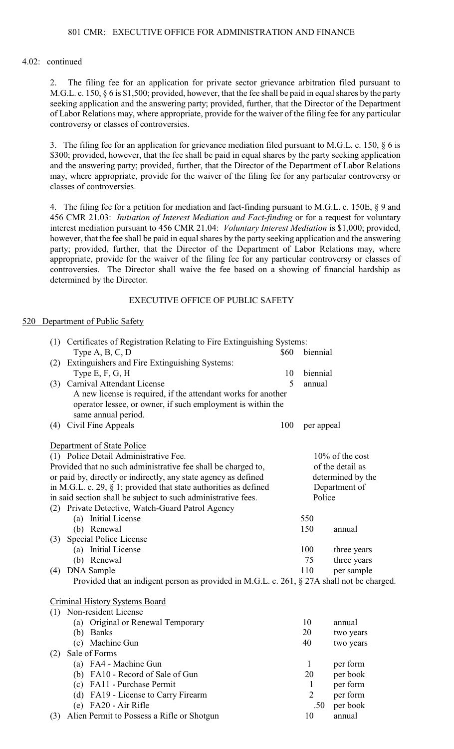4.02: continued

2. The filing fee for an application for private sector grievance arbitration filed pursuant to M.G.L. c. 150, § 6 is $1,500; provided, however, that the fee shall be paid in equal shares by the party seeking application and the answering party; provided, further, that the Director of the Department of Labor Relations may, where appropriate, provide for the waiver of the filing fee for any particular controversy or classes of controversies.

3. The filing fee for an application for grievance mediation filed pursuant to M.G.L. c. 150, § 6 is $300; provided, however, that the fee shall be paid in equal shares by the party seeking application and the answering party; provided, further, that the Director of the Department of Labor Relations may, where appropriate, provide for the waiver of the filing fee for any particular controversy or classes of controversies.

4. The filing fee for a petition for mediation and fact-finding pursuant to M.G.L. c. 150E, § 9 and 456 CMR 21.03: *Initiation of Interest Mediation and Fact-finding* or for a request for voluntary interest mediation pursuant to 456 CMR 21.04: *Voluntary Interest Mediation* is $1,000; provided, however, that the fee shall be paid in equal shares by the party seeking application and the answering party; provided, further, that the Director of the Department of Labor Relations may, where appropriate, provide for the waiver of the filing fee for any particular controversy or classes of controversies. The Director shall waive the fee based on a showing of financial hardship as determined by the Director.

## EXECUTIVE OFFICE OF PUBLIC SAFETY

520 Department of Public Safety

| | | |
|---|---|---|
| (1) Certificates of Registration Relating to Fire Extinguishing Systems: Type A, B, C, D | $60 | biennial |
| (2) Extinguishers and Fire Extinguishing Systems: Type E, F, G, H | 10 | biennial |
| (3) Carnival Attendant License<br>A new license is required, if the attendant works for another operator lessee, or owner, if such employment is within the same annual period. | 5 | annual |
| (4) Civil Fine Appeals | 100 | per appeal |

Department of State Police

| | | |
|---|---|---|
| (1) Police Detail Administrative Fee.<br>Provided that no such administrative fee shall be charged to, or paid by, directly or indirectly, any state agency as defined in M.G.L. c. 29, § 1; provided that state authorities as defined in said section shall be subject to such administrative fees. | 10% of the cost of the detail as determined by the Department of Police | |
| (2) Private Detective, Watch-Guard Patrol Agency | | |
| (a) Initial License | 550 | |
| (b) Renewal | 150 | annual |
| (3) Special Police License | | |
| (a) Initial License | 100 | three years |
| (b) Renewal | 75 | three years |
| (4) DNA Sample<br>Provided that an indigent person as provided in M.G.L. c. 261, § 27A shall not be charged. | 110 | per sample |

Criminal History Systems Board

| | | |
|---|---|---|
| (1) Non-resident License | | |
| (a) Original or Renewal Temporary | 10 | annual |
| (b) Banks | 20 | two years |
| (c) Machine Gun | 40 | two years |
| (2) Sale of Forms | | |
| (a) FA4 - Machine Gun | 1 | per form |
| (b) FA10 - Record of Sale of Gun | 20 | per book |
| (c) FA11 - Purchase Permit | 1 | per form |
| (d) FA19 - License to Carry Firearm | 2 | per form |
| (e) FA20 - Air Rifle | .50 | per book |
| (3) Alien Permit to Possess a Rifle or Shotgun | 10 | annual |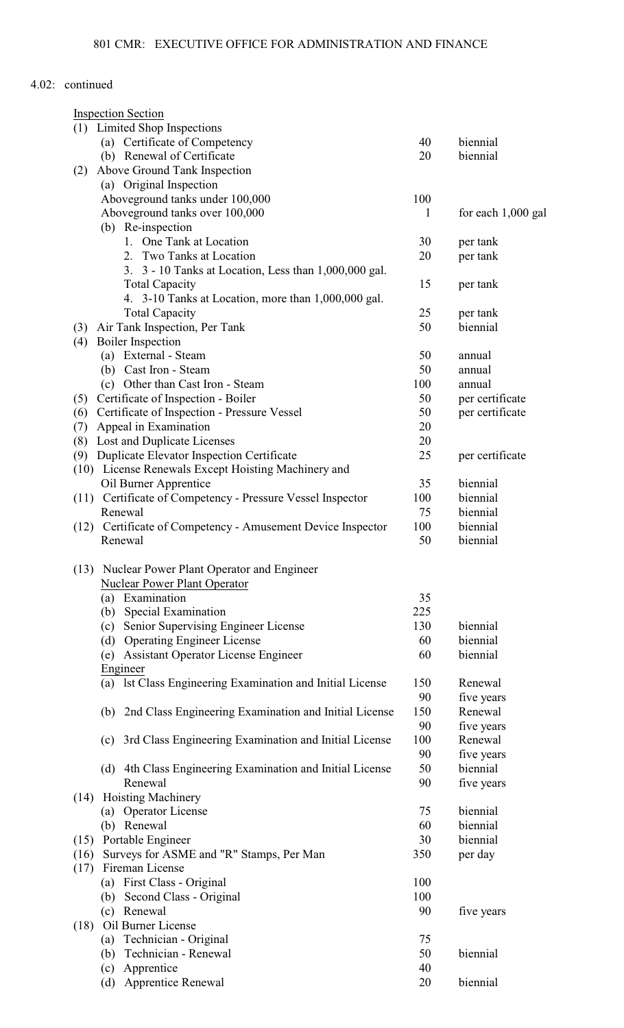4.02: continued

| Inspection Section | | |
|---|---|---|
| (1) Limited Shop Inspections | | |
| (a) Certificate of Competency | 40 | biennial |
| (b) Renewal of Certificate | 20 | biennial |
| (2) Above Ground Tank Inspection | | |
| (a) Original Inspection | | |
| Aboveground tanks under 100,000 | 100 | |
| Aboveground tanks over 100,000 | 1 | for each 1,000 gal |
| (b) Re-inspection | | |
| 1. One Tank at Location | 30 | per tank |
| 2. Two Tanks at Location | 20 | per tank |
| 3. 3 - 10 Tanks at Location, Less than 1,000,000 gal. Total Capacity | 15 | per tank |
| 4. 3-10 Tanks at Location, more than 1,000,000 gal. Total Capacity | 25 | per tank |
| (3) Air Tank Inspection, Per Tank | 50 | biennial |
| (4) Boiler Inspection | | |
| (a) External - Steam | 50 | annual |
| (b) Cast Iron - Steam | 50 | annual |
| (c) Other than Cast Iron - Steam | 100 | annual |
| (5) Certificate of Inspection - Boiler | 50 | per certificate |
| (6) Certificate of Inspection - Pressure Vessel | 50 | per certificate |
| (7) Appeal in Examination | 20 | |
| (8) Lost and Duplicate Licenses | 20 | |
| (9) Duplicate Elevator Inspection Certificate | 25 | per certificate |
| (10) License Renewals Except Hoisting Machinery and Oil Burner Apprentice | 35 | biennial |
| (11) Certificate of Competency - Pressure Vessel Inspector | 100 | biennial |
| Renewal | 75 | biennial |
| (12) Certificate of Competency - Amusement Device Inspector | 100 | biennial |
| Renewal | 50 | biennial |
| (13) Nuclear Power Plant Operator and Engineer | | |
| Nuclear Power Plant Operator | | |
| (a) Examination | 35 | |
| (b) Special Examination | 225 | |
| (c) Senior Supervising Engineer License | 130 | biennial |
| (d) Operating Engineer License | 60 | biennial |
| (e) Assistant Operator License Engineer | 60 | biennial |
| Engineer | | |
| (a) lst Class Engineering Examination and Initial License | 150 | Renewal |
| | 90 | five years |
| (b) 2nd Class Engineering Examination and Initial License | 150 | Renewal |
| | 90 | five years |
| (c) 3rd Class Engineering Examination and Initial License | 100 | Renewal |
| | 90 | five years |
| (d) 4th Class Engineering Examination and Initial License | 50 | biennial |
| Renewal | 90 | five years |
| (14) Hoisting Machinery | | |
| (a) Operator License | 75 | biennial |
| (b) Renewal | 60 | biennial |
| (15) Portable Engineer | 30 | biennial |
| (16) Surveys for ASME and "R" Stamps, Per Man | 350 | per day |
| (17) Fireman License | | |
| (a) First Class - Original | 100 | |
| (b) Second Class - Original | 100 | |
| (c) Renewal | 90 | five years |
| (18) Oil Burner License | | |
| (a) Technician - Original | 75 | |
| (b) Technician - Renewal | 50 | biennial |
| (c) Apprentice | 40 | |
| (d) Apprentice Renewal | 20 | biennial |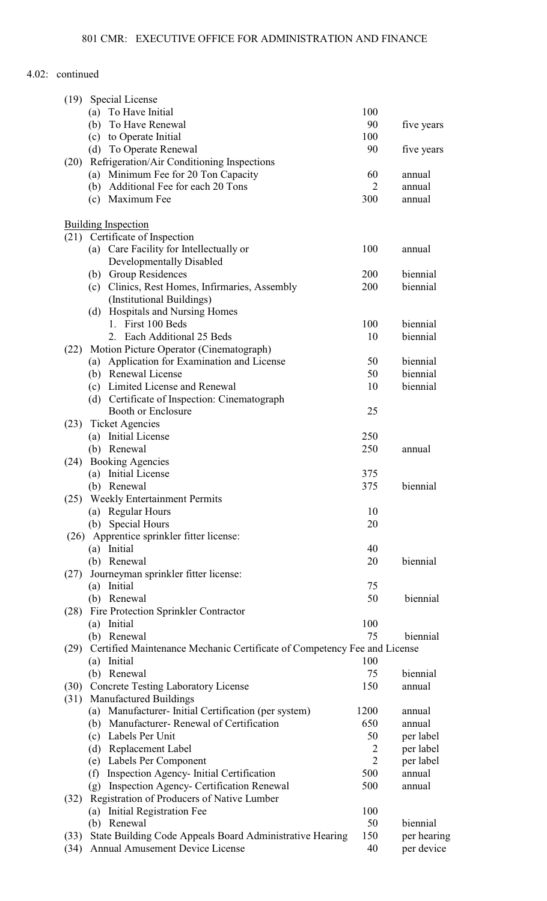4.02: continued

| | | |
|---|---|---|
| (19) Special License | | |
| (a) To Have Initial | 100 | |
| (b) To Have Renewal | 90 | five years |
| (c) to Operate Initial | 100 | |
| (d) To Operate Renewal | 90 | five years |
| (20) Refrigeration/Air Conditioning Inspections | | |
| (a) Minimum Fee for 20 Ton Capacity | 60 | annual |
| (b) Additional Fee for each 20 Tons | 2 | annual |
| (c) Maximum Fee | 300 | annual |
| Building Inspection | | |
| (21) Certificate of Inspection | | |
| (a) Care Facility for Intellectually or Developmentally Disabled | 100 | annual |
| (b) Group Residences | 200 | biennial |
| (c) Clinics, Rest Homes, Infirmaries, Assembly (Institutional Buildings) | 200 | biennial |
| (d) Hospitals and Nursing Homes | | |
| 1. First 100 Beds | 100 | biennial |
| 2. Each Additional 25 Beds | 10 | biennial |
| (22) Motion Picture Operator (Cinematograph) | | |
| (a) Application for Examination and License | 50 | biennial |
| (b) Renewal License | 50 | biennial |
| (c) Limited License and Renewal | 10 | biennial |
| (d) Certificate of Inspection: Cinematograph Booth or Enclosure | 25 | |
| (23) Ticket Agencies | | |
| (a) Initial License | 250 | |
| (b) Renewal | 250 | annual |
| (24) Booking Agencies | | |
| (a) Initial License | 375 | |
| (b) Renewal | 375 | biennial |
| (25) Weekly Entertainment Permits | | |
| (a) Regular Hours | 10 | |
| (b) Special Hours | 20 | |
| (26) Apprentice sprinkler fitter license: | | |
| (a) Initial | 40 | |
| (b) Renewal | 20 | biennial |
| (27) Journeyman sprinkler fitter license: | | |
| (a) Initial | 75 | |
| (b) Renewal | 50 | biennial |
| (28) Fire Protection Sprinkler Contractor | | |
| (a) Initial | 100 | |
| (b) Renewal | 75 | biennial |
| (29) Certified Maintenance Mechanic Certificate of Competency Fee and License | | |
| (a) Initial | 100 | |
| (b) Renewal | 75 | biennial |
| (30) Concrete Testing Laboratory License | 150 | annual |
| (31) Manufactured Buildings | | |
| (a) Manufacturer- Initial Certification (per system) | 1200 | annual |
| (b) Manufacturer- Renewal of Certification | 650 | annual |
| (c) Labels Per Unit | 50 | per label |
| (d) Replacement Label | 2 | per label |
| (e) Labels Per Component | 2 | per label |
| (f) Inspection Agency- Initial Certification | 500 | annual |
| (g) Inspection Agency- Certification Renewal | 500 | annual |
| (32) Registration of Producers of Native Lumber | | |
| (a) Initial Registration Fee | 100 | |
| (b) Renewal | 50 | biennial |
| (33) State Building Code Appeals Board Administrative Hearing | 150 | per hearing |
| (34) Annual Amusement Device License | 40 | per device |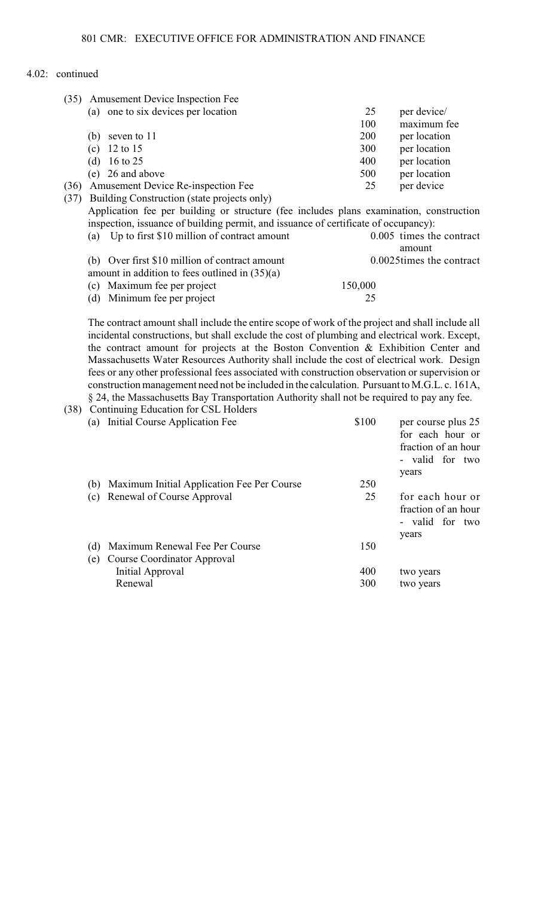4.02: continued

(35) Amusement Device Inspection Fee

| | | |
|---|---|---|
| (a) one to six devices per location | 25 | per device/ |
| | 100 | maximum fee |
| (b) seven to 11 | 200 | per location |
| (c) 12 to 15 | 300 | per location |
| (d) 16 to 25 | 400 | per location |
| (e) 26 and above | 500 | per location |

(36) Amusement Device Re-inspection Fee 25 per device

(37) Building Construction (state projects only)

Application fee per building or structure (fee includes plans examination, construction inspection, issuance of building permit, and issuance of certificate of occupancy):

| | | |
|---|---|---|
| (a) Up to first $10 million of contract amount | | 0.005 times the contract amount |
| (b) Over first $10 million of contract amount amount in addition to fees outlined in (35)(a) | | 0.0025times the contract |
| (c) Maximum fee per project | 150,000 | |
| (d) Minimum fee per project | 25 | |

The contract amount shall include the entire scope of work of the project and shall include all incidental constructions, but shall exclude the cost of plumbing and electrical work. Except, the contract amount for projects at the Boston Convention & Exhibition Center and Massachusetts Water Resources Authority shall include the cost of electrical work. Design fees or any other professional fees associated with construction observation or supervision or construction management need not be included in the calculation. Pursuant to M.G.L. c. 161A, § 24, the Massachusetts Bay Transportation Authority shall not be required to pay any fee.

(38) Continuing Education for CSL Holders

| | | |
|---|---|---|
| (a) Initial Course Application Fee | $100 | per course plus 25 for each hour or fraction of an hour - valid for two years |
| (b) Maximum Initial Application Fee Per Course | 250 | |
| (c) Renewal of Course Approval | 25 | for each hour or fraction of an hour - valid for two years |
| (d) Maximum Renewal Fee Per Course | 150 | |
| (e) Course Coordinator Approval | | |
| Initial Approval | 400 | two years |
| Renewal | 300 | two years |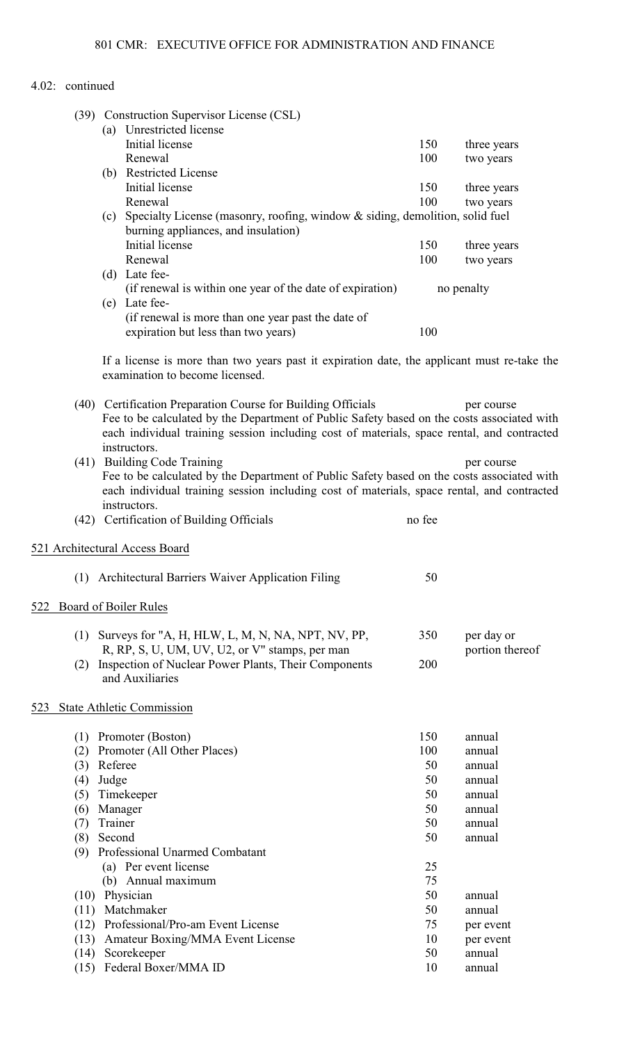4.02: continued

| | | |
|---|---|---|
| (39) Construction Supervisor License (CSL) | | |
| (a) Unrestricted license | | |
| Initial license | 150 | three years |
| Renewal | 100 | two years |
| (b) Restricted License | | |
| Initial license | 150 | three years |
| Renewal | 100 | two years |
| (c) Specialty License (masonry, roofing, window & siding, demolition, solid fuel burning appliances, and insulation) | | |
| Initial license | 150 | three years |
| Renewal | 100 | two years |
| (d) Late fee- (if renewal is within one year of the date of expiration) | no penalty | |
| (e) Late fee- (if renewal is more than one year past the date of expiration but less than two years) | 100 | |

If a license is more than two years past it expiration date, the applicant must re-take the examination to become licensed.

(40) Certification Preparation Course for Building Officials — per course

Fee to be calculated by the Department of Public Safety based on the costs associated with each individual training session including cost of materials, space rental, and contracted instructors.

(41) Building Code Training — per course

Fee to be calculated by the Department of Public Safety based on the costs associated with each individual training session including cost of materials, space rental, and contracted instructors.

(42) Certification of Building Officials — no fee

## 521 Architectural Access Board

| | | |
|---|---|---|
| (1) Architectural Barriers Waiver Application Filing | 50 | |

## 522 Board of Boiler Rules

| | | |
|---|---|---|
| (1) Surveys for "A, H, HLW, L, M, N, NA, NPT, NV, PP, R, RP, S, U, UM, UV, U2, or V" stamps, per man | 350 | per day or portion thereof |
| (2) Inspection of Nuclear Power Plants, Their Components and Auxiliaries | 200 | |

## 523 State Athletic Commission

| | | |
|---|---|---|
| (1) Promoter (Boston) | 150 | annual |
| (2) Promoter (All Other Places) | 100 | annual |
| (3) Referee | 50 | annual |
| (4) Judge | 50 | annual |
| (5) Timekeeper | 50 | annual |
| (6) Manager | 50 | annual |
| (7) Trainer | 50 | annual |
| (8) Second | 50 | annual |
| (9) Professional Unarmed Combatant | | |
| (a) Per event license | 25 | |
| (b) Annual maximum | 75 | |
| (10) Physician | 50 | annual |
| (11) Matchmaker | 50 | annual |
| (12) Professional/Pro-am Event License | 75 | per event |
| (13) Amateur Boxing/MMA Event License | 10 | per event |
| (14) Scorekeeper | 50 | annual |
| (15) Federal Boxer/MMA ID | 10 | annual |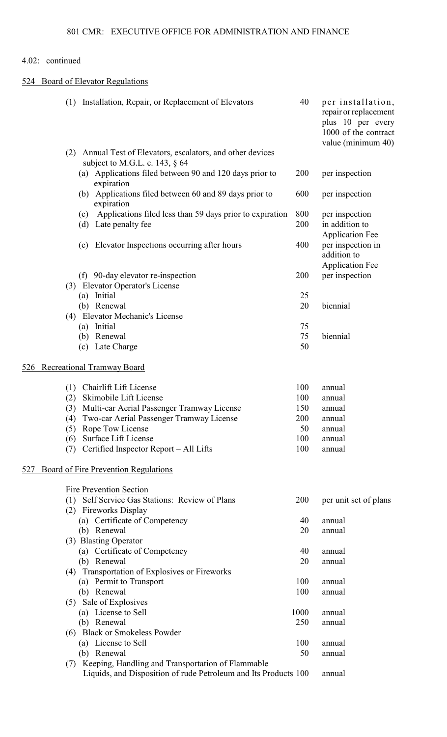4.02: continued

524 Board of Elevator Regulations

| | | |
|---|---|---|
| (1) Installation, Repair, or Replacement of Elevators | 40 | per installation, repair or replacement plus 10 per every 1000 of the contract value (minimum 40) |
| (2) Annual Test of Elevators, escalators, and other devices subject to M.G.L. c. 143, § 64 | | |
| (a) Applications filed between 90 and 120 days prior to expiration | 200 | per inspection |
| (b) Applications filed between 60 and 89 days prior to expiration | 600 | per inspection |
| (c) Applications filed less than 59 days prior to expiration | 800 | per inspection |
| (d) Late penalty fee | 200 | in addition to Application Fee |
| (e) Elevator Inspections occurring after hours | 400 | per inspection in addition to Application Fee |
| (f) 90-day elevator re-inspection | 200 | per inspection |
| (3) Elevator Operator's License | | |
| (a) Initial | 25 | |
| (b) Renewal | 20 | biennial |
| (4) Elevator Mechanic's License | | |
| (a) Initial | 75 | |
| (b) Renewal | 75 | biennial |
| (c) Late Charge | 50 | |

526 Recreational Tramway Board

| | | |
|---|---|---|
| (1) Chairlift Lift License | 100 | annual |
| (2) Skimobile Lift License | 100 | annual |
| (3) Multi-car Aerial Passenger Tramway License | 150 | annual |
| (4) Two-car Aerial Passenger Tramway License | 200 | annual |
| (5) Rope Tow License | 50 | annual |
| (6) Surface Lift License | 100 | annual |
| (7) Certified Inspector Report – All Lifts | 100 | annual |

527 Board of Fire Prevention Regulations

Fire Prevention Section

| | | |
|---|---|---|
| (1) Self Service Gas Stations: Review of Plans | 200 | per unit set of plans |
| (2) Fireworks Display | | |
| (a) Certificate of Competency | 40 | annual |
| (b) Renewal | 20 | annual |
| (3) Blasting Operator | | |
| (a) Certificate of Competency | 40 | annual |
| (b) Renewal | 20 | annual |
| (4) Transportation of Explosives or Fireworks | | |
| (a) Permit to Transport | 100 | annual |
| (b) Renewal | 100 | annual |
| (5) Sale of Explosives | | |
| (a) License to Sell | 1000 | annual |
| (b) Renewal | 250 | annual |
| (6) Black or Smokeless Powder | | |
| (a) License to Sell | 100 | annual |
| (b) Renewal | 50 | annual |
| (7) Keeping, Handling and Transportation of Flammable Liquids, and Disposition of rude Petroleum and Its Products | 100 | annual |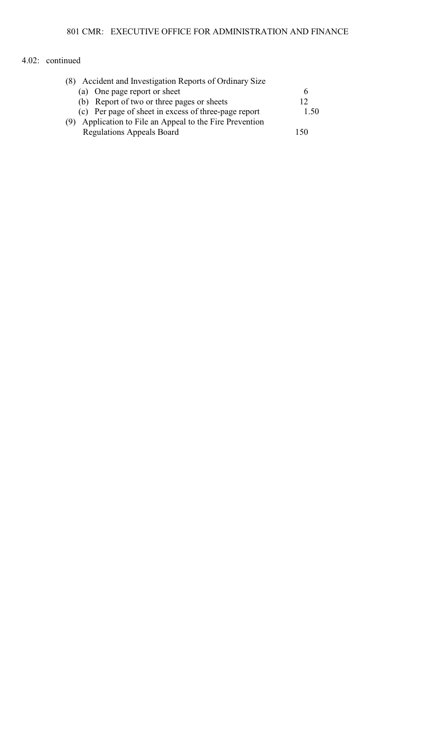4.02: continued

| | |
|---|---|
| (8) Accident and Investigation Reports of Ordinary Size | |
| (a) One page report or sheet | 6 |
| (b) Report of two or three pages or sheets | 12 |
| (c) Per page of sheet in excess of three-page report | 1.50 |
| (9) Application to File an Appeal to the Fire Prevention Regulations Appeals Board | 150 |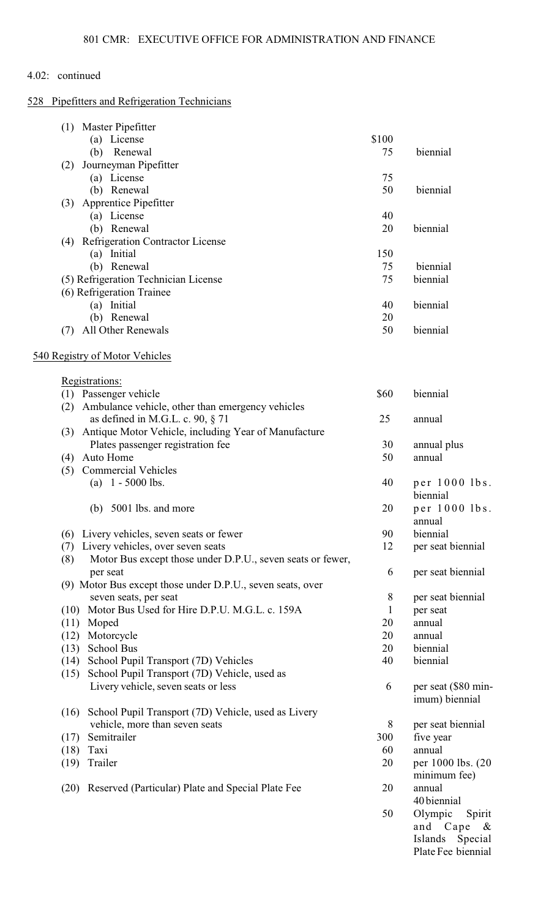4.02: continued

528 Pipefitters and Refrigeration Technicians

| | | |
|---|---|---|
| (1) Master Pipefitter | | |
| (a) License | $100 | |
| (b) Renewal | 75 | biennial |
| (2) Journeyman Pipefitter | | |
| (a) License | 75 | |
| (b) Renewal | 50 | biennial |
| (3) Apprentice Pipefitter | | |
| (a) License | 40 | |
| (b) Renewal | 20 | biennial |
| (4) Refrigeration Contractor License | | |
| (a) Initial | 150 | |
| (b) Renewal | 75 | biennial |
| (5) Refrigeration Technician License | 75 | biennial |
| (6) Refrigeration Trainee | | |
| (a) Initial | 40 | biennial |
| (b) Renewal | 20 | |
| (7) All Other Renewals | 50 | biennial |

540 Registry of Motor Vehicles

| | | |
|---|---|---|
| Registrations: | | |
| (1) Passenger vehicle | $60 | biennial |
| (2) Ambulance vehicle, other than emergency vehicles as defined in M.G.L. c. 90, § 71 | 25 | annual |
| (3) Antique Motor Vehicle, including Year of Manufacture Plates passenger registration fee | 30 | annual plus |
| (4) Auto Home | 50 | annual |
| (5) Commercial Vehicles | | |
| (a) 1 - 5000 lbs. | 40 | per 1000 lbs. biennial |
| (b) 5001 lbs. and more | 20 | per 1000 lbs. annual |
| (6) Livery vehicles, seven seats or fewer | 90 | biennial |
| (7) Livery vehicles, over seven seats | 12 | per seat biennial |
| (8) Motor Bus except those under D.P.U., seven seats or fewer, per seat | 6 | per seat biennial |
| (9) Motor Bus except those under D.P.U., seven seats, over seven seats, per seat | 8 | per seat biennial |
| (10) Motor Bus Used for Hire D.P.U. M.G.L. c. 159A | 1 | per seat |
| (11) Moped | 20 | annual |
| (12) Motorcycle | 20 | annual |
| (13) School Bus | 20 | biennial |
| (14) School Pupil Transport (7D) Vehicles | 40 | biennial |
| (15) School Pupil Transport (7D) Vehicle, used as Livery vehicle, seven seats or less | 6 | per seat ($80 minimum) biennial |
| (16) School Pupil Transport (7D) Vehicle, used as Livery vehicle, more than seven seats | 8 | per seat biennial |
| (17) Semitrailer | 300 | five year |
| (18) Taxi | 60 | annual |
| (19) Trailer | 20 | per 1000 lbs. (20 minimum fee) |
| (20) Reserved (Particular) Plate and Special Plate Fee | 20 | annual<br>40 biennial |
| | 50 | Olympic Spirit and Cape & Islands Special Plate Fee biennial |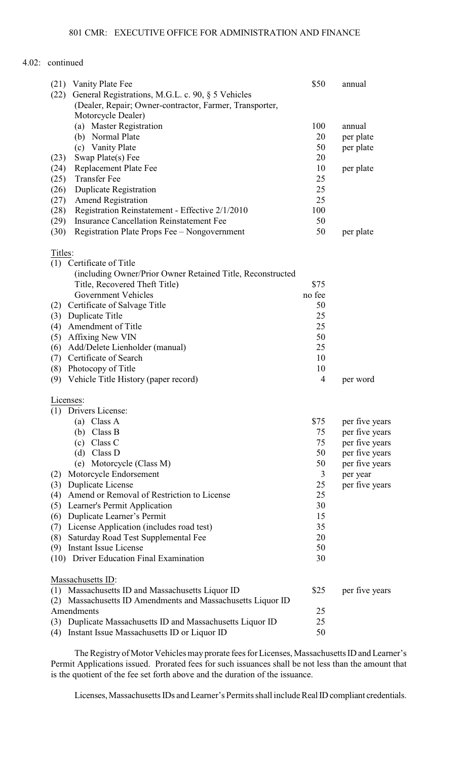4.02: continued

| | | |
|---|---|---|
| (21) Vanity Plate Fee | $50 | annual |
| (22) General Registrations, M.G.L. c. 90, § 5 Vehicles (Dealer, Repair; Owner-contractor, Farmer, Transporter, Motorcycle Dealer) | | |
| (a) Master Registration | 100 | annual |
| (b) Normal Plate | 20 | per plate |
| (c) Vanity Plate | 50 | per plate |
| (23) Swap Plate(s) Fee | 20 | |
| (24) Replacement Plate Fee | 10 | per plate |
| (25) Transfer Fee | 25 | |
| (26) Duplicate Registration | 25 | |
| (27) Amend Registration | 25 | |
| (28) Registration Reinstatement - Effective 2/1/2010 | 100 | |
| (29) Insurance Cancellation Reinstatement Fee | 50 | |
| (30) Registration Plate Props Fee – Nongovernment | 50 | per plate |

Titles:

| | | |
|---|---|---|
| (1) Certificate of Title (including Owner/Prior Owner Retained Title, Reconstructed Title, Recovered Theft Title) | $75 | |
| Government Vehicles | no fee | |
| (2) Certificate of Salvage Title | 50 | |
| (3) Duplicate Title | 25 | |
| (4) Amendment of Title | 25 | |
| (5) Affixing New VIN | 50 | |
| (6) Add/Delete Lienholder (manual) | 25 | |
| (7) Certificate of Search | 10 | |
| (8) Photocopy of Title | 10 | |
| (9) Vehicle Title History (paper record) | 4 | per word |

Licenses:

| | | |
|---|---|---|
| (1) Drivers License: | | |
| (a) Class A | $75 | per five years |
| (b) Class B | 75 | per five years |
| (c) Class C | 75 | per five years |
| (d) Class D | 50 | per five years |
| (e) Motorcycle (Class M) | 50 | per five years |
| (2) Motorcycle Endorsement | 3 | per year |
| (3) Duplicate License | 25 | per five years |
| (4) Amend or Removal of Restriction to License | 25 | |
| (5) Learner's Permit Application | 30 | |
| (6) Duplicate Learner's Permit | 15 | |
| (7) License Application (includes road test) | 35 | |
| (8) Saturday Road Test Supplemental Fee | 20 | |
| (9) Instant Issue License | 50 | |
| (10) Driver Education Final Examination | 30 | |

Massachusetts ID:

| | | |
|---|---|---|
| (1) Massachusetts ID and Massachusetts Liquor ID | $25 | per five years |
| (2) Massachusetts ID Amendments and Massachusetts Liquor ID Amendments | 25 | |
| (3) Duplicate Massachusetts ID and Massachusetts Liquor ID | 25 | |
| (4) Instant Issue Massachusetts ID or Liquor ID | 50 | |

The Registry of Motor Vehicles may prorate fees for Licenses, Massachusetts ID and Learner's Permit Applications issued. Prorated fees for such issuances shall be not less than the amount that is the quotient of the fee set forth above and the duration of the issuance.

Licenses, Massachusetts IDs and Learner's Permits shall include Real ID compliant credentials.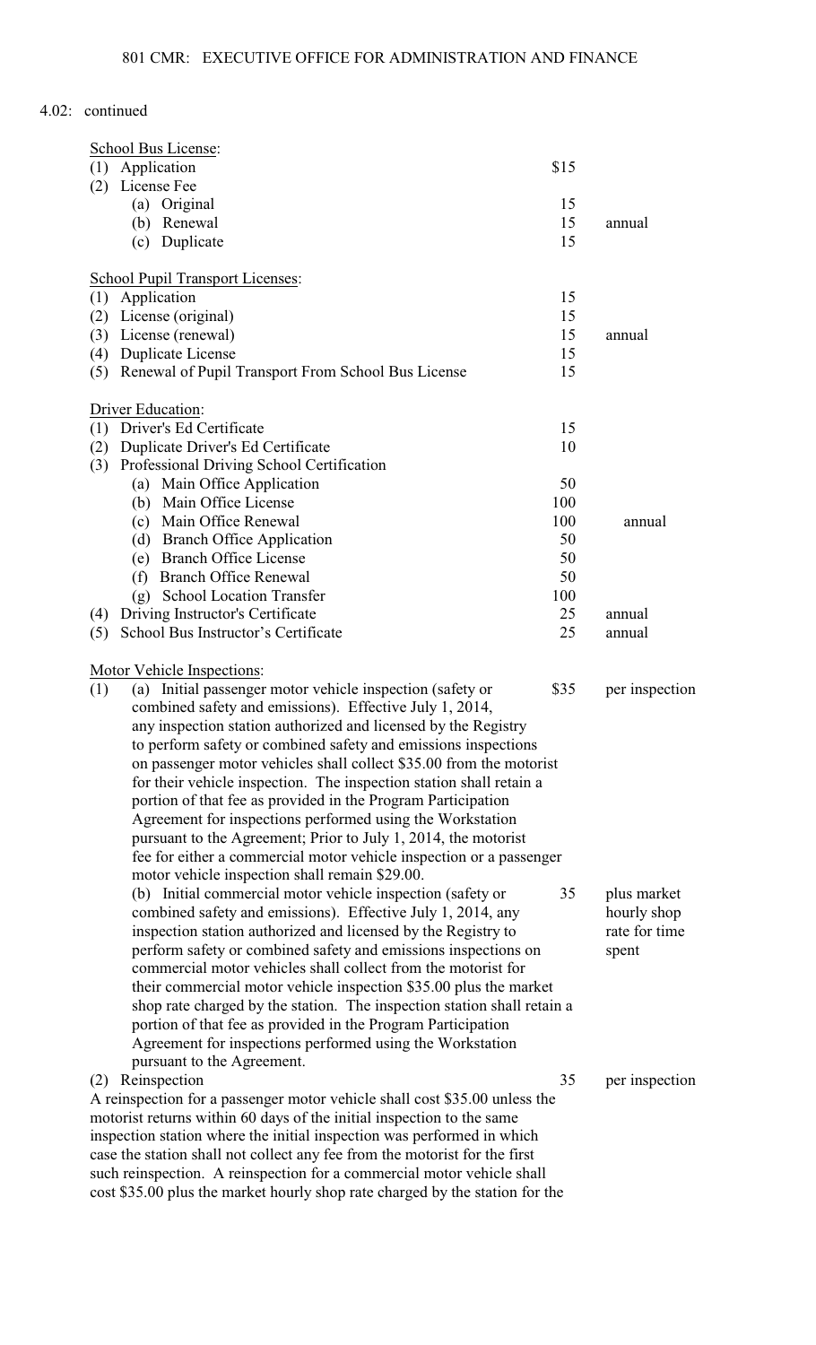4.02: continued

| | | |
|---|---|---|
| School Bus License: | | |
| (1) Application | $15 | |
| (2) License Fee | | |
| (a) Original | 15 | |
| (b) Renewal | 15 | annual |
| (c) Duplicate | 15 | |
| | | |
| School Pupil Transport Licenses: | | |
| (1) Application | 15 | |
| (2) License (original) | 15 | |
| (3) License (renewal) | 15 | annual |
| (4) Duplicate License | 15 | |
| (5) Renewal of Pupil Transport From School Bus License | 15 | |
| | | |
| Driver Education: | | |
| (1) Driver's Ed Certificate | 15 | |
| (2) Duplicate Driver's Ed Certificate | 10 | |
| (3) Professional Driving School Certification | | |
| (a) Main Office Application | 50 | |
| (b) Main Office License | 100 | |
| (c) Main Office Renewal | 100 | annual |
| (d) Branch Office Application | 50 | |
| (e) Branch Office License | 50 | |
| (f) Branch Office Renewal | 50 | |
| (g) School Location Transfer | 100 | |
| (4) Driving Instructor's Certificate | 25 | annual |
| (5) School Bus Instructor's Certificate | 25 | annual |
| | | |
| Motor Vehicle Inspections: | | |
| (1) (a) Initial passenger motor vehicle inspection (safety or combined safety and emissions). Effective July 1, 2014, any inspection station authorized and licensed by the Registry to perform safety or combined safety and emissions inspections on passenger motor vehicles shall collect $35.00 from the motorist for their vehicle inspection. The inspection station shall retain a portion of that fee as provided in the Program Participation Agreement for inspections performed using the Workstation pursuant to the Agreement; Prior to July 1, 2014, the motorist fee for either a commercial motor vehicle inspection or a passenger motor vehicle inspection shall remain $29.00. | $35 | per inspection |
| (b) Initial commercial motor vehicle inspection (safety or combined safety and emissions). Effective July 1, 2014, any inspection station authorized and licensed by the Registry to perform safety or combined safety and emissions inspections on commercial motor vehicles shall collect from the motorist for their commercial motor vehicle inspection $35.00 plus the market shop rate charged by the station. The inspection station shall retain a portion of that fee as provided in the Program Participation Agreement for inspections performed using the Workstation pursuant to the Agreement. | 35 | plus market hourly shop rate for time spent |
| (2) Reinspection | 35 | per inspection |

A reinspection for a passenger motor vehicle shall cost $35.00 unless the motorist returns within 60 days of the initial inspection to the same inspection station where the initial inspection was performed in which case the station shall not collect any fee from the motorist for the first such reinspection. A reinspection for a commercial motor vehicle shall cost $35.00 plus the market hourly shop rate charged by the station for the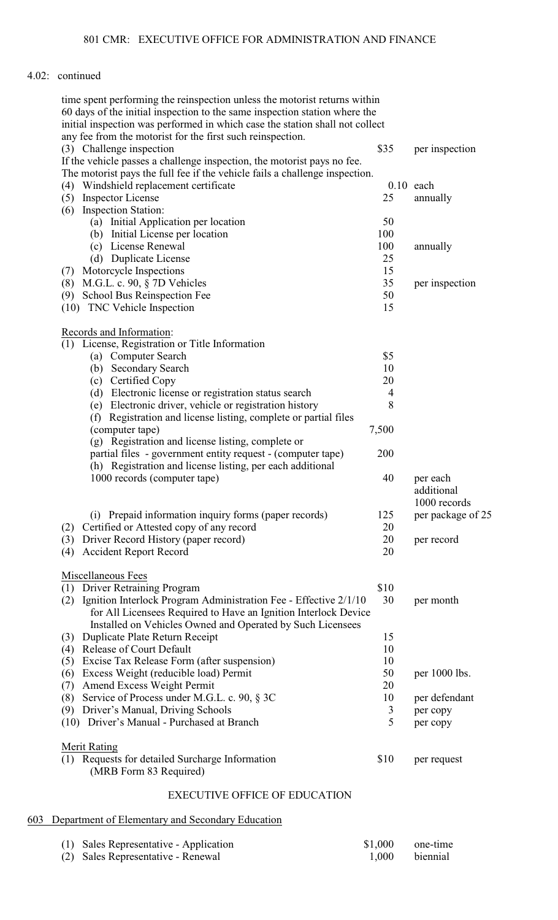4.02: continued

time spent performing the reinspection unless the motorist returns within 60 days of the initial inspection to the same inspection station where the initial inspection was performed in which case the station shall not collect any fee from the motorist for the first such reinspection.

| | | |
|---|---|---|
| (3) Challenge inspection | $35 | per inspection |

If the vehicle passes a challenge inspection, the motorist pays no fee. The motorist pays the full fee if the vehicle fails a challenge inspection.

| | | |
|---|---|---|
| (4) Windshield replacement certificate | 0.10 | each |
| (5) Inspector License | 25 | annually |
| (6) Inspection Station: | | |
| (a) Initial Application per location | 50 | |
| (b) Initial License per location | 100 | |
| (c) License Renewal | 100 | annually |
| (d) Duplicate License | 25 | |
| (7) Motorcycle Inspections | 15 | |
| (8) M.G.L. c. 90, § 7D Vehicles | 35 | per inspection |
| (9) School Bus Reinspection Fee | 50 | |
| (10) TNC Vehicle Inspection | 15 | |

Records and Information:

| | | |
|---|---|---|
| (1) License, Registration or Title Information | | |
| (a) Computer Search | $5 | |
| (b) Secondary Search | 10 | |
| (c) Certified Copy | 20 | |
| (d) Electronic license or registration status search | 4 | |
| (e) Electronic driver, vehicle or registration history | 8 | |
| (f) Registration and license listing, complete or partial files (computer tape) | 7,500 | |
| (g) Registration and license listing, complete or partial files - government entity request - (computer tape) | 200 | |
| (h) Registration and license listing, per each additional 1000 records (computer tape) | 40 | per each additional 1000 records |
| (i) Prepaid information inquiry forms (paper records) | 125 | per package of 25 |
| (2) Certified or Attested copy of any record | 20 | |
| (3) Driver Record History (paper record) | 20 | per record |
| (4) Accident Report Record | 20 | |

Miscellaneous Fees

| | | |
|---|---|---|
| (1) Driver Retraining Program | $10 | |
| (2) Ignition Interlock Program Administration Fee - Effective 2/1/10 for All Licensees Required to Have an Ignition Interlock Device Installed on Vehicles Owned and Operated by Such Licensees | 30 | per month |
| (3) Duplicate Plate Return Receipt | 15 | |
| (4) Release of Court Default | 10 | |
| (5) Excise Tax Release Form (after suspension) | 10 | |
| (6) Excess Weight (reducible load) Permit | 50 | per 1000 lbs. |
| (7) Amend Excess Weight Permit | 20 | |
| (8) Service of Process under M.G.L. c. 90, § 3C | 10 | per defendant |
| (9) Driver's Manual, Driving Schools | 3 | per copy |
| (10) Driver's Manual - Purchased at Branch | 5 | per copy |

Merit Rating

| | | |
|---|---|---|
| (1) Requests for detailed Surcharge Information (MRB Form 83 Required) | $10 | per request |

## EXECUTIVE OFFICE OF EDUCATION

603 Department of Elementary and Secondary Education

| | | |
|---|---|---|
| (1) Sales Representative - Application | $1,000 | one-time |
| (2) Sales Representative - Renewal | 1,000 | biennial |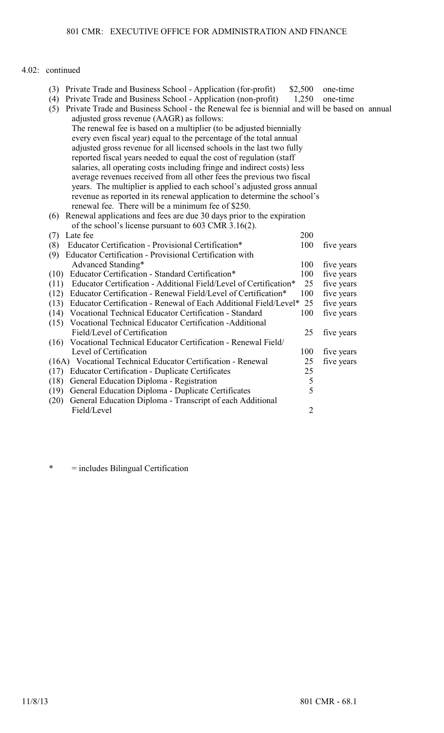4.02: continued

| | | | |
|---|---|---|---|
| (3) | Private Trade and Business School - Application (for-profit) | $2,500 | one-time |
| (4) | Private Trade and Business School - Application (non-profit) | 1,250 | one-time |
| (5) | Private Trade and Business School - the Renewal fee is biennial and will be based on annual adjusted gross revenue (AAGR) as follows: The renewal fee is based on a multiplier (to be adjusted biennially every even fiscal year) equal to the percentage of the total annual adjusted gross revenue for all licensed schools in the last two fully reported fiscal years needed to equal the cost of regulation (staff salaries, all operating costs including fringe and indirect costs) less average revenues received from all other fees the previous two fiscal years. The multiplier is applied to each school's adjusted gross annual revenue as reported in its renewal application to determine the school's renewal fee. There will be a minimum fee of $250. | | |
| (6) | Renewal applications and fees are due 30 days prior to the expiration of the school's license pursuant to 603 CMR 3.16(2). | | |
| (7) | Late fee | 200 | |
| (8) | Educator Certification - Provisional Certification* | 100 | five years |
| (9) | Educator Certification - Provisional Certification with Advanced Standing* | 100 | five years |
| (10) | Educator Certification - Standard Certification* | 100 | five years |
| (11) | Educator Certification - Additional Field/Level of Certification* | 25 | five years |
| (12) | Educator Certification - Renewal Field/Level of Certification* | 100 | five years |
| (13) | Educator Certification - Renewal of Each Additional Field/Level* | 25 | five years |
| (14) | Vocational Technical Educator Certification - Standard | 100 | five years |
| (15) | Vocational Technical Educator Certification -Additional Field/Level of Certification | 25 | five years |
| (16) | Vocational Technical Educator Certification - Renewal Field/ Level of Certification | 100 | five years |
| (16A) | Vocational Technical Educator Certification - Renewal | 25 | five years |
| (17) | Educator Certification - Duplicate Certificates | 25 | |
| (18) | General Education Diploma - Registration | 5 | |
| (19) | General Education Diploma - Duplicate Certificates | 5 | |
| (20) | General Education Diploma - Transcript of each Additional Field/Level | 2 | |

\* = includes Bilingual Certification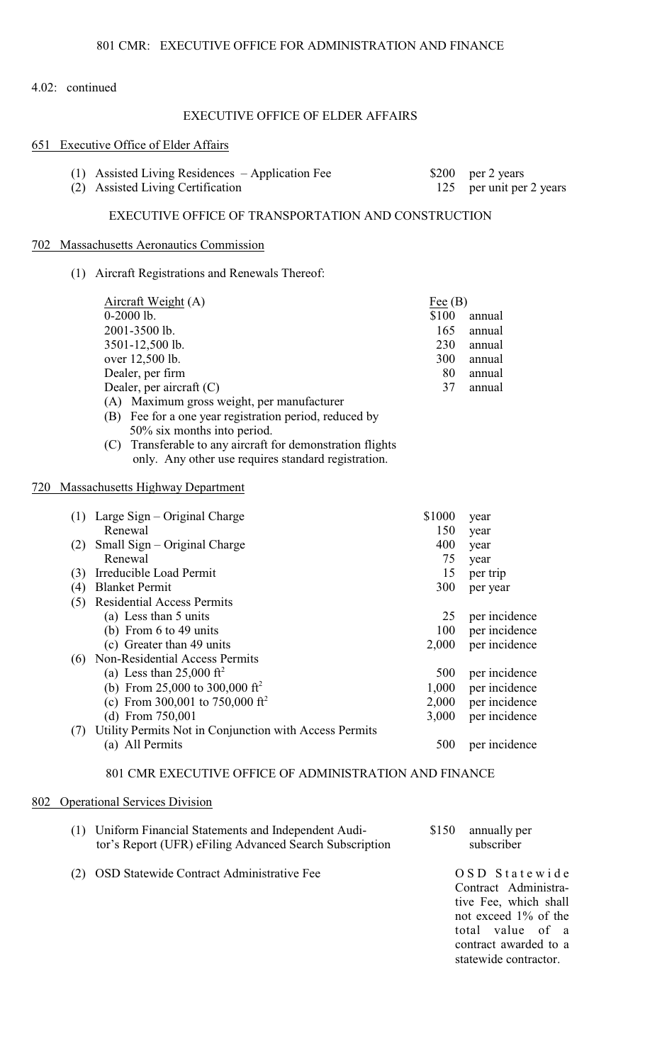4.02: continued

## EXECUTIVE OFFICE OF ELDER AFFAIRS

### 651 Executive Office of Elder Affairs

| | | |
|---|---|---|
| (1) Assisted Living Residences – Application Fee | \$200 | per 2 years |
| (2) Assisted Living Certification | 125 | per unit per 2 years |

## EXECUTIVE OFFICE OF TRANSPORTATION AND CONSTRUCTION

### 702 Massachusetts Aeronautics Commission

(1) Aircraft Registrations and Renewals Thereof:

| Aircraft Weight (A) | Fee (B) | |
|---|---|---|
| 0-2000 lb. | \$100 | annual |
| 2001-3500 lb. | 165 | annual |
| 3501-12,500 lb. | 230 | annual |
| over 12,500 lb. | 300 | annual |
| Dealer, per firm | 80 | annual |
| Dealer, per aircraft (C) | 37 | annual |

(A) Maximum gross weight, per manufacturer
(B) Fee for a one year registration period, reduced by 50% six months into period.
(C) Transferable to any aircraft for demonstration flights only. Any other use requires standard registration.

### 720 Massachusetts Highway Department

| | | |
|---|---|---|
| (1) Large Sign – Original Charge | \$1000 | year |
| Renewal | 150 | year |
| (2) Small Sign – Original Charge | 400 | year |
| Renewal | 75 | year |
| (3) Irreducible Load Permit | 15 | per trip |
| (4) Blanket Permit | 300 | per year |
| (5) Residential Access Permits | | |
| (a) Less than 5 units | 25 | per incidence |
| (b) From 6 to 49 units | 100 | per incidence |
| (c) Greater than 49 units | 2,000 | per incidence |
| (6) Non-Residential Access Permits | | |
| (a) Less than 25,000 ft$^2$ | 500 | per incidence |
| (b) From 25,000 to 300,000 ft$^2$ | 1,000 | per incidence |
| (c) From 300,001 to 750,000 ft$^2$ | 2,000 | per incidence |
| (d) From 750,001 | 3,000 | per incidence |
| (7) Utility Permits Not in Conjunction with Access Permits | | |
| (a) All Permits | 500 | per incidence |

## 801 CMR EXECUTIVE OFFICE OF ADMINISTRATION AND FINANCE

### 802 Operational Services Division

| | | |
|---|---|---|
| (1) Uniform Financial Statements and Independent Auditor's Report (UFR) eFiling Advanced Search Subscription | \$150 | annually per subscriber |
| (2) OSD Statewide Contract Administrative Fee | | OSD Statewide Contract Administrative Fee, which shall not exceed 1% of the total value of a contract awarded to a statewide contractor. |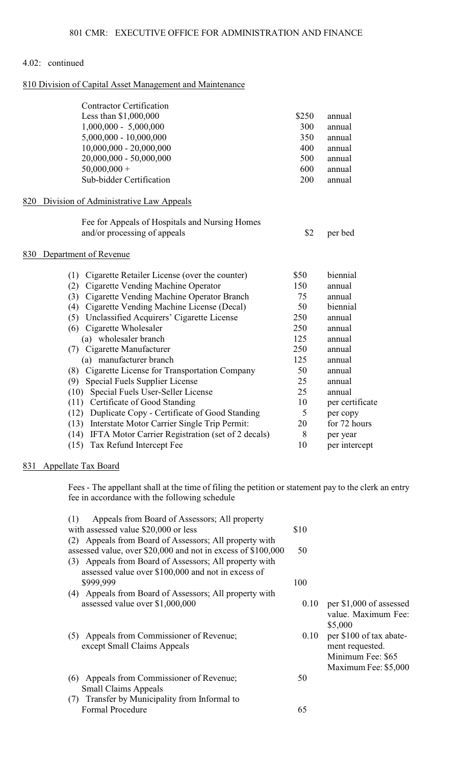4.02: continued

## 810 Division of Capital Asset Management and Maintenance

| Contractor Certification | | |
|---|---|---|
| Less than $1,000,000 | $250 | annual |
| 1,000,000 - 5,000,000 | 300 | annual |
| 5,000,000 - 10,000,000 | 350 | annual |
| 10,000,000 - 20,000,000 | 400 | annual |
| 20,000,000 - 50,000,000 | 500 | annual |
| 50,000,000 + | 600 | annual |
| Sub-bidder Certification | 200 | annual |

## 820 Division of Administrative Law Appeals

| | | |
|---|---|---|
| Fee for Appeals of Hospitals and Nursing Homes and/or processing of appeals | $2 | per bed |

## 830 Department of Revenue

| | | |
|---|---|---|
| (1) Cigarette Retailer License (over the counter) | $50 | biennial |
| (2) Cigarette Vending Machine Operator | 150 | annual |
| (3) Cigarette Vending Machine Operator Branch | 75 | annual |
| (4) Cigarette Vending Machine License (Decal) | 50 | biennial |
| (5) Unclassified Acquirers' Cigarette License | 250 | annual |
| (6) Cigarette Wholesaler | 250 | annual |
| (a) wholesaler branch | 125 | annual |
| (7) Cigarette Manufacturer | 250 | annual |
| (a) manufacturer branch | 125 | annual |
| (8) Cigarette License for Transportation Company | 50 | annual |
| (9) Special Fuels Supplier License | 25 | annual |
| (10) Special Fuels User-Seller License | 25 | annual |
| (11) Certificate of Good Standing | 10 | per certificate |
| (12) Duplicate Copy - Certificate of Good Standing | 5 | per copy |
| (13) Interstate Motor Carrier Single Trip Permit: | 20 | for 72 hours |
| (14) IFTA Motor Carrier Registration (set of 2 decals) | 8 | per year |
| (15) Tax Refund Intercept Fee | 10 | per intercept |

## 831 Appellate Tax Board

Fees - The appellant shall at the time of filing the petition or statement pay to the clerk an entry fee in accordance with the following schedule

| | | |
|---|---|---|
| (1) Appeals from Board of Assessors; All property with assessed value $20,000 or less | $10 | |
| (2) Appeals from Board of Assessors; All property with assessed value, over $20,000 and not in excess of $100,000 | 50 | |
| (3) Appeals from Board of Assessors; All property with assessed value over $100,000 and not in excess of $999,999 | 100 | |
| (4) Appeals from Board of Assessors; All property with assessed value over $1,000,000 | 0.10 | per $1,000 of assessed value. Maximum Fee: $5,000 |
| (5) Appeals from Commissioner of Revenue; except Small Claims Appeals | 0.10 | per $100 of tax abatement requested. Minimum Fee: $65 Maximum Fee: $5,000 |
| (6) Appeals from Commissioner of Revenue; Small Claims Appeals | 50 | |
| (7) Transfer by Municipality from Informal to Formal Procedure | 65 | |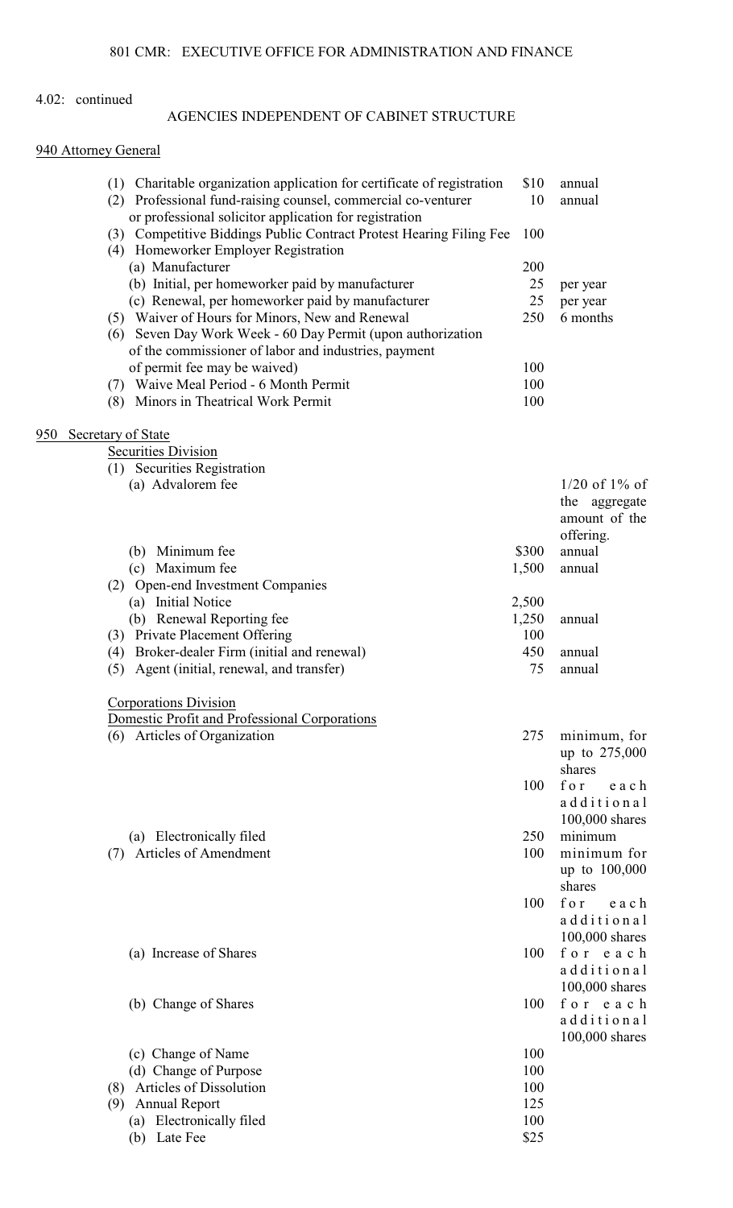4.02: continued

## AGENCIES INDEPENDENT OF CABINET STRUCTURE

### 940 Attorney General

| Item | Fee | Period |
|---|---|---|
| (1) Charitable organization application for certificate of registration | $10 | annual |
| (2) Professional fund-raising counsel, commercial co-venturer or professional solicitor application for registration | 10 | annual |
| (3) Competitive Biddings Public Contract Protest Hearing Filing Fee | 100 | |
| (4) Homeworker Employer Registration | | |
| (a) Manufacturer | 200 | |
| (b) Initial, per homeworker paid by manufacturer | 25 | per year |
| (c) Renewal, per homeworker paid by manufacturer | 25 | per year |
| (5) Waiver of Hours for Minors, New and Renewal | 250 | 6 months |
| (6) Seven Day Work Week - 60 Day Permit (upon authorization of the commissioner of labor and industries, payment of permit fee may be waived) | 100 | |
| (7) Waive Meal Period - 6 Month Permit | 100 | |
| (8) Minors in Theatrical Work Permit | 100 | |

### 950 Secretary of State

Securities Division

| Item | Fee | Period |
|---|---|---|
| (1) Securities Registration | | |
| (a) Advalorem fee | | 1/20 of 1% of the aggregate amount of the offering. |
| (b) Minimum fee | $300 | annual |
| (c) Maximum fee | 1,500 | annual |
| (2) Open-end Investment Companies | | |
| (a) Initial Notice | 2,500 | |
| (b) Renewal Reporting fee | 1,250 | annual |
| (3) Private Placement Offering | 100 | |
| (4) Broker-dealer Firm (initial and renewal) | 450 | annual |
| (5) Agent (initial, renewal, and transfer) | 75 | annual |

Corporations Division

Domestic Profit and Professional Corporations

| Item | Fee | Period |
|---|---|---|
| (6) Articles of Organization | 275 | minimum, for up to 275,000 shares |
| | 100 | for each additional 100,000 shares |
| (a) Electronically filed | 250 | minimum |
| (7) Articles of Amendment | 100 | minimum for up to 100,000 shares |
| | 100 | for each additional 100,000 shares |
| (a) Increase of Shares | 100 | for each additional 100,000 shares |
| (b) Change of Shares | 100 | for each additional 100,000 shares |
| (c) Change of Name | 100 | |
| (d) Change of Purpose | 100 | |
| (8) Articles of Dissolution | 100 | |
| (9) Annual Report | 125 | |
| (a) Electronically filed | 100 | |
| (b) Late Fee | $25 | |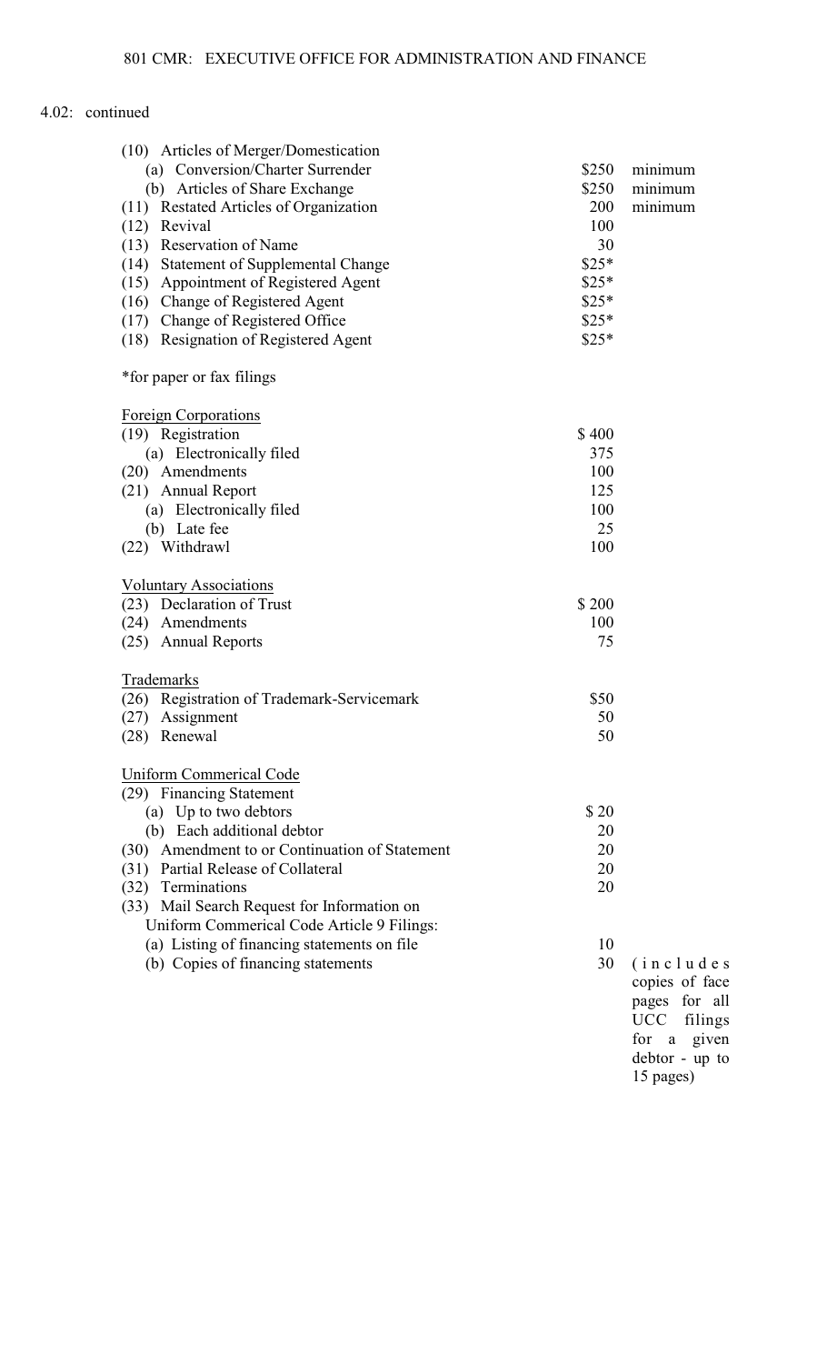4.02: continued

| | | |
|---|---|---|
| (10) Articles of Merger/Domestication | | |
| (a) Conversion/Charter Surrender | $250 | minimum |
| (b) Articles of Share Exchange | $250 | minimum |
| (11) Restated Articles of Organization | 200 | minimum |
| (12) Revival | 100 | |
| (13) Reservation of Name | 30 | |
| (14) Statement of Supplemental Change | $25* | |
| (15) Appointment of Registered Agent | $25* | |
| (16) Change of Registered Agent | $25* | |
| (17) Change of Registered Office | $25* | |
| (18) Resignation of Registered Agent | $25* | |

*for paper or fax filings

<u>Foreign Corporations</u>

| | | |
|---|---|---|
| (19) Registration | $ 400 | |
| (a) Electronically filed | 375 | |
| (20) Amendments | 100 | |
| (21) Annual Report | 125 | |
| (a) Electronically filed | 100 | |
| (b) Late fee | 25 | |
| (22) Withdrawl | 100 | |

<u>Voluntary Associations</u>

| | | |
|---|---|---|
| (23) Declaration of Trust | $ 200 | |
| (24) Amendments | 100 | |
| (25) Annual Reports | 75 | |

<u>Trademarks</u>

| | | |
|---|---|---|
| (26) Registration of Trademark-Servicemark | $50 | |
| (27) Assignment | 50 | |
| (28) Renewal | 50 | |

<u>Uniform Commerical Code</u>

| | | |
|---|---|---|
| (29) Financing Statement | | |
| (a) Up to two debtors | $ 20 | |
| (b) Each additional debtor | 20 | |
| (30) Amendment to or Continuation of Statement | 20 | |
| (31) Partial Release of Collateral | 20 | |
| (32) Terminations | 20 | |
| (33) Mail Search Request for Information on Uniform Commerical Code Article 9 Filings: | | |
| (a) Listing of financing statements on file | 10 | |
| (b) Copies of financing statements | 30 | (includes copies of face pages for all UCC filings for a given debtor - up to 15 pages) |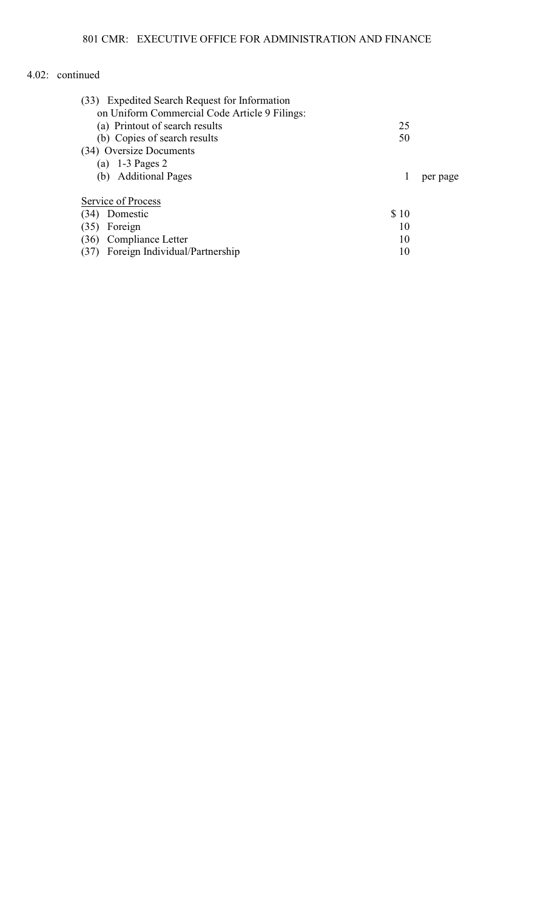4.02: continued

| | | |
|---|---|---|
| (33) Expedited Search Request for Information on Uniform Commercial Code Article 9 Filings: | | |
| (a) Printout of search results | 25 | |
| (b) Copies of search results | 50 | |
| (34) Oversize Documents | | |
| (a) 1-3 Pages 2 | | |
| (b) Additional Pages | 1 | per page |
| <u>Service of Process</u> | | |
| (34) Domestic | $ 10 | |
| (35) Foreign | 10 | |
| (36) Compliance Letter | 10 | |
| (37) Foreign Individual/Partnership | 10 | |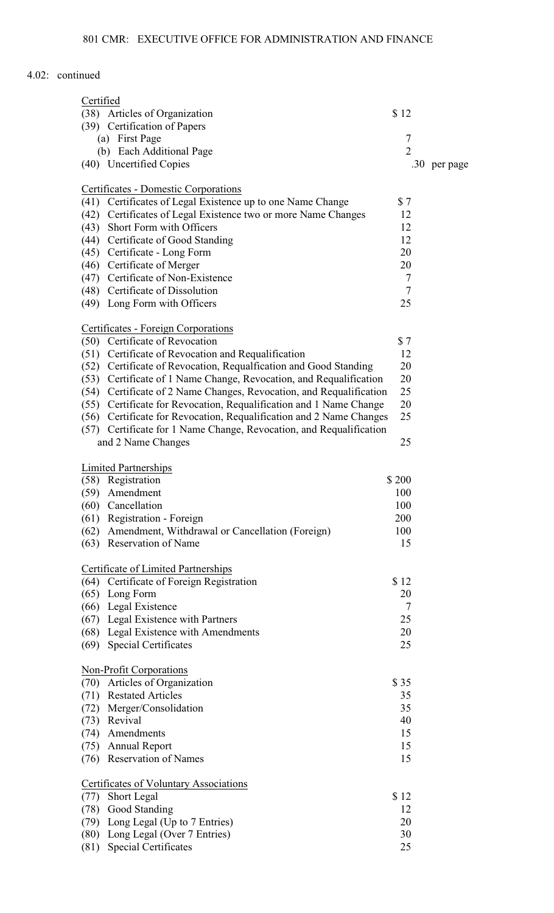4.02: continued

<u>Certified</u>

| | |
|---|---|
| (38) Articles of Organization | $ 12 |
| (39) Certification of Papers | |
| (a) First Page | 7 |
| (b) Each Additional Page | 2 |
| (40) Uncertified Copies | .30 per page |

<u>Certificates - Domestic Corporations</u>

| | |
|---|---|
| (41) Certificates of Legal Existence up to one Name Change | $ 7 |
| (42) Certificates of Legal Existence two or more Name Changes | 12 |
| (43) Short Form with Officers | 12 |
| (44) Certificate of Good Standing | 12 |
| (45) Certificate - Long Form | 20 |
| (46) Certificate of Merger | 20 |
| (47) Certificate of Non-Existence | 7 |
| (48) Certificate of Dissolution | 7 |
| (49) Long Form with Officers | 25 |

<u>Certificates - Foreign Corporations</u>

| | |
|---|---|
| (50) Certificate of Revocation | $ 7 |
| (51) Certificate of Revocation and Requalification | 12 |
| (52) Certificate of Revocation, Requalfication and Good Standing | 20 |
| (53) Certificate of 1 Name Change, Revocation, and Requalification | 20 |
| (54) Certificate of 2 Name Changes, Revocation, and Requalification | 25 |
| (55) Certificate for Revocation, Requalification and 1 Name Change | 20 |
| (56) Certificate for Revocation, Requalification and 2 Name Changes | 25 |
| (57) Certificate for 1 Name Change, Revocation, and Requalification and 2 Name Changes | 25 |

<u>Limited Partnerships</u>

| | |
|---|---|
| (58) Registration | $ 200 |
| (59) Amendment | 100 |
| (60) Cancellation | 100 |
| (61) Registration - Foreign | 200 |
| (62) Amendment, Withdrawal or Cancellation (Foreign) | 100 |
| (63) Reservation of Name | 15 |

<u>Certificate of Limited Partnerships</u>

| | |
|---|---|
| (64) Certificate of Foreign Registration | $ 12 |
| (65) Long Form | 20 |
| (66) Legal Existence | 7 |
| (67) Legal Existence with Partners | 25 |
| (68) Legal Existence with Amendments | 20 |
| (69) Special Certificates | 25 |

<u>Non-Profit Corporations</u>

| | |
|---|---|
| (70) Articles of Organization | $ 35 |
| (71) Restated Articles | 35 |
| (72) Merger/Consolidation | 35 |
| (73) Revival | 40 |
| (74) Amendments | 15 |
| (75) Annual Report | 15 |
| (76) Reservation of Names | 15 |

<u>Certificates of Voluntary Associations</u>

| | |
|---|---|
| (77) Short Legal | $ 12 |
| (78) Good Standing | 12 |
| (79) Long Legal (Up to 7 Entries) | 20 |
| (80) Long Legal (Over 7 Entries) | 30 |
| (81) Special Certificates | 25 |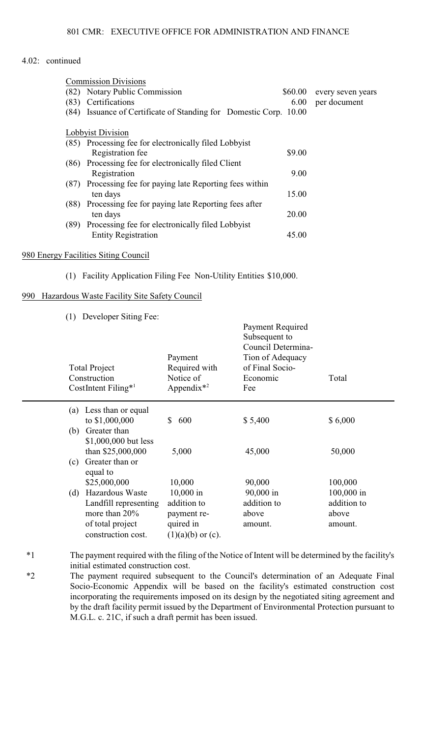4.02: continued

<u>Commission Divisions</u>

| | | |
|---|---|---|
| (82) Notary Public Commission | $60.00 | every seven years |
| (83) Certifications | 6.00 | per document |
| (84) Issuance of Certificate of Standing for Domestic Corp. | 10.00 | |

<u>Lobbyist Division</u>

| | |
|---|---|
| (85) Processing fee for electronically filed Lobbyist Registration fee | $9.00 |
| (86) Processing fee for electronically filed Client Registration | 9.00 |
| (87) Processing fee for paying late Reporting fees within ten days | 15.00 |
| (88) Processing fee for paying late Reporting fees after ten days | 20.00 |
| (89) Processing fee for electronically filed Lobbyist Entity Registration | 45.00 |

<u>980 Energy Facilities Siting Council</u>

(1) Facility Application Filing Fee Non-Utility Entities $10,000.

<u>990 Hazardous Waste Facility Site Safety Council</u>

(1) Developer Siting Fee:

| Total Project Construction CostIntent Filing*[1] | Payment Required with Notice of Appendix*[2] | Payment Required Subsequent to Council Determina-Tion of Adequacy of Final Socio-Economic Fee | Total |
|---|---|---|---|
| (a) Less than or equal to $1,000,000 | $ 600 | $ 5,400 | $ 6,000 |
| (b) Greater than $1,000,000 but less than $25,000,000 | 5,000 | 45,000 | 50,000 |
| (c) Greater than or equal to $25,000,000 | 10,000 | 90,000 | 100,000 |
| (d) Hazardous Waste Landfill representing more than 20% of total project construction cost. | 10,000 in addition to payment re-quired in (1)(a)(b) or (c). | 90,000 in addition to above amount. | 100,000 in addition to above amount. |

*1 The payment required with the filing of the Notice of Intent will be determined by the facility's initial estimated construction cost.

*2 The payment required subsequent to the Council's determination of an Adequate Final Socio-Economic Appendix will be based on the facility's estimated construction cost incorporating the requirements imposed on its design by the negotiated siting agreement and by the draft facility permit issued by the Department of Environmental Protection pursuant to M.G.L. c. 21C, if such a draft permit has been issued.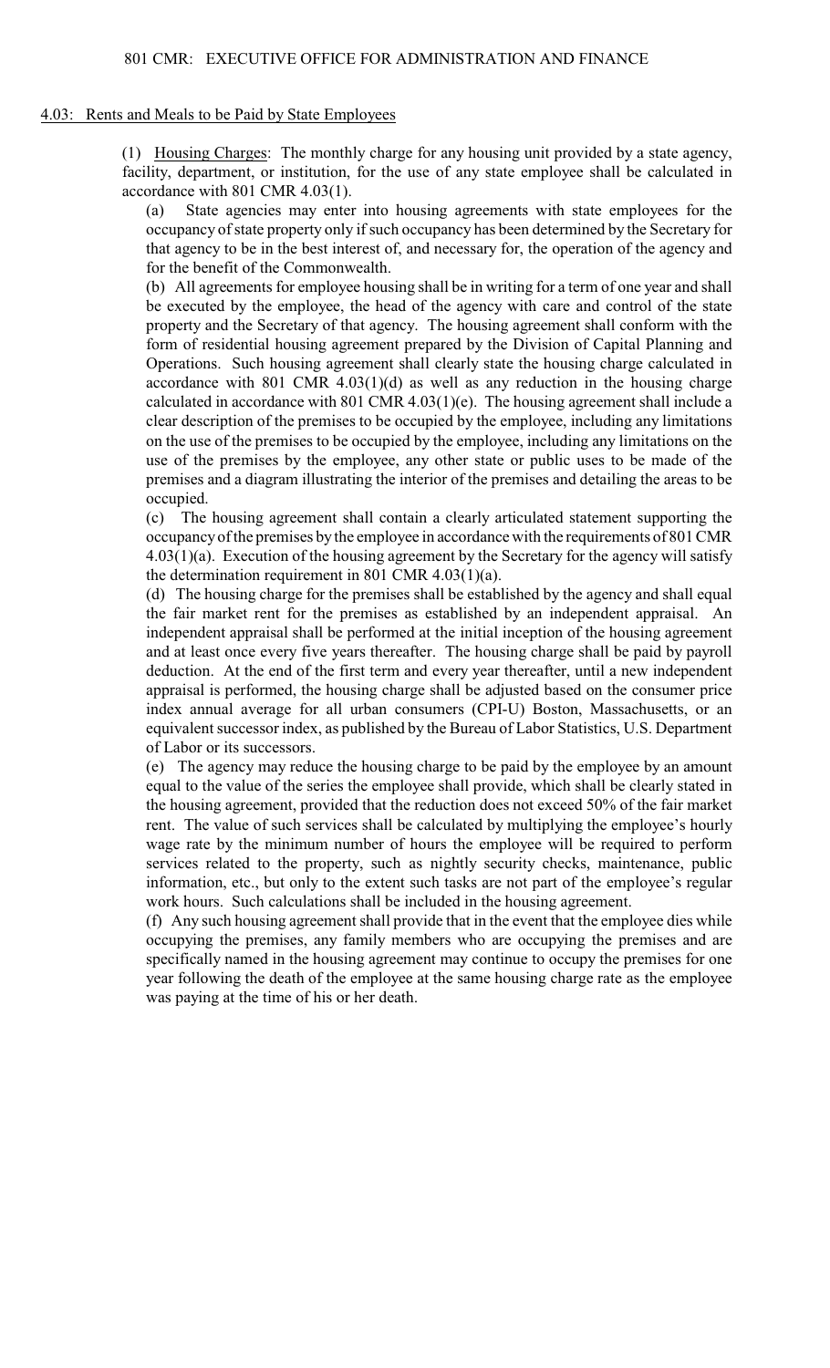## 4.03: Rents and Meals to be Paid by State Employees

(1) Housing Charges: The monthly charge for any housing unit provided by a state agency, facility, department, or institution, for the use of any state employee shall be calculated in accordance with 801 CMR 4.03(1).

(a) State agencies may enter into housing agreements with state employees for the occupancy of state property only if such occupancy has been determined by the Secretary for that agency to be in the best interest of, and necessary for, the operation of the agency and for the benefit of the Commonwealth.

(b) All agreements for employee housing shall be in writing for a term of one year and shall be executed by the employee, the head of the agency with care and control of the state property and the Secretary of that agency. The housing agreement shall conform with the form of residential housing agreement prepared by the Division of Capital Planning and Operations. Such housing agreement shall clearly state the housing charge calculated in accordance with 801 CMR 4.03(1)(d) as well as any reduction in the housing charge calculated in accordance with 801 CMR 4.03(1)(e). The housing agreement shall include a clear description of the premises to be occupied by the employee, including any limitations on the use of the premises to be occupied by the employee, including any limitations on the use of the premises by the employee, any other state or public uses to be made of the premises and a diagram illustrating the interior of the premises and detailing the areas to be occupied.

(c) The housing agreement shall contain a clearly articulated statement supporting the occupancy of the premises by the employee in accordance with the requirements of 801 CMR 4.03(1)(a). Execution of the housing agreement by the Secretary for the agency will satisfy the determination requirement in 801 CMR 4.03(1)(a).

(d) The housing charge for the premises shall be established by the agency and shall equal the fair market rent for the premises as established by an independent appraisal. An independent appraisal shall be performed at the initial inception of the housing agreement and at least once every five years thereafter. The housing charge shall be paid by payroll deduction. At the end of the first term and every year thereafter, until a new independent appraisal is performed, the housing charge shall be adjusted based on the consumer price index annual average for all urban consumers (CPI-U) Boston, Massachusetts, or an equivalent successor index, as published by the Bureau of Labor Statistics, U.S. Department of Labor or its successors.

(e) The agency may reduce the housing charge to be paid by the employee by an amount equal to the value of the series the employee shall provide, which shall be clearly stated in the housing agreement, provided that the reduction does not exceed 50% of the fair market rent. The value of such services shall be calculated by multiplying the employee's hourly wage rate by the minimum number of hours the employee will be required to perform services related to the property, such as nightly security checks, maintenance, public information, etc., but only to the extent such tasks are not part of the employee's regular work hours. Such calculations shall be included in the housing agreement.

(f) Any such housing agreement shall provide that in the event that the employee dies while occupying the premises, any family members who are occupying the premises and are specifically named in the housing agreement may continue to occupy the premises for one year following the death of the employee at the same housing charge rate as the employee was paying at the time of his or her death.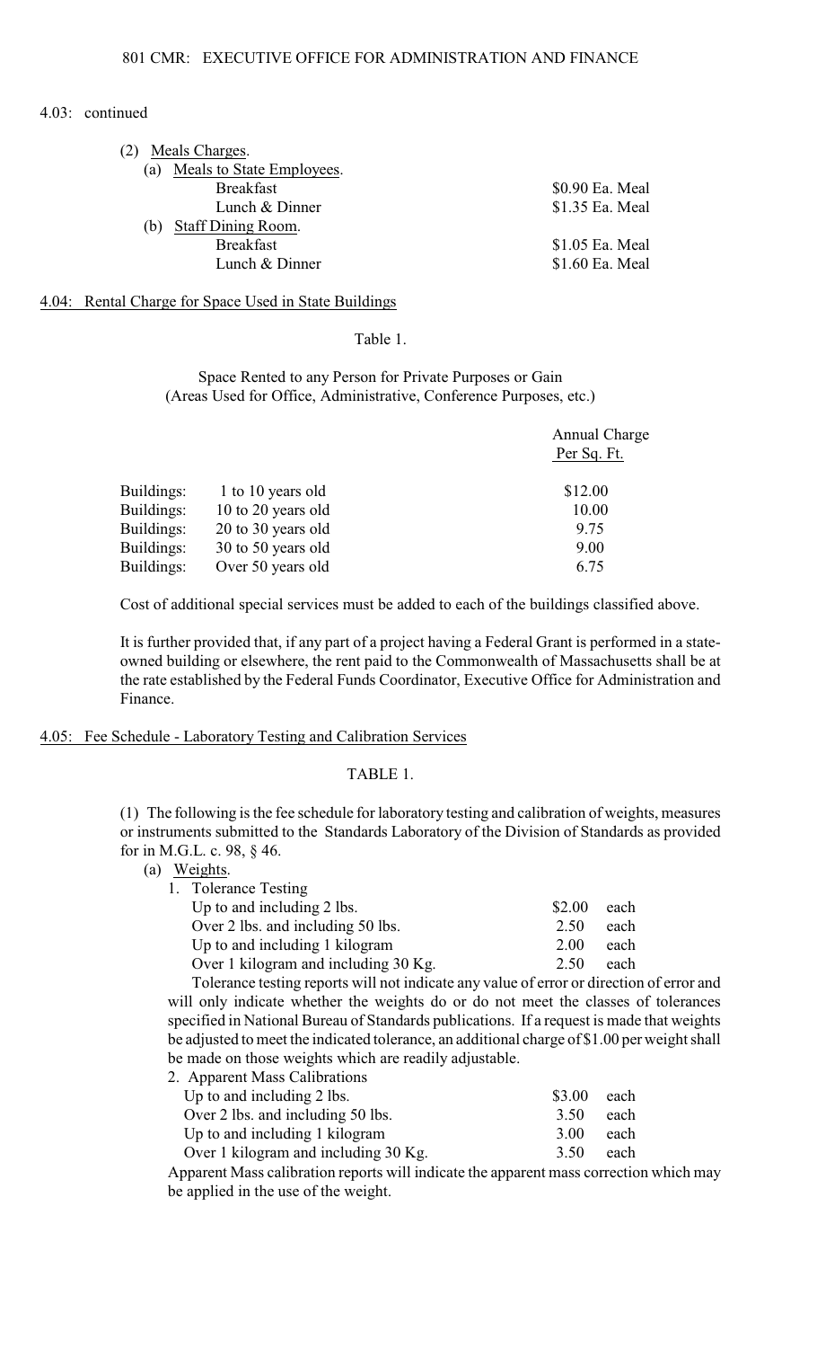4.03: continued

(2) Meals Charges.

(a) Meals to State Employees.

| | |
|---|---|
| Breakfast | $0.90 Ea. Meal |
| Lunch & Dinner | $1.35 Ea. Meal |

(b) Staff Dining Room.

| | |
|---|---|
| Breakfast | $1.05 Ea. Meal |
| Lunch & Dinner | $1.60 Ea. Meal |

## 4.04: Rental Charge for Space Used in State Buildings

Table 1.

Space Rented to any Person for Private Purposes or Gain
(Areas Used for Office, Administrative, Conference Purposes, etc.)

| | | Annual Charge Per Sq. Ft. |
|---|---|---|
| Buildings: | 1 to 10 years old | $12.00 |
| Buildings: | 10 to 20 years old | 10.00 |
| Buildings: | 20 to 30 years old | 9.75 |
| Buildings: | 30 to 50 years old | 9.00 |
| Buildings: | Over 50 years old | 6.75 |

Cost of additional special services must be added to each of the buildings classified above.

It is further provided that, if any part of a project having a Federal Grant is performed in a state-owned building or elsewhere, the rent paid to the Commonwealth of Massachusetts shall be at the rate established by the Federal Funds Coordinator, Executive Office for Administration and Finance.

## 4.05: Fee Schedule - Laboratory Testing and Calibration Services

TABLE 1.

(1) The following is the fee schedule for laboratory testing and calibration of weights, measures or instruments submitted to the Standards Laboratory of the Division of Standards as provided for in M.G.L. c. 98, § 46.

(a) Weights.

1. Tolerance Testing

| | | |
|---|---|---|
| Up to and including 2 lbs. | $2.00 | each |
| Over 2 lbs. and including 50 lbs. | 2.50 | each |
| Up to and including 1 kilogram | 2.00 | each |
| Over 1 kilogram and including 30 Kg. | 2.50 | each |

Tolerance testing reports will not indicate any value of error or direction of error and will only indicate whether the weights do or do not meet the classes of tolerances specified in National Bureau of Standards publications. If a request is made that weights be adjusted to meet the indicated tolerance, an additional charge of $1.00 per weight shall be made on those weights which are readily adjustable.

2. Apparent Mass Calibrations

| | | |
|---|---|---|
| Up to and including 2 lbs. | $3.00 | each |
| Over 2 lbs. and including 50 lbs. | 3.50 | each |
| Up to and including 1 kilogram | 3.00 | each |
| Over 1 kilogram and including 30 Kg. | 3.50 | each |

Apparent Mass calibration reports will indicate the apparent mass correction which may be applied in the use of the weight.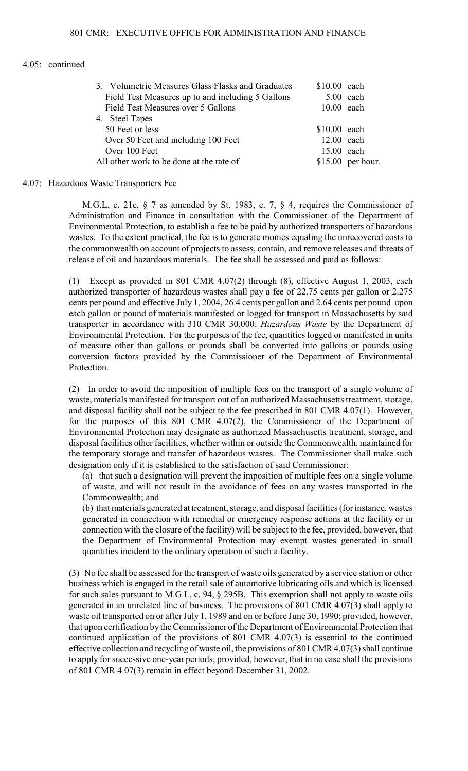4.05: continued

| | |
|---|---|
| 3. Volumetric Measures Glass Flasks and Graduates | $10.00 each |
| Field Test Measures up to and including 5 Gallons | 5.00 each |
| Field Test Measures over 5 Gallons | 10.00 each |
| 4. Steel Tapes | |
| 50 Feet or less | $10.00 each |
| Over 50 Feet and including 100 Feet | 12.00 each |
| Over 100 Feet | 15.00 each |
| All other work to be done at the rate of | $15.00 per hour. |

## 4.07: Hazardous Waste Transporters Fee

M.G.L. c. 21c, § 7 as amended by St. 1983, c. 7, § 4, requires the Commissioner of Administration and Finance in consultation with the Commissioner of the Department of Environmental Protection, to establish a fee to be paid by authorized transporters of hazardous wastes. To the extent practical, the fee is to generate monies equaling the unrecovered costs to the commonwealth on account of projects to assess, contain, and remove releases and threats of release of oil and hazardous materials. The fee shall be assessed and paid as follows:

(1) Except as provided in 801 CMR 4.07(2) through (8), effective August 1, 2003, each authorized transporter of hazardous wastes shall pay a fee of 22.75 cents per gallon or 2.275 cents per pound and effective July 1, 2004, 26.4 cents per gallon and 2.64 cents per pound upon each gallon or pound of materials manifested or logged for transport in Massachusetts by said transporter in accordance with 310 CMR 30.000: *Hazardous Waste* by the Department of Environmental Protection. For the purposes of the fee, quantities logged or manifested in units of measure other than gallons or pounds shall be converted into gallons or pounds using conversion factors provided by the Commissioner of the Department of Environmental Protection.

(2) In order to avoid the imposition of multiple fees on the transport of a single volume of waste, materials manifested for transport out of an authorized Massachusetts treatment, storage, and disposal facility shall not be subject to the fee prescribed in 801 CMR 4.07(1). However, for the purposes of this 801 CMR 4.07(2), the Commissioner of the Department of Environmental Protection may designate as authorized Massachusetts treatment, storage, and disposal facilities other facilities, whether within or outside the Commonwealth, maintained for the temporary storage and transfer of hazardous wastes. The Commissioner shall make such designation only if it is established to the satisfaction of said Commissioner:

(a) that such a designation will prevent the imposition of multiple fees on a single volume of waste, and will not result in the avoidance of fees on any wastes transported in the Commonwealth; and

(b) that materials generated at treatment, storage, and disposal facilities (for instance, wastes generated in connection with remedial or emergency response actions at the facility or in connection with the closure of the facility) will be subject to the fee, provided, however, that the Department of Environmental Protection may exempt wastes generated in small quantities incident to the ordinary operation of such a facility.

(3) No fee shall be assessed for the transport of waste oils generated by a service station or other business which is engaged in the retail sale of automotive lubricating oils and which is licensed for such sales pursuant to M.G.L. c. 94, § 295B. This exemption shall not apply to waste oils generated in an unrelated line of business. The provisions of 801 CMR 4.07(3) shall apply to waste oil transported on or after July 1, 1989 and on or before June 30, 1990; provided, however, that upon certification by the Commissioner of the Department of Environmental Protection that continued application of the provisions of 801 CMR 4.07(3) is essential to the continued effective collection and recycling of waste oil, the provisions of 801 CMR 4.07(3) shall continue to apply for successive one-year periods; provided, however, that in no case shall the provisions of 801 CMR 4.07(3) remain in effect beyond December 31, 2002.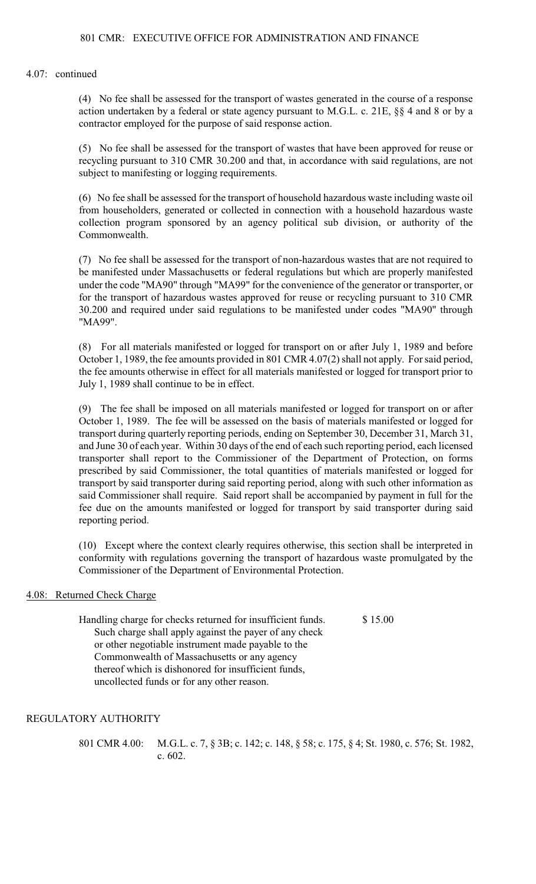4.07: continued

(4) No fee shall be assessed for the transport of wastes generated in the course of a response action undertaken by a federal or state agency pursuant to M.G.L. c. 21E, §§ 4 and 8 or by a contractor employed for the purpose of said response action.

(5) No fee shall be assessed for the transport of wastes that have been approved for reuse or recycling pursuant to 310 CMR 30.200 and that, in accordance with said regulations, are not subject to manifesting or logging requirements.

(6) No fee shall be assessed for the transport of household hazardous waste including waste oil from householders, generated or collected in connection with a household hazardous waste collection program sponsored by an agency political sub division, or authority of the Commonwealth.

(7) No fee shall be assessed for the transport of non-hazardous wastes that are not required to be manifested under Massachusetts or federal regulations but which are properly manifested under the code "MA90" through "MA99" for the convenience of the generator or transporter, or for the transport of hazardous wastes approved for reuse or recycling pursuant to 310 CMR 30.200 and required under said regulations to be manifested under codes "MA90" through "MA99".

(8) For all materials manifested or logged for transport on or after July 1, 1989 and before October 1, 1989, the fee amounts provided in 801 CMR 4.07(2) shall not apply. For said period, the fee amounts otherwise in effect for all materials manifested or logged for transport prior to July 1, 1989 shall continue to be in effect.

(9) The fee shall be imposed on all materials manifested or logged for transport on or after October 1, 1989. The fee will be assessed on the basis of materials manifested or logged for transport during quarterly reporting periods, ending on September 30, December 31, March 31, and June 30 of each year. Within 30 days of the end of each such reporting period, each licensed transporter shall report to the Commissioner of the Department of Protection, on forms prescribed by said Commissioner, the total quantities of materials manifested or logged for transport by said transporter during said reporting period, along with such other information as said Commissioner shall require. Said report shall be accompanied by payment in full for the fee due on the amounts manifested or logged for transport by said transporter during said reporting period.

(10) Except where the context clearly requires otherwise, this section shall be interpreted in conformity with regulations governing the transport of hazardous waste promulgated by the Commissioner of the Department of Environmental Protection.

4.08: Returned Check Charge

| | |
|---|---|
| Handling charge for checks returned for insufficient funds. Such charge shall apply against the payer of any check or other negotiable instrument made payable to the Commonwealth of Massachusetts or any agency thereof which is dishonored for insufficient funds, uncollected funds or for any other reason. | $ 15.00 |

REGULATORY AUTHORITY

801 CMR 4.00: M.G.L. c. 7, § 3B; c. 142; c. 148, § 58; c. 175, § 4; St. 1980, c. 576; St. 1982, c. 602.